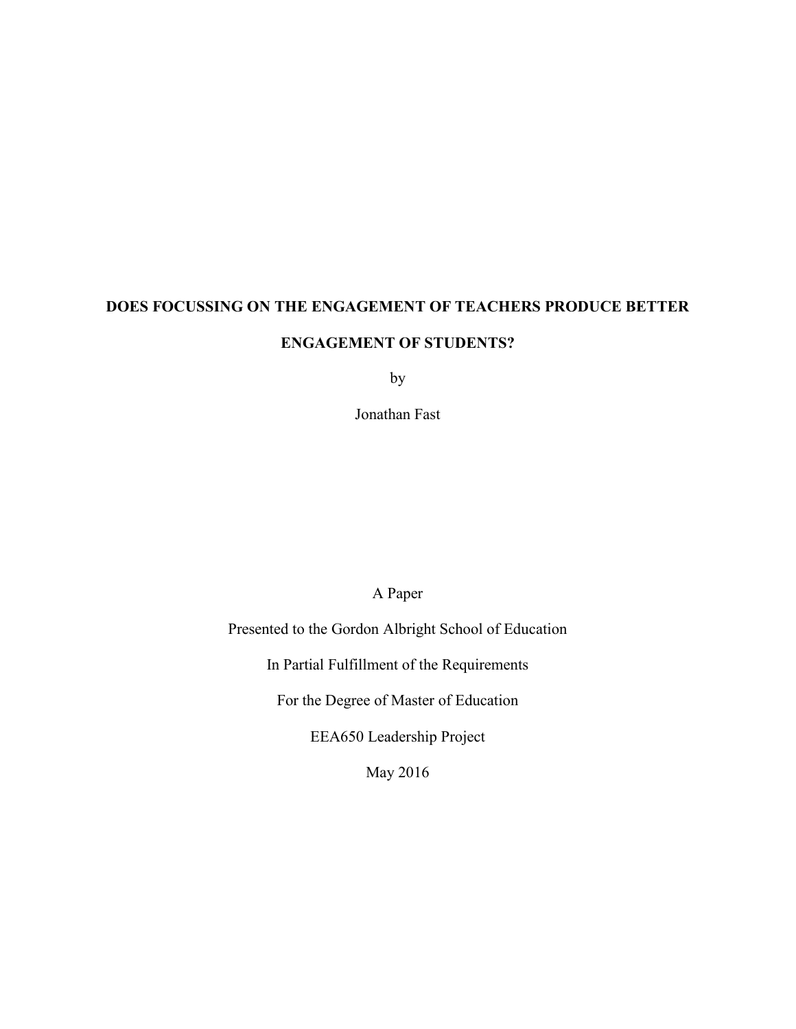# DOES FOCUSSING ON THE ENGAGEMENT OF TEACHERS PRODUCE BETTER ENGAGEMENT OF STUDENTS?

by

Jonathan Fast

A Paper

Presented to the Gordon Albright School of Education

In Partial Fulfillment of the Requirements

For the Degree of Master of Education

EEA650 Leadership Project

May 2016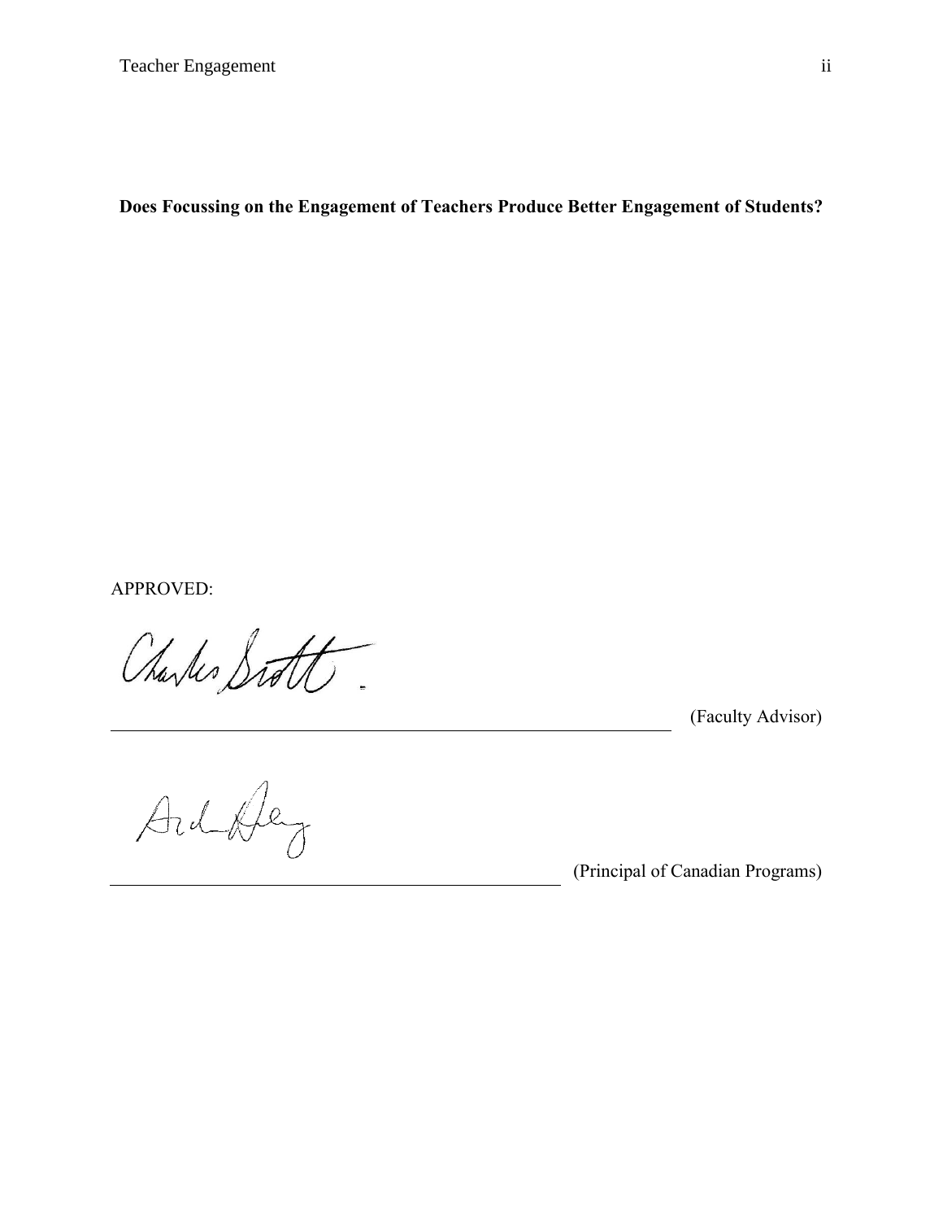**Does Focussing on the Engagement of Teachers Produce Better Engagement of Students?**

APPROVED:

\_\_\_\_\_\_\_\_\_\_\_\_\_\_\_\_\_\_\_\_\_\_\_\_\_\_\_\_\_\_\_\_\_\_\_\_\_\_\_\_\_\_ (Faculty Advisor)

\_\_\_\_\_\_\_\_\_\_\_\_\_\_\_\_\_\_\_\_\_\_\_\_\_\_\_\_\_\_\_\_\_\_\_\_\_\_\_\_\_\_ (Principal of Canadian Programs)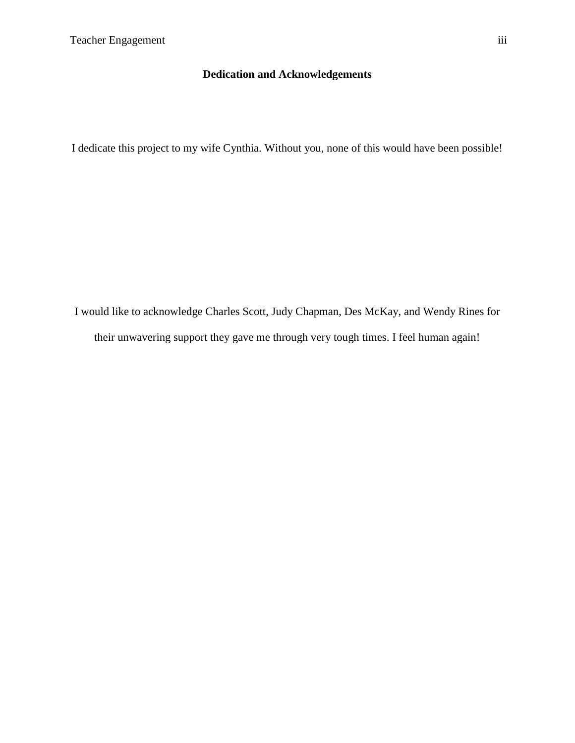## Dedication and Acknowledgements

I dedicate this project to my wife Cynthia. Without you, none of this would have been possible!

I would like to acknowledge Charles Scott, Judy Chapman, Des McKay, and Wendy Rines for their unwavering support they gave me through very tough times. I feel human again!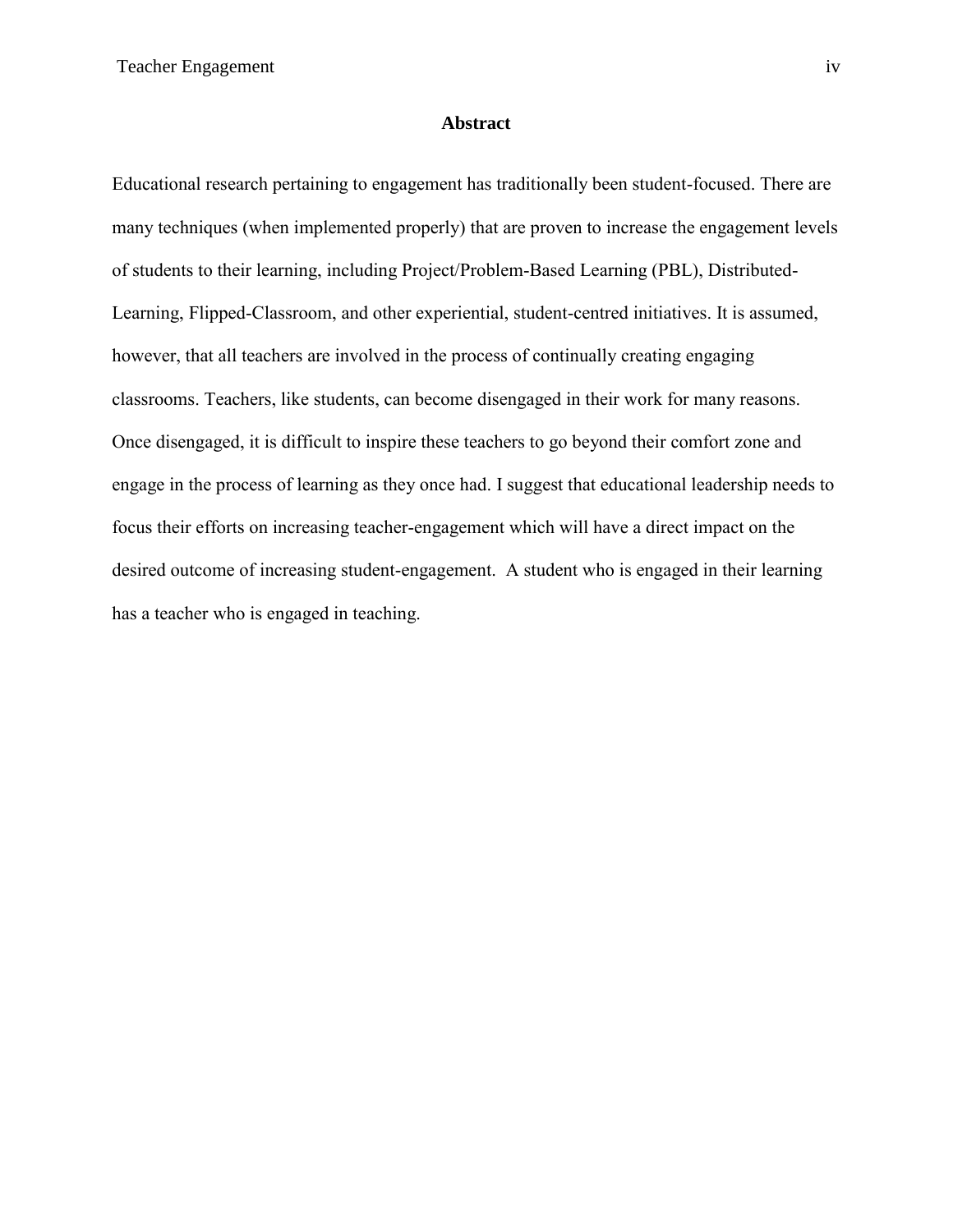## Abstract

Educational research pertaining to engagement has traditionally been student-focused. There are many techniques (when implemented properly) that are proven to increase the engagement levels of students to their learning, including Project/Problem-Based Learning (PBL), Distributed-Learning, Flipped-Classroom, and other experiential, student-centred initiatives. It is assumed, however, that all teachers are involved in the process of continually creating engaging classrooms. Teachers, like students, can become disengaged in their work for many reasons. Once disengaged, it is difficult to inspire these teachers to go beyond their comfort zone and engage in the process of learning as they once had. I suggest that educational leadership needs to focus their efforts on increasing teacher-engagement which will have a direct impact on the desired outcome of increasing student-engagement. A student who is engaged in their learning has a teacher who is engaged in teaching.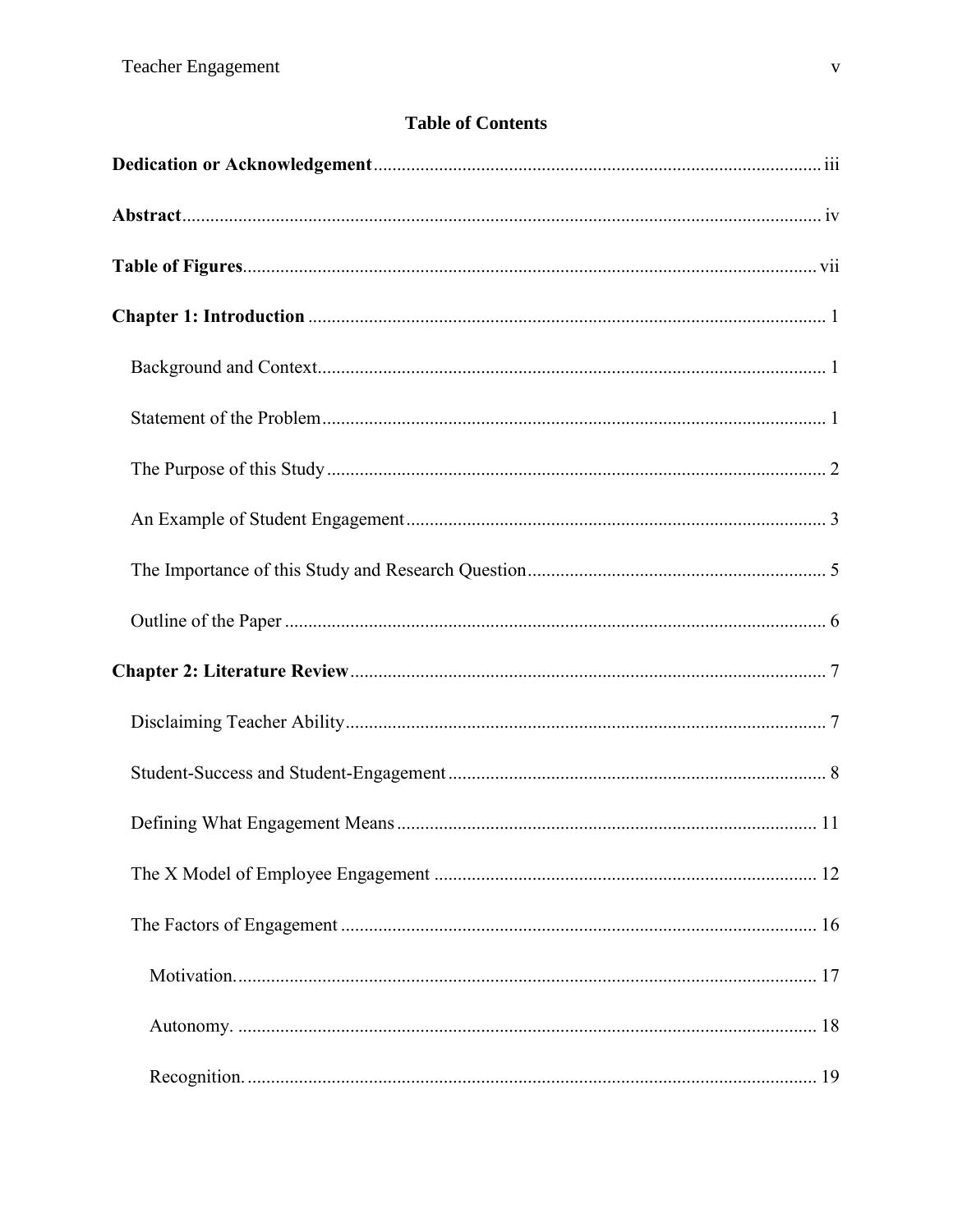## Table of Contents

**Dedication or Acknowledgement** ........ iii

**Abstract** ........ iv

**Table of Figures** ........ vii

**Chapter 1: Introduction** ........ 1

- Background and Context ........ 1
- Statement of the Problem ........ 1
- The Purpose of this Study ........ 2
- An Example of Student Engagement ........ 3
- The Importance of this Study and Research Question ........ 5
- Outline of the Paper ........ 6

**Chapter 2: Literature Review** ........ 7

- Disclaiming Teacher Ability ........ 7
- Student-Success and Student-Engagement ........ 8
- Defining What Engagement Means ........ 11
- The X Model of Employee Engagement ........ 12
- The Factors of Engagement ........ 16
  - Motivation. ........ 17
  - Autonomy. ........ 18
  - Recognition. ........ 19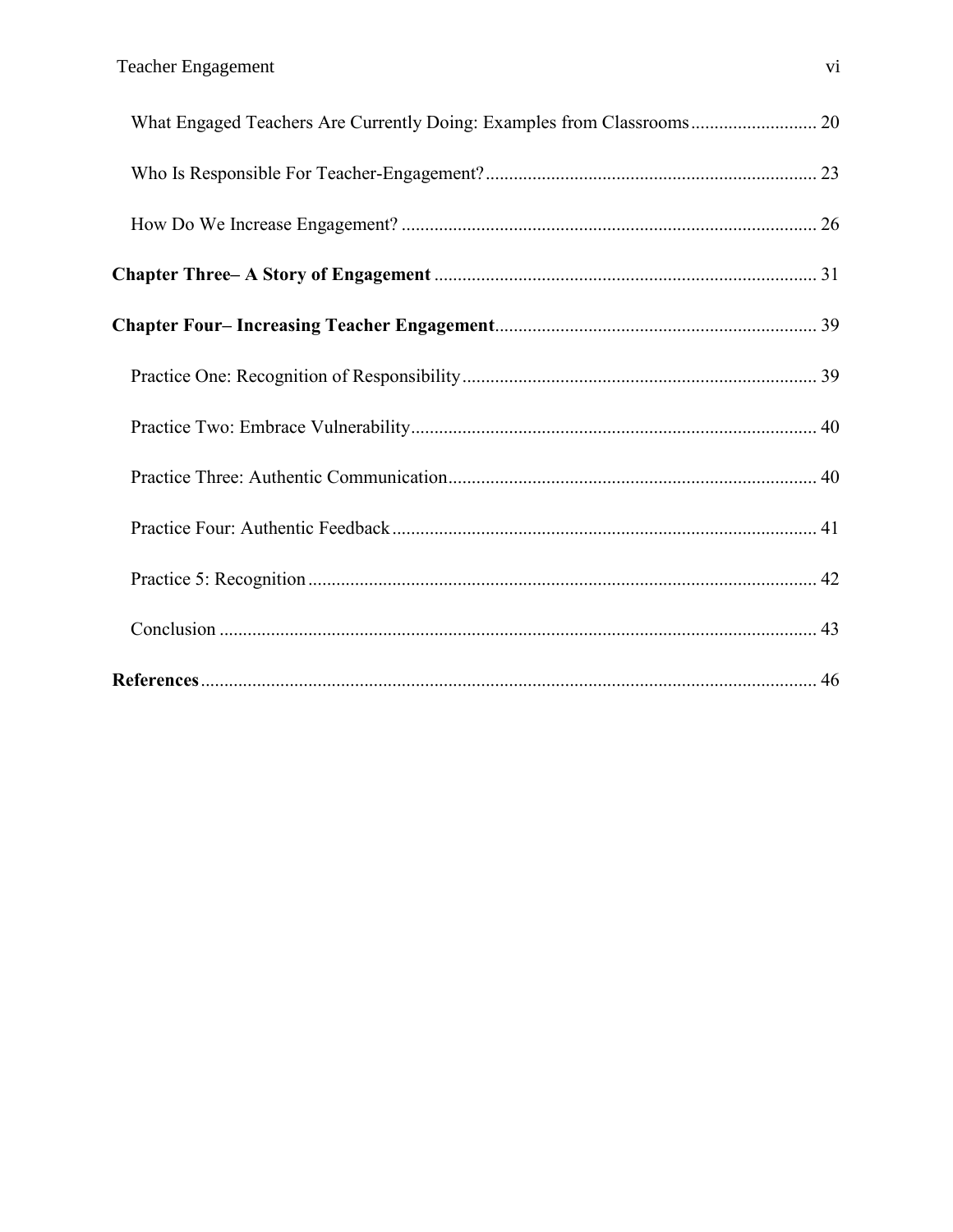What Engaged Teachers Are Currently Doing: Examples from Classrooms ........................... 20

Who Is Responsible For Teacher-Engagement? ....................................................................... 23

How Do We Increase Engagement? ......................................................................................... 26

**Chapter Three– A Story of Engagement** .................................................................................. 31

**Chapter Four– Increasing Teacher Engagement** ..................................................................... 39

Practice One: Recognition of Responsibility ............................................................................ 39

Practice Two: Embrace Vulnerability ....................................................................................... 40

Practice Three: Authentic Communication ............................................................................... 40

Practice Four: Authentic Feedback ........................................................................................... 41

Practice 5: Recognition ............................................................................................................. 42

Conclusion ................................................................................................................................ 43

**References** .................................................................................................................................... 46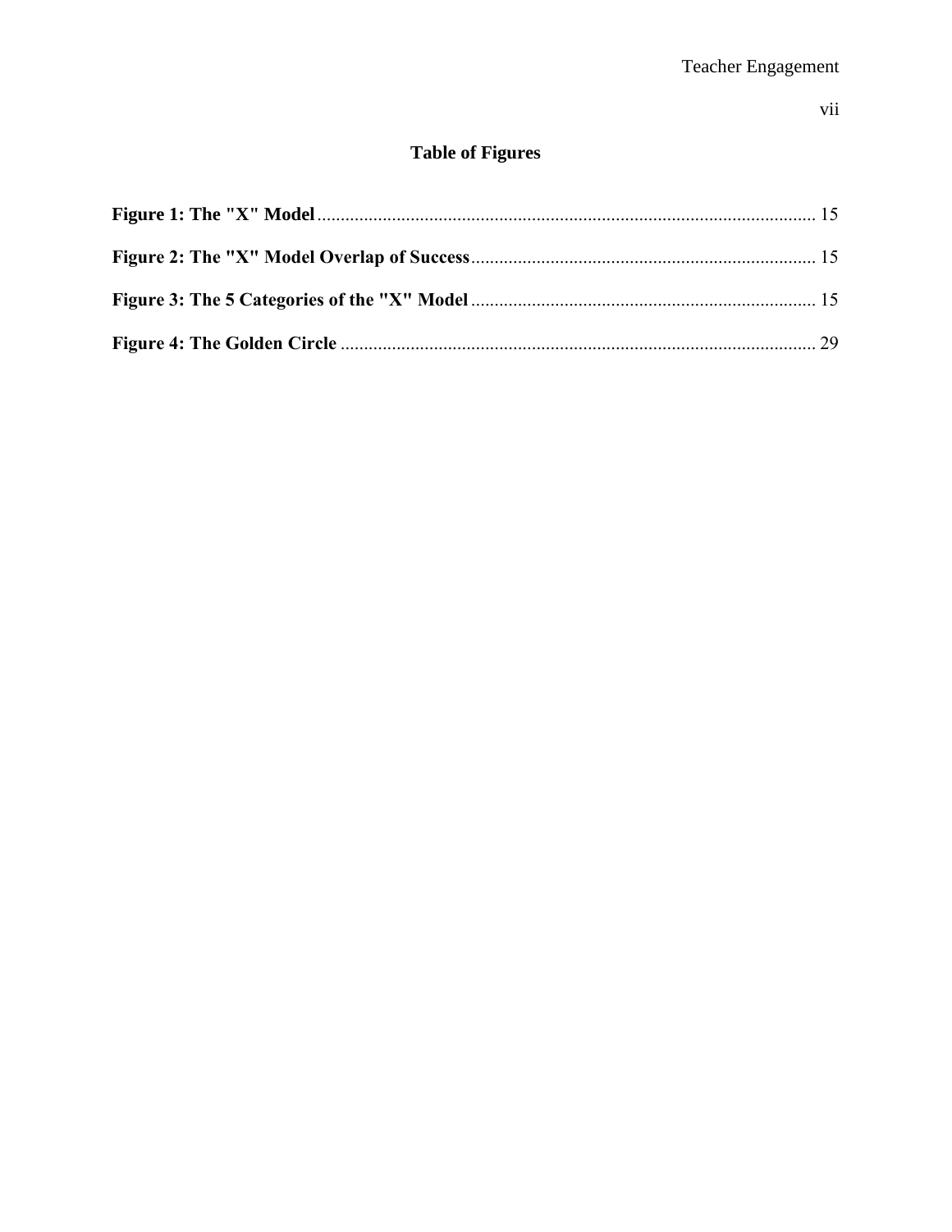## Table of Figures

**Figure 1: The "X" Model** ........................................................................................................... 15

**Figure 2: The "X" Model Overlap of Success** ........................................................................... 15

**Figure 3: The 5 Categories of the "X" Model** ........................................................................... 15

**Figure 4: The Golden Circle** ...................................................................................................... 29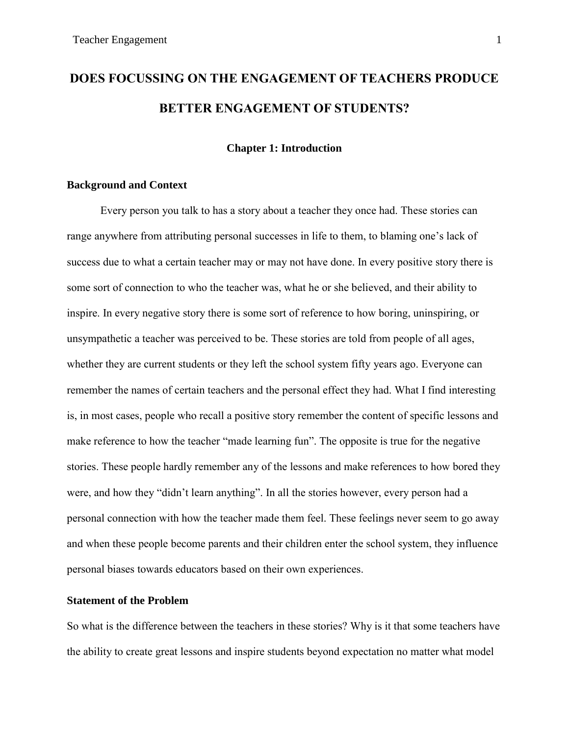# DOES FOCUSSING ON THE ENGAGEMENT OF TEACHERS PRODUCE BETTER ENGAGEMENT OF STUDENTS?

## Chapter 1: Introduction

### Background and Context

Every person you talk to has a story about a teacher they once had. These stories can range anywhere from attributing personal successes in life to them, to blaming one's lack of success due to what a certain teacher may or may not have done. In every positive story there is some sort of connection to who the teacher was, what he or she believed, and their ability to inspire. In every negative story there is some sort of reference to how boring, uninspiring, or unsympathetic a teacher was perceived to be. These stories are told from people of all ages, whether they are current students or they left the school system fifty years ago. Everyone can remember the names of certain teachers and the personal effect they had. What I find interesting is, in most cases, people who recall a positive story remember the content of specific lessons and make reference to how the teacher "made learning fun". The opposite is true for the negative stories. These people hardly remember any of the lessons and make references to how bored they were, and how they "didn't learn anything". In all the stories however, every person had a personal connection with how the teacher made them feel. These feelings never seem to go away and when these people become parents and their children enter the school system, they influence personal biases towards educators based on their own experiences.

### Statement of the Problem

So what is the difference between the teachers in these stories? Why is it that some teachers have the ability to create great lessons and inspire students beyond expectation no matter what model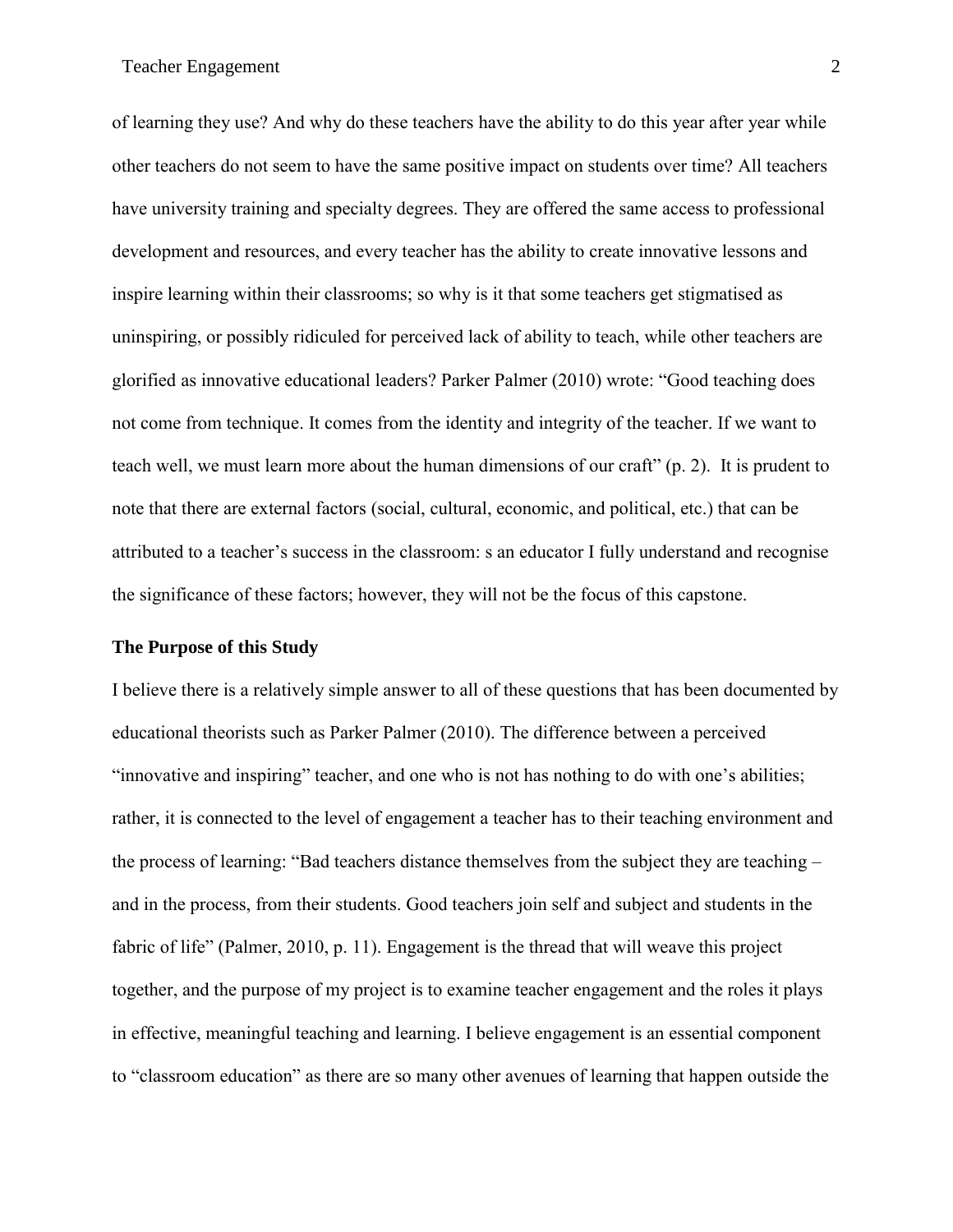of learning they use? And why do these teachers have the ability to do this year after year while other teachers do not seem to have the same positive impact on students over time? All teachers have university training and specialty degrees. They are offered the same access to professional development and resources, and every teacher has the ability to create innovative lessons and inspire learning within their classrooms; so why is it that some teachers get stigmatised as uninspiring, or possibly ridiculed for perceived lack of ability to teach, while other teachers are glorified as innovative educational leaders? Parker Palmer (2010) wrote: "Good teaching does not come from technique. It comes from the identity and integrity of the teacher. If we want to teach well, we must learn more about the human dimensions of our craft" (p. 2). It is prudent to note that there are external factors (social, cultural, economic, and political, etc.) that can be attributed to a teacher's success in the classroom: s an educator I fully understand and recognise the significance of these factors; however, they will not be the focus of this capstone.

**The Purpose of this Study**

I believe there is a relatively simple answer to all of these questions that has been documented by educational theorists such as Parker Palmer (2010). The difference between a perceived "innovative and inspiring" teacher, and one who is not has nothing to do with one's abilities; rather, it is connected to the level of engagement a teacher has to their teaching environment and the process of learning: "Bad teachers distance themselves from the subject they are teaching – and in the process, from their students. Good teachers join self and subject and students in the fabric of life" (Palmer, 2010, p. 11). Engagement is the thread that will weave this project together, and the purpose of my project is to examine teacher engagement and the roles it plays in effective, meaningful teaching and learning. I believe engagement is an essential component to "classroom education" as there are so many other avenues of learning that happen outside the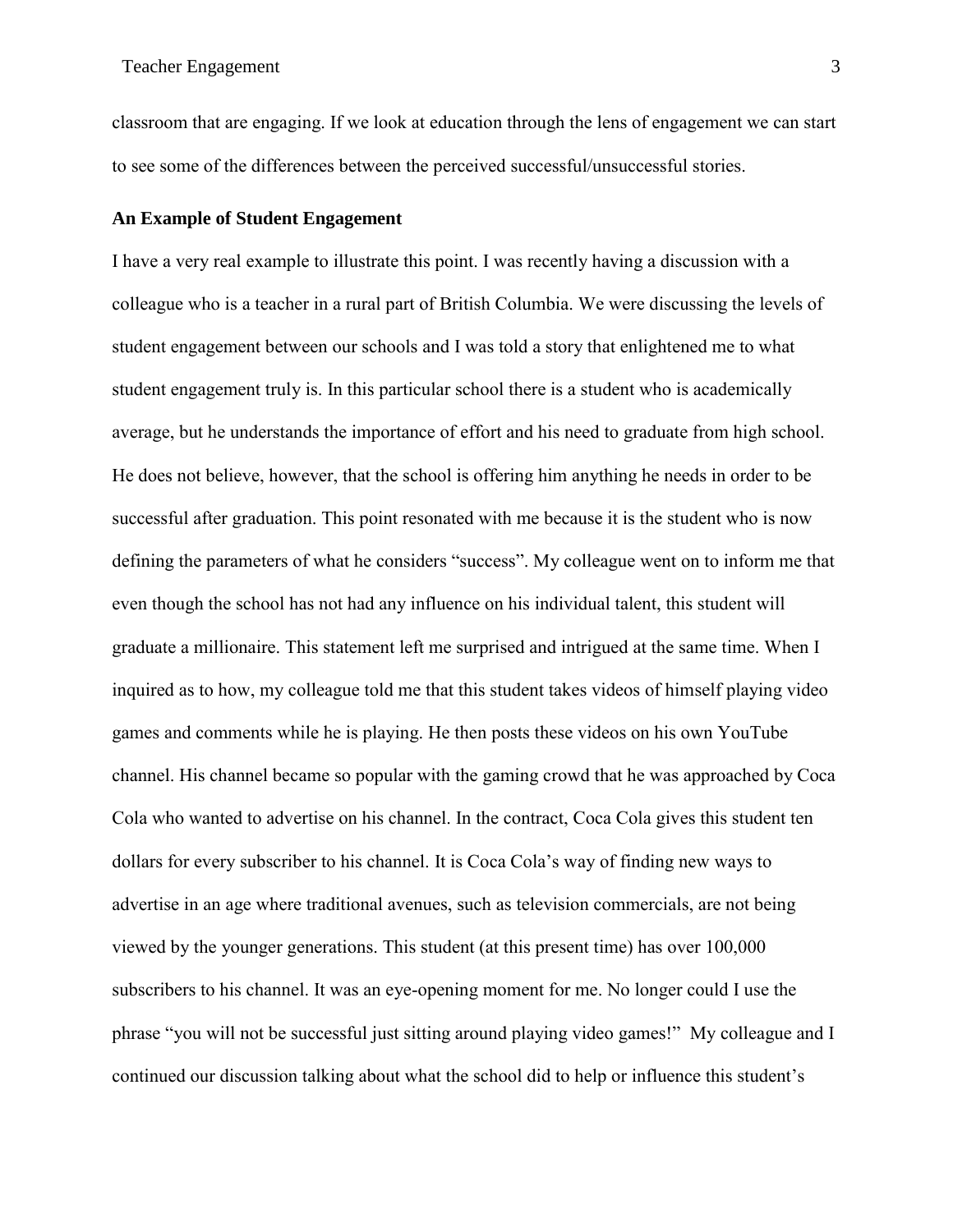classroom that are engaging. If we look at education through the lens of engagement we can start to see some of the differences between the perceived successful/unsuccessful stories.

## An Example of Student Engagement

I have a very real example to illustrate this point. I was recently having a discussion with a colleague who is a teacher in a rural part of British Columbia. We were discussing the levels of student engagement between our schools and I was told a story that enlightened me to what student engagement truly is. In this particular school there is a student who is academically average, but he understands the importance of effort and his need to graduate from high school. He does not believe, however, that the school is offering him anything he needs in order to be successful after graduation. This point resonated with me because it is the student who is now defining the parameters of what he considers "success". My colleague went on to inform me that even though the school has not had any influence on his individual talent, this student will graduate a millionaire. This statement left me surprised and intrigued at the same time. When I inquired as to how, my colleague told me that this student takes videos of himself playing video games and comments while he is playing. He then posts these videos on his own YouTube channel. His channel became so popular with the gaming crowd that he was approached by Coca Cola who wanted to advertise on his channel. In the contract, Coca Cola gives this student ten dollars for every subscriber to his channel. It is Coca Cola's way of finding new ways to advertise in an age where traditional avenues, such as television commercials, are not being viewed by the younger generations. This student (at this present time) has over 100,000 subscribers to his channel. It was an eye-opening moment for me. No longer could I use the phrase "you will not be successful just sitting around playing video games!" My colleague and I continued our discussion talking about what the school did to help or influence this student's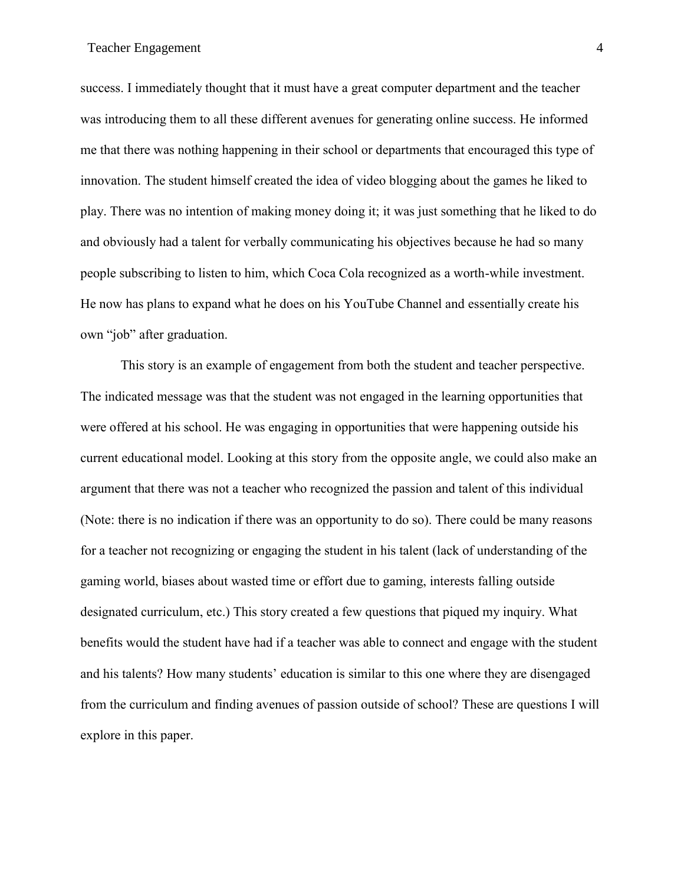success. I immediately thought that it must have a great computer department and the teacher was introducing them to all these different avenues for generating online success. He informed me that there was nothing happening in their school or departments that encouraged this type of innovation. The student himself created the idea of video blogging about the games he liked to play. There was no intention of making money doing it; it was just something that he liked to do and obviously had a talent for verbally communicating his objectives because he had so many people subscribing to listen to him, which Coca Cola recognized as a worth-while investment. He now has plans to expand what he does on his YouTube Channel and essentially create his own "job" after graduation.

This story is an example of engagement from both the student and teacher perspective. The indicated message was that the student was not engaged in the learning opportunities that were offered at his school. He was engaging in opportunities that were happening outside his current educational model. Looking at this story from the opposite angle, we could also make an argument that there was not a teacher who recognized the passion and talent of this individual (Note: there is no indication if there was an opportunity to do so). There could be many reasons for a teacher not recognizing or engaging the student in his talent (lack of understanding of the gaming world, biases about wasted time or effort due to gaming, interests falling outside designated curriculum, etc.) This story created a few questions that piqued my inquiry. What benefits would the student have had if a teacher was able to connect and engage with the student and his talents? How many students' education is similar to this one where they are disengaged from the curriculum and finding avenues of passion outside of school? These are questions I will explore in this paper.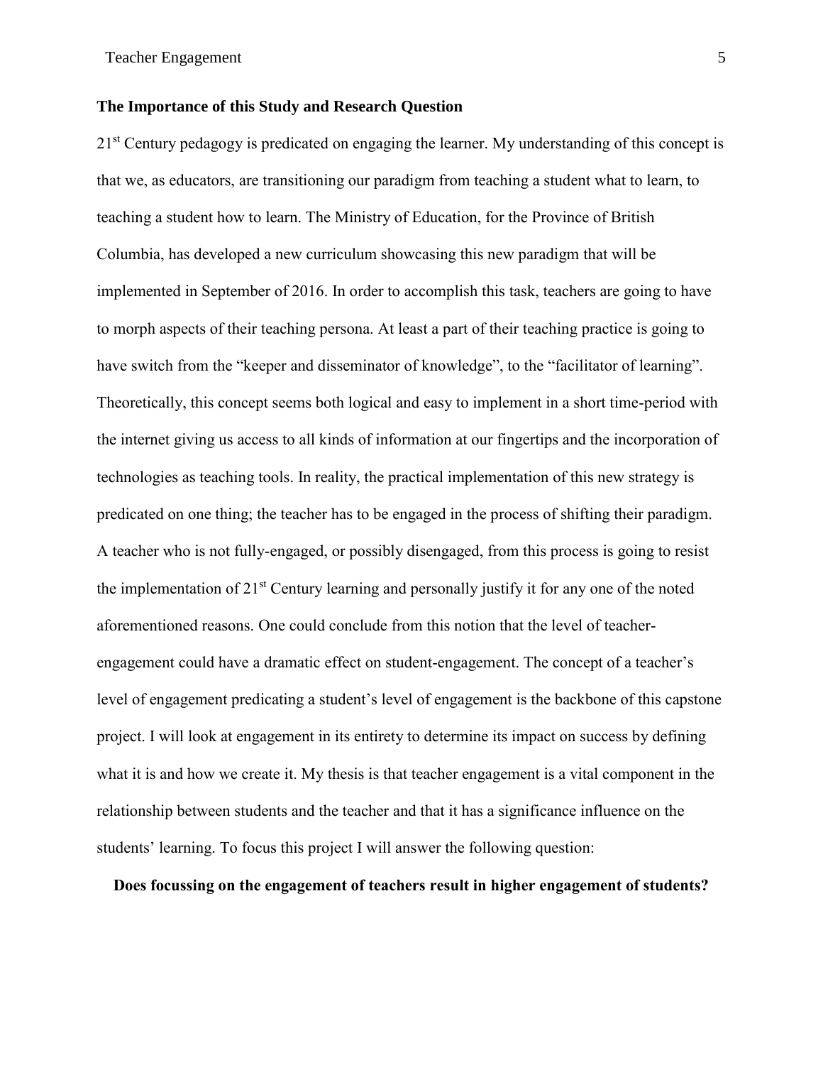## The Importance of this Study and Research Question

21st Century pedagogy is predicated on engaging the learner. My understanding of this concept is that we, as educators, are transitioning our paradigm from teaching a student what to learn, to teaching a student how to learn. The Ministry of Education, for the Province of British Columbia, has developed a new curriculum showcasing this new paradigm that will be implemented in September of 2016. In order to accomplish this task, teachers are going to have to morph aspects of their teaching persona. At least a part of their teaching practice is going to have switch from the "keeper and disseminator of knowledge", to the "facilitator of learning". Theoretically, this concept seems both logical and easy to implement in a short time-period with the internet giving us access to all kinds of information at our fingertips and the incorporation of technologies as teaching tools. In reality, the practical implementation of this new strategy is predicated on one thing; the teacher has to be engaged in the process of shifting their paradigm. A teacher who is not fully-engaged, or possibly disengaged, from this process is going to resist the implementation of 21st Century learning and personally justify it for any one of the noted aforementioned reasons. One could conclude from this notion that the level of teacher-engagement could have a dramatic effect on student-engagement. The concept of a teacher's level of engagement predicating a student's level of engagement is the backbone of this capstone project. I will look at engagement in its entirety to determine its impact on success by defining what it is and how we create it. My thesis is that teacher engagement is a vital component in the relationship between students and the teacher and that it has a significance influence on the students' learning. To focus this project I will answer the following question:

**Does focussing on the engagement of teachers result in higher engagement of students?**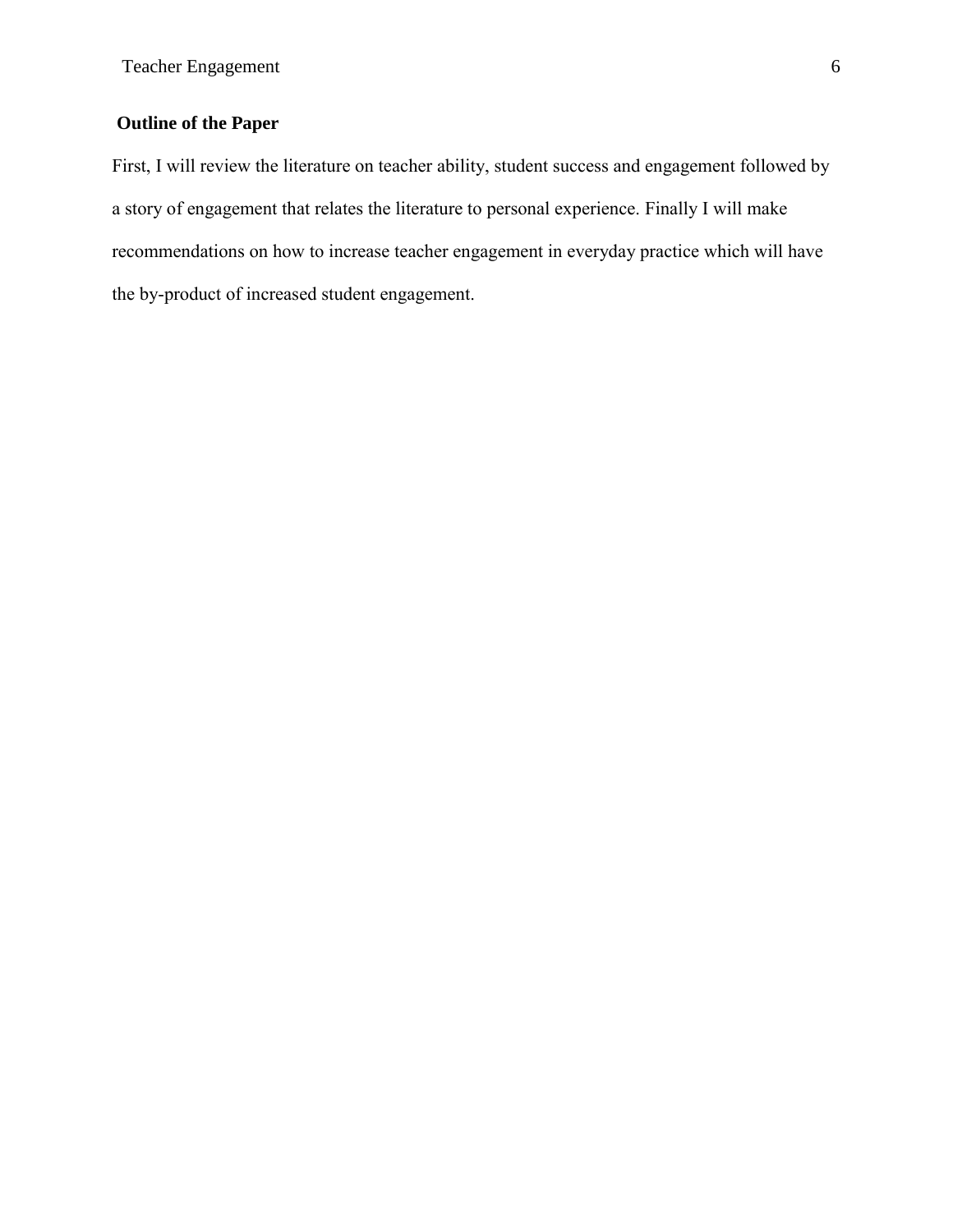**Outline of the Paper**

First, I will review the literature on teacher ability, student success and engagement followed by a story of engagement that relates the literature to personal experience. Finally I will make recommendations on how to increase teacher engagement in everyday practice which will have the by-product of increased student engagement.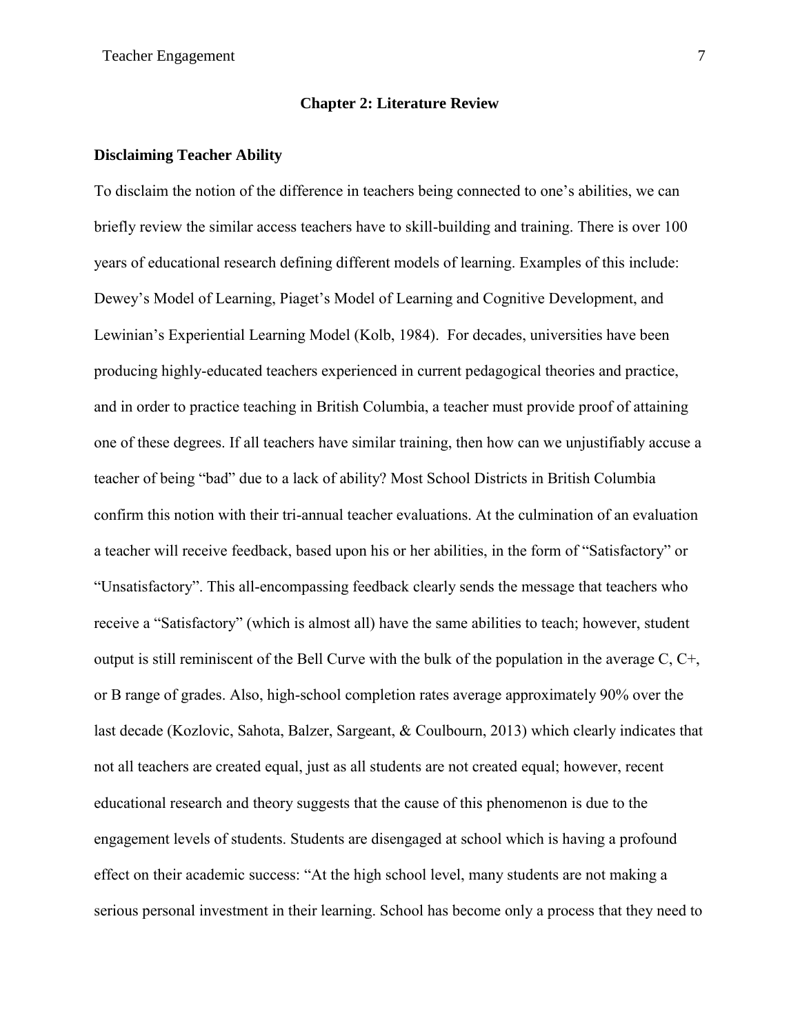## Chapter 2: Literature Review

### Disclaiming Teacher Ability

To disclaim the notion of the difference in teachers being connected to one's abilities, we can briefly review the similar access teachers have to skill-building and training. There is over 100 years of educational research defining different models of learning. Examples of this include: Dewey's Model of Learning, Piaget's Model of Learning and Cognitive Development, and Lewinian's Experiential Learning Model (Kolb, 1984). For decades, universities have been producing highly-educated teachers experienced in current pedagogical theories and practice, and in order to practice teaching in British Columbia, a teacher must provide proof of attaining one of these degrees. If all teachers have similar training, then how can we unjustifiably accuse a teacher of being "bad" due to a lack of ability? Most School Districts in British Columbia confirm this notion with their tri-annual teacher evaluations. At the culmination of an evaluation a teacher will receive feedback, based upon his or her abilities, in the form of "Satisfactory" or "Unsatisfactory". This all-encompassing feedback clearly sends the message that teachers who receive a "Satisfactory" (which is almost all) have the same abilities to teach; however, student output is still reminiscent of the Bell Curve with the bulk of the population in the average C, C+, or B range of grades. Also, high-school completion rates average approximately 90% over the last decade (Kozlovic, Sahota, Balzer, Sargeant, & Coulbourn, 2013) which clearly indicates that not all teachers are created equal, just as all students are not created equal; however, recent educational research and theory suggests that the cause of this phenomenon is due to the engagement levels of students. Students are disengaged at school which is having a profound effect on their academic success: "At the high school level, many students are not making a serious personal investment in their learning. School has become only a process that they need to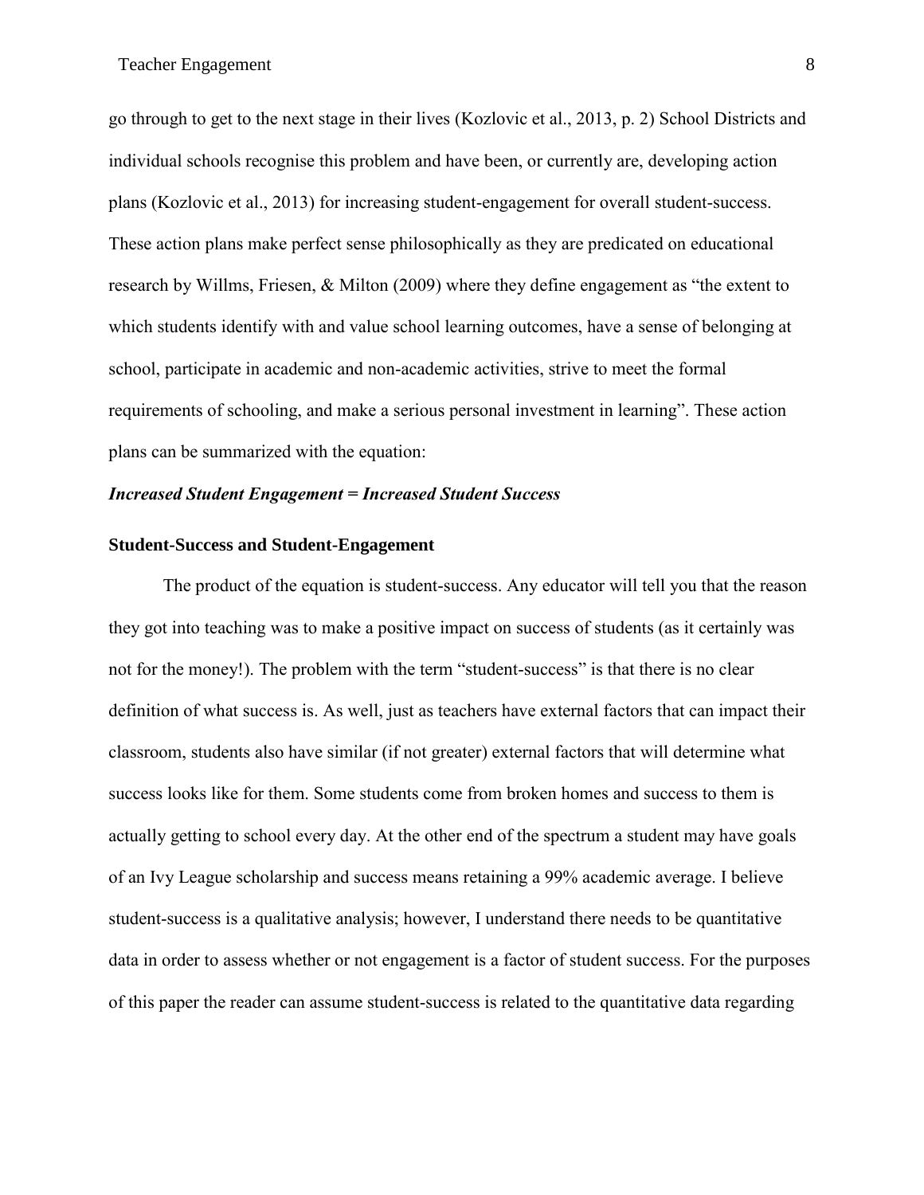go through to get to the next stage in their lives (Kozlovic et al., 2013, p. 2) School Districts and individual schools recognise this problem and have been, or currently are, developing action plans (Kozlovic et al., 2013) for increasing student-engagement for overall student-success. These action plans make perfect sense philosophically as they are predicated on educational research by Willms, Friesen, & Milton (2009) where they define engagement as "the extent to which students identify with and value school learning outcomes, have a sense of belonging at school, participate in academic and non-academic activities, strive to meet the formal requirements of schooling, and make a serious personal investment in learning". These action plans can be summarized with the equation:

***Increased Student Engagement = Increased Student Success***

**Student-Success and Student-Engagement**

The product of the equation is student-success. Any educator will tell you that the reason they got into teaching was to make a positive impact on success of students (as it certainly was not for the money!). The problem with the term "student-success" is that there is no clear definition of what success is. As well, just as teachers have external factors that can impact their classroom, students also have similar (if not greater) external factors that will determine what success looks like for them. Some students come from broken homes and success to them is actually getting to school every day. At the other end of the spectrum a student may have goals of an Ivy League scholarship and success means retaining a 99% academic average. I believe student-success is a qualitative analysis; however, I understand there needs to be quantitative data in order to assess whether or not engagement is a factor of student success. For the purposes of this paper the reader can assume student-success is related to the quantitative data regarding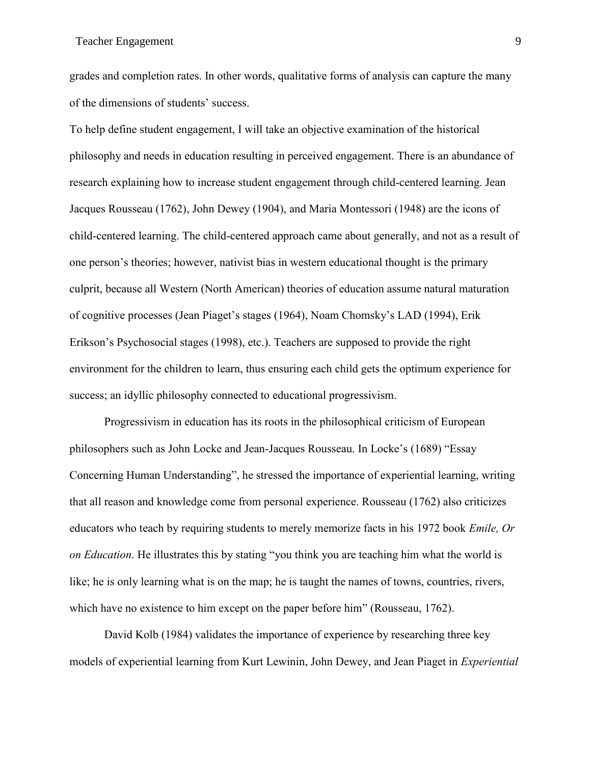grades and completion rates. In other words, qualitative forms of analysis can capture the many of the dimensions of students' success.

To help define student engagement, I will take an objective examination of the historical philosophy and needs in education resulting in perceived engagement. There is an abundance of research explaining how to increase student engagement through child-centered learning. Jean Jacques Rousseau (1762), John Dewey (1904), and Maria Montessori (1948) are the icons of child-centered learning. The child-centered approach came about generally, and not as a result of one person's theories; however, nativist bias in western educational thought is the primary culprit, because all Western (North American) theories of education assume natural maturation of cognitive processes (Jean Piaget's stages (1964), Noam Chomsky's LAD (1994), Erik Erikson's Psychosocial stages (1998), etc.). Teachers are supposed to provide the right environment for the children to learn, thus ensuring each child gets the optimum experience for success; an idyllic philosophy connected to educational progressivism.

Progressivism in education has its roots in the philosophical criticism of European philosophers such as John Locke and Jean-Jacques Rousseau. In Locke's (1689) "Essay Concerning Human Understanding", he stressed the importance of experiential learning, writing that all reason and knowledge come from personal experience. Rousseau (1762) also criticizes educators who teach by requiring students to merely memorize facts in his 1972 book *Emile, Or on Education*. He illustrates this by stating "you think you are teaching him what the world is like; he is only learning what is on the map; he is taught the names of towns, countries, rivers, which have no existence to him except on the paper before him" (Rousseau, 1762).

David Kolb (1984) validates the importance of experience by researching three key models of experiential learning from Kurt Lewinin, John Dewey, and Jean Piaget in *Experiential*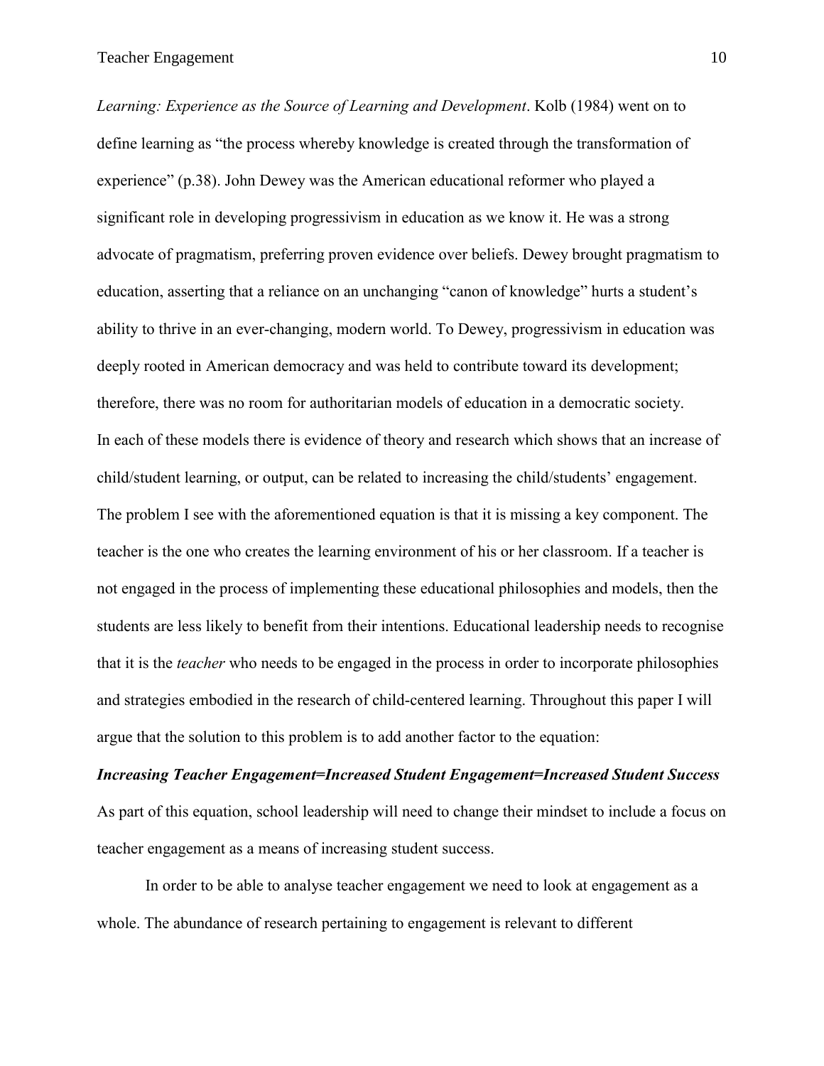*Learning: Experience as the Source of Learning and Development*. Kolb (1984) went on to define learning as "the process whereby knowledge is created through the transformation of experience" (p.38). John Dewey was the American educational reformer who played a significant role in developing progressivism in education as we know it. He was a strong advocate of pragmatism, preferring proven evidence over beliefs. Dewey brought pragmatism to education, asserting that a reliance on an unchanging "canon of knowledge" hurts a student's ability to thrive in an ever-changing, modern world. To Dewey, progressivism in education was deeply rooted in American democracy and was held to contribute toward its development; therefore, there was no room for authoritarian models of education in a democratic society.
In each of these models there is evidence of theory and research which shows that an increase of child/student learning, or output, can be related to increasing the child/students' engagement. The problem I see with the aforementioned equation is that it is missing a key component. The teacher is the one who creates the learning environment of his or her classroom. If a teacher is not engaged in the process of implementing these educational philosophies and models, then the students are less likely to benefit from their intentions. Educational leadership needs to recognise that it is the *teacher* who needs to be engaged in the process in order to incorporate philosophies and strategies embodied in the research of child-centered learning. Throughout this paper I will argue that the solution to this problem is to add another factor to the equation:

***Increasing Teacher Engagement=Increased Student Engagement=Increased Student Success***

As part of this equation, school leadership will need to change their mindset to include a focus on teacher engagement as a means of increasing student success.

In order to be able to analyse teacher engagement we need to look at engagement as a whole. The abundance of research pertaining to engagement is relevant to different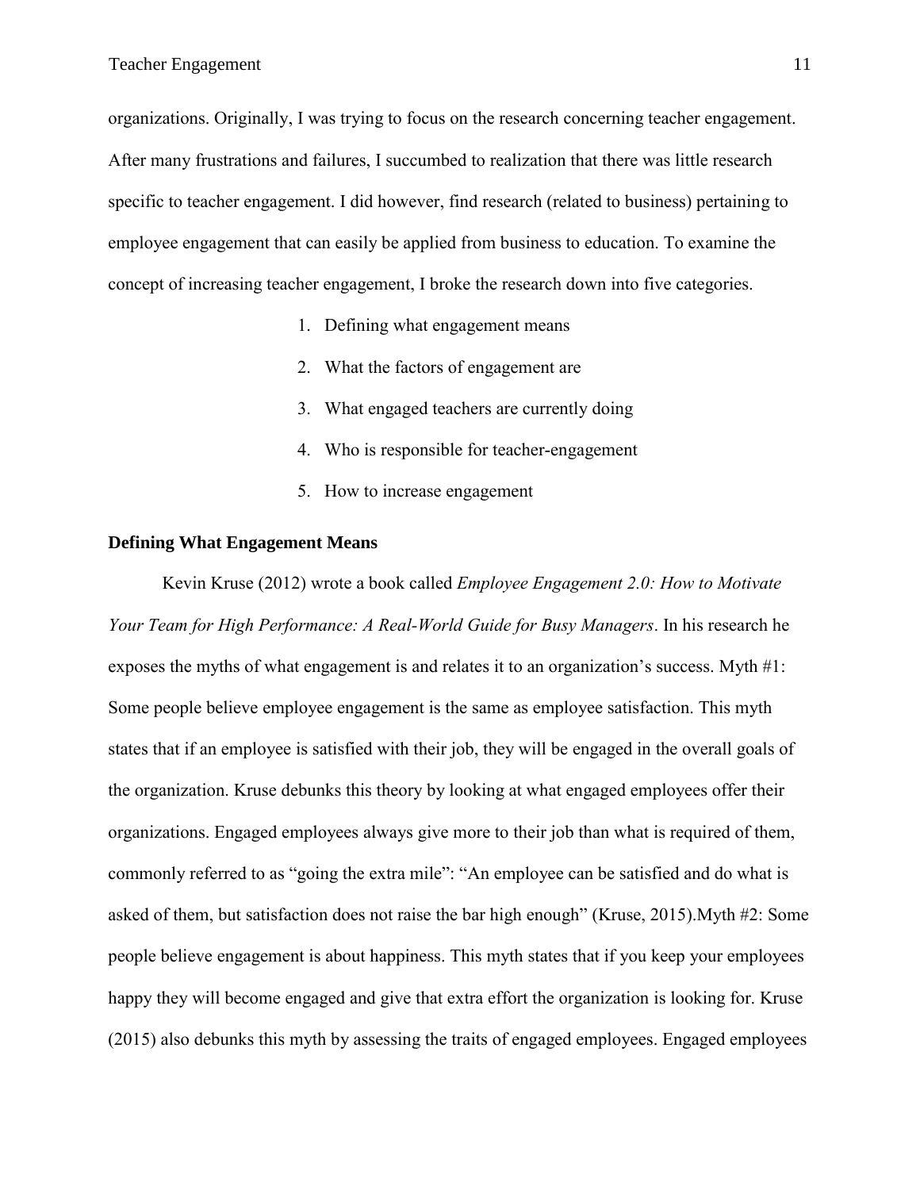organizations. Originally, I was trying to focus on the research concerning teacher engagement. After many frustrations and failures, I succumbed to realization that there was little research specific to teacher engagement. I did however, find research (related to business) pertaining to employee engagement that can easily be applied from business to education. To examine the concept of increasing teacher engagement, I broke the research down into five categories.

1. Defining what engagement means
2. What the factors of engagement are
3. What engaged teachers are currently doing
4. Who is responsible for teacher-engagement
5. How to increase engagement

**Defining What Engagement Means**

Kevin Kruse (2012) wrote a book called *Employee Engagement 2.0: How to Motivate Your Team for High Performance: A Real-World Guide for Busy Managers*. In his research he exposes the myths of what engagement is and relates it to an organization's success. Myth #1: Some people believe employee engagement is the same as employee satisfaction. This myth states that if an employee is satisfied with their job, they will be engaged in the overall goals of the organization. Kruse debunks this theory by looking at what engaged employees offer their organizations. Engaged employees always give more to their job than what is required of them, commonly referred to as "going the extra mile": "An employee can be satisfied and do what is asked of them, but satisfaction does not raise the bar high enough" (Kruse, 2015).Myth #2: Some people believe engagement is about happiness. This myth states that if you keep your employees happy they will become engaged and give that extra effort the organization is looking for. Kruse (2015) also debunks this myth by assessing the traits of engaged employees. Engaged employees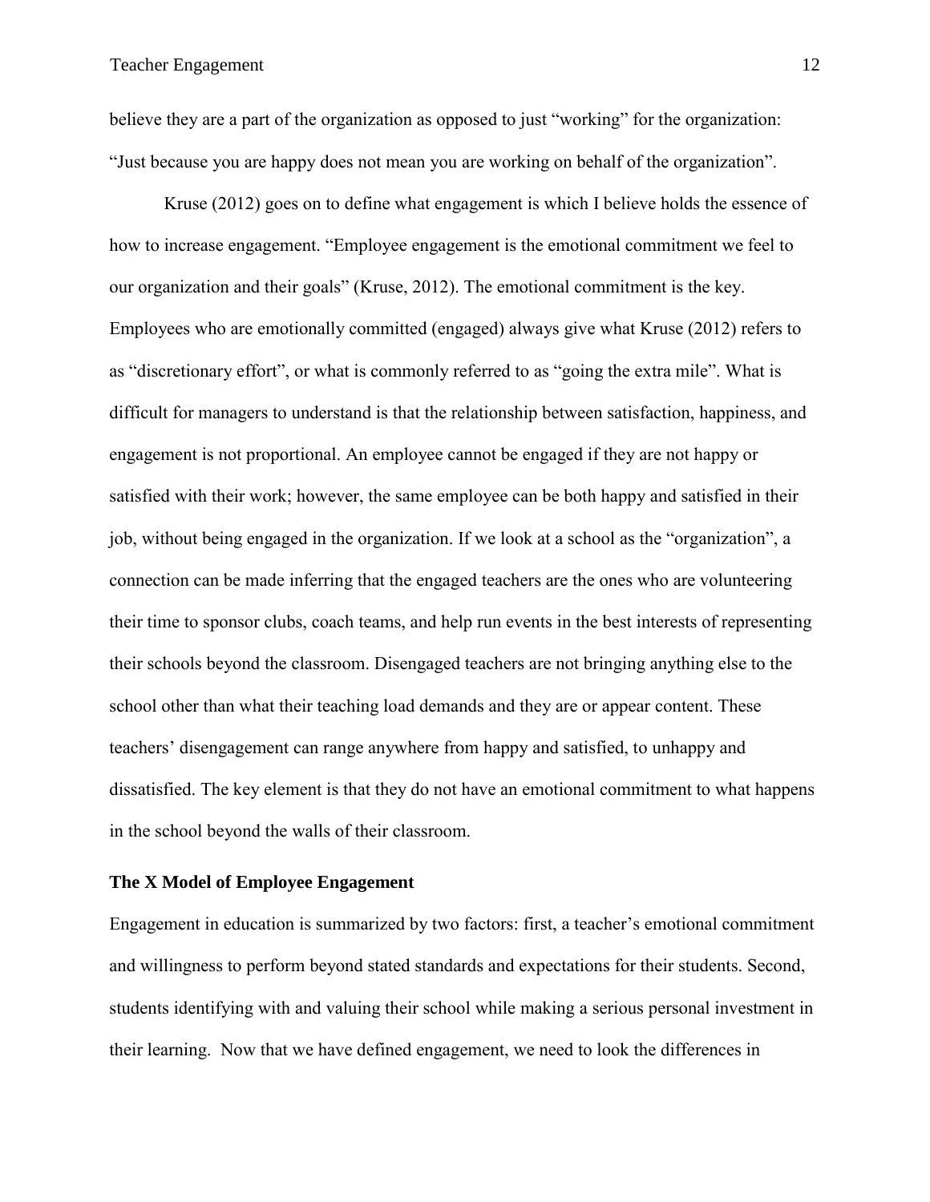believe they are a part of the organization as opposed to just "working" for the organization: "Just because you are happy does not mean you are working on behalf of the organization".

Kruse (2012) goes on to define what engagement is which I believe holds the essence of how to increase engagement. "Employee engagement is the emotional commitment we feel to our organization and their goals" (Kruse, 2012). The emotional commitment is the key. Employees who are emotionally committed (engaged) always give what Kruse (2012) refers to as "discretionary effort", or what is commonly referred to as "going the extra mile". What is difficult for managers to understand is that the relationship between satisfaction, happiness, and engagement is not proportional. An employee cannot be engaged if they are not happy or satisfied with their work; however, the same employee can be both happy and satisfied in their job, without being engaged in the organization. If we look at a school as the "organization", a connection can be made inferring that the engaged teachers are the ones who are volunteering their time to sponsor clubs, coach teams, and help run events in the best interests of representing their schools beyond the classroom. Disengaged teachers are not bringing anything else to the school other than what their teaching load demands and they are or appear content. These teachers' disengagement can range anywhere from happy and satisfied, to unhappy and dissatisfied. The key element is that they do not have an emotional commitment to what happens in the school beyond the walls of their classroom.

**The X Model of Employee Engagement**

Engagement in education is summarized by two factors: first, a teacher's emotional commitment and willingness to perform beyond stated standards and expectations for their students. Second, students identifying with and valuing their school while making a serious personal investment in their learning. Now that we have defined engagement, we need to look the differences in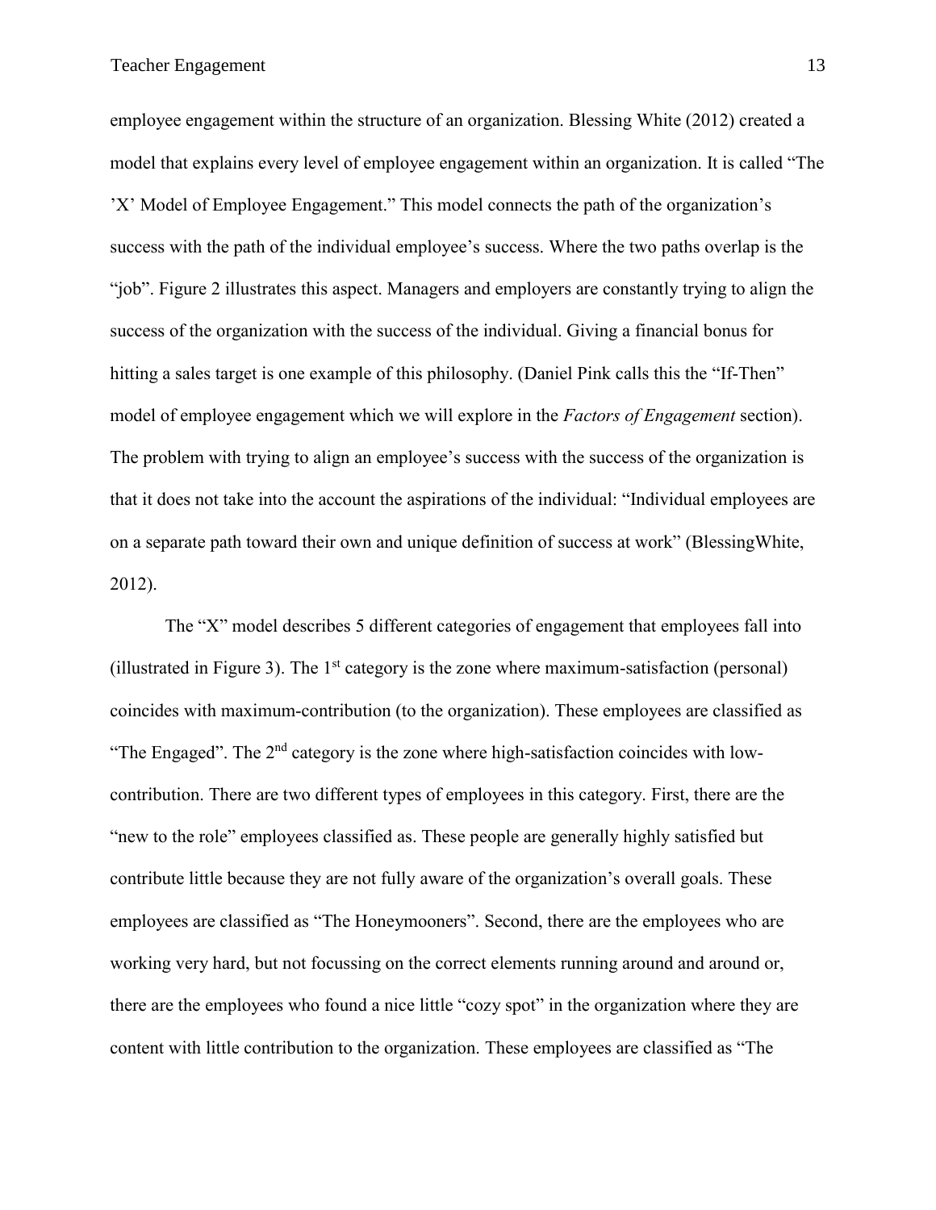employee engagement within the structure of an organization. Blessing White (2012) created a model that explains every level of employee engagement within an organization. It is called "The 'X' Model of Employee Engagement." This model connects the path of the organization's success with the path of the individual employee's success. Where the two paths overlap is the "job". Figure 2 illustrates this aspect. Managers and employers are constantly trying to align the success of the organization with the success of the individual. Giving a financial bonus for hitting a sales target is one example of this philosophy. (Daniel Pink calls this the "If-Then" model of employee engagement which we will explore in the *Factors of Engagement* section). The problem with trying to align an employee's success with the success of the organization is that it does not take into the account the aspirations of the individual: "Individual employees are on a separate path toward their own and unique definition of success at work" (BlessingWhite, 2012).

The "X" model describes 5 different categories of engagement that employees fall into (illustrated in Figure 3). The 1st category is the zone where maximum-satisfaction (personal) coincides with maximum-contribution (to the organization). These employees are classified as "The Engaged". The 2nd category is the zone where high-satisfaction coincides with low-contribution. There are two different types of employees in this category. First, there are the "new to the role" employees classified as. These people are generally highly satisfied but contribute little because they are not fully aware of the organization's overall goals. These employees are classified as "The Honeymooners". Second, there are the employees who are working very hard, but not focussing on the correct elements running around and around or, there are the employees who found a nice little "cozy spot" in the organization where they are content with little contribution to the organization. These employees are classified as "The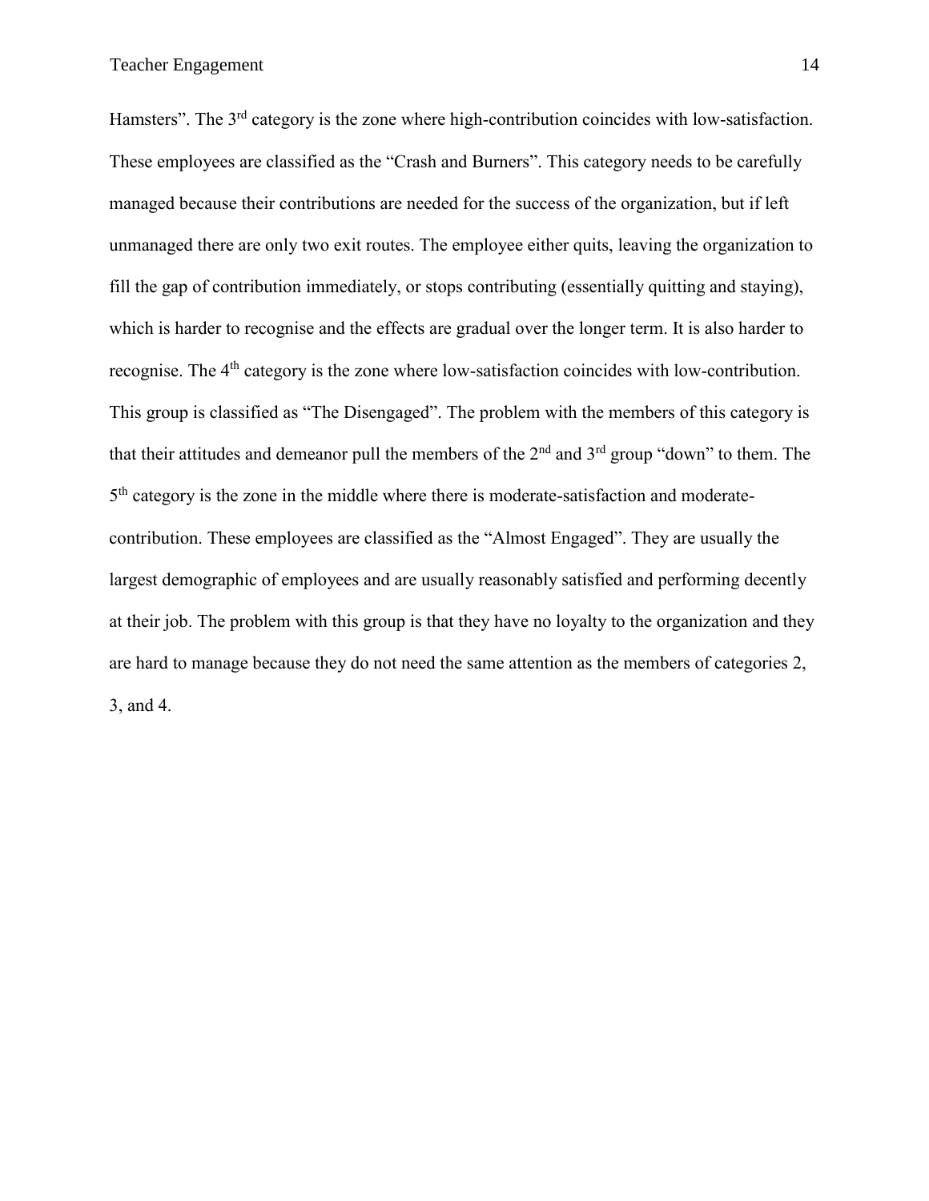Hamsters". The 3rd category is the zone where high-contribution coincides with low-satisfaction. These employees are classified as the "Crash and Burners". This category needs to be carefully managed because their contributions are needed for the success of the organization, but if left unmanaged there are only two exit routes. The employee either quits, leaving the organization to fill the gap of contribution immediately, or stops contributing (essentially quitting and staying), which is harder to recognise and the effects are gradual over the longer term. It is also harder to recognise. The 4th category is the zone where low-satisfaction coincides with low-contribution. This group is classified as "The Disengaged". The problem with the members of this category is that their attitudes and demeanor pull the members of the 2nd and 3rd group "down" to them. The 5th category is the zone in the middle where there is moderate-satisfaction and moderate-contribution. These employees are classified as the "Almost Engaged". They are usually the largest demographic of employees and are usually reasonably satisfied and performing decently at their job. The problem with this group is that they have no loyalty to the organization and they are hard to manage because they do not need the same attention as the members of categories 2, 3, and 4.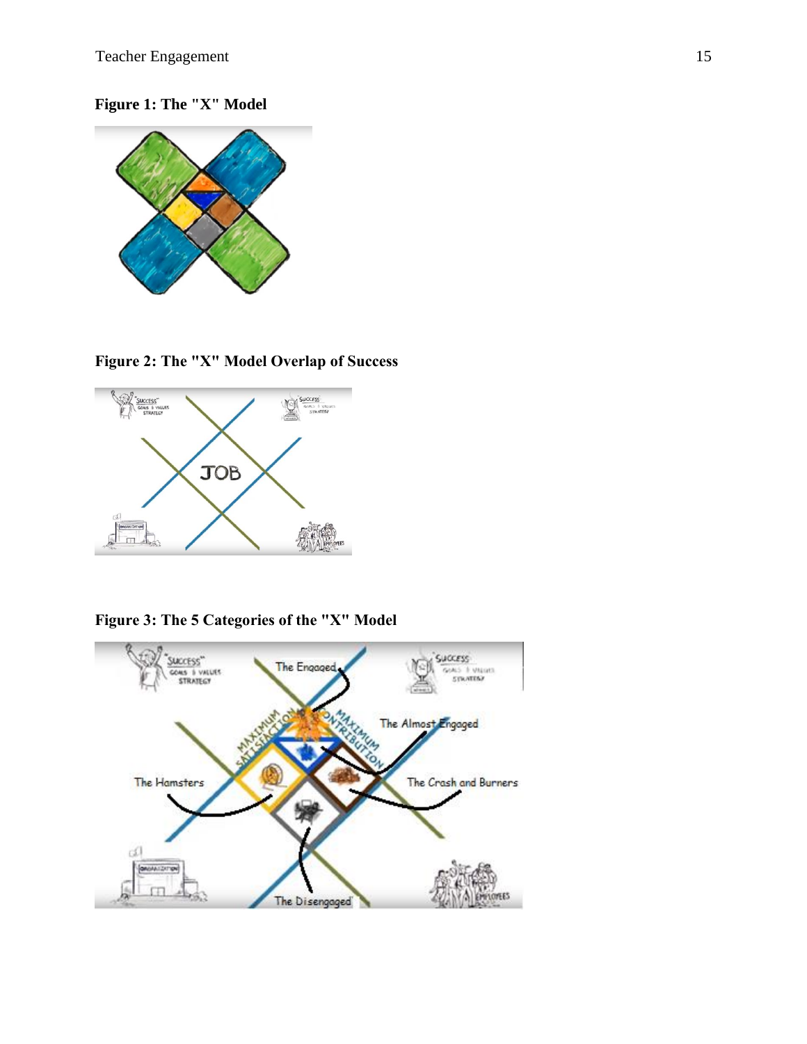**Figure 1: The "X" Model**

**Figure 2: The "X" Model Overlap of Success**

**Figure 3: The 5 Categories of the "X" Model**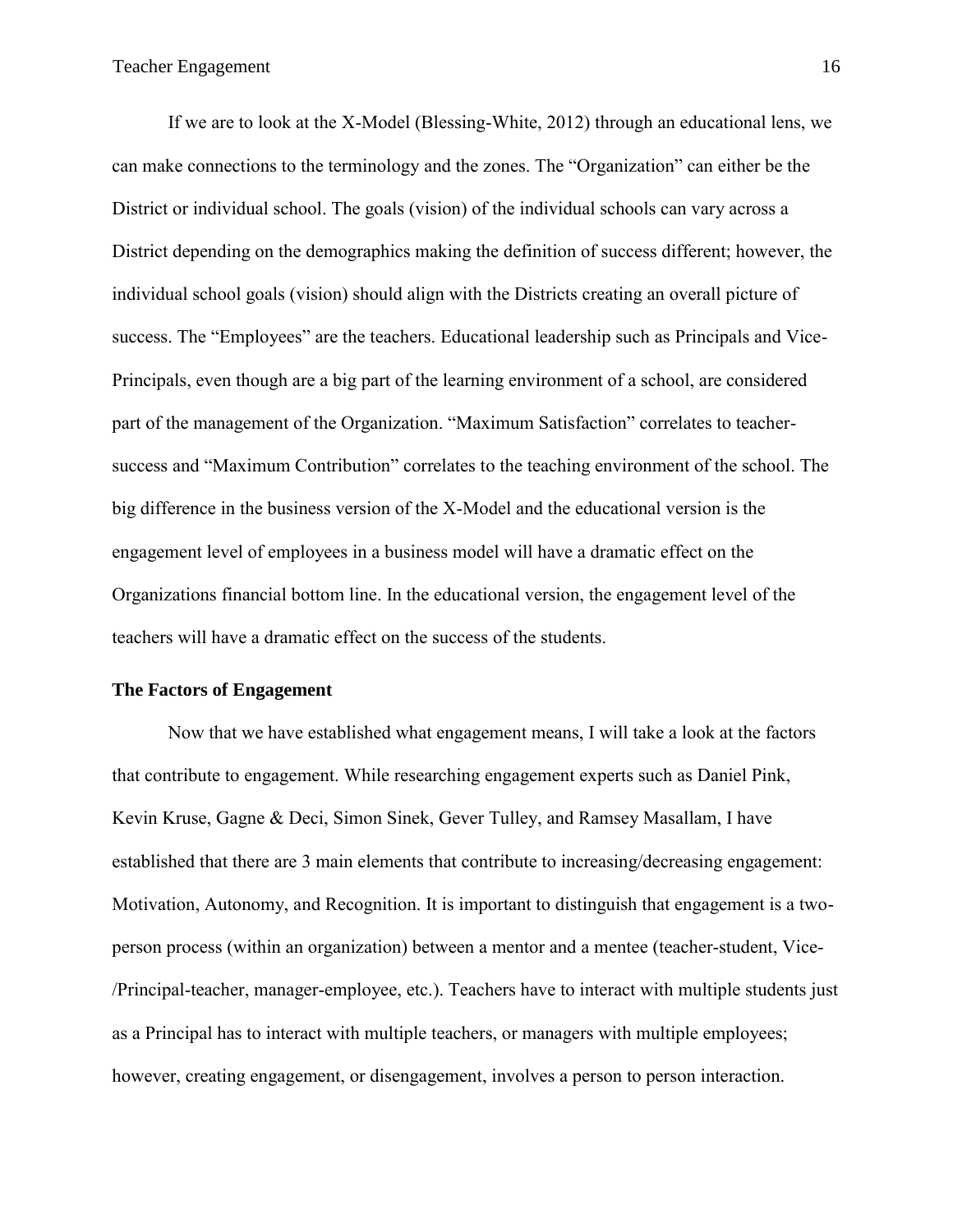If we are to look at the X-Model (Blessing-White, 2012) through an educational lens, we can make connections to the terminology and the zones. The "Organization" can either be the District or individual school. The goals (vision) of the individual schools can vary across a District depending on the demographics making the definition of success different; however, the individual school goals (vision) should align with the Districts creating an overall picture of success. The "Employees" are the teachers. Educational leadership such as Principals and Vice-Principals, even though are a big part of the learning environment of a school, are considered part of the management of the Organization. "Maximum Satisfaction" correlates to teacher-success and "Maximum Contribution" correlates to the teaching environment of the school. The big difference in the business version of the X-Model and the educational version is the engagement level of employees in a business model will have a dramatic effect on the Organizations financial bottom line. In the educational version, the engagement level of the teachers will have a dramatic effect on the success of the students.

## The Factors of Engagement

Now that we have established what engagement means, I will take a look at the factors that contribute to engagement. While researching engagement experts such as Daniel Pink, Kevin Kruse, Gagne & Deci, Simon Sinek, Gever Tulley, and Ramsey Masallam, I have established that there are 3 main elements that contribute to increasing/decreasing engagement: Motivation, Autonomy, and Recognition. It is important to distinguish that engagement is a two-person process (within an organization) between a mentor and a mentee (teacher-student, Vice-/Principal-teacher, manager-employee, etc.). Teachers have to interact with multiple students just as a Principal has to interact with multiple teachers, or managers with multiple employees; however, creating engagement, or disengagement, involves a person to person interaction.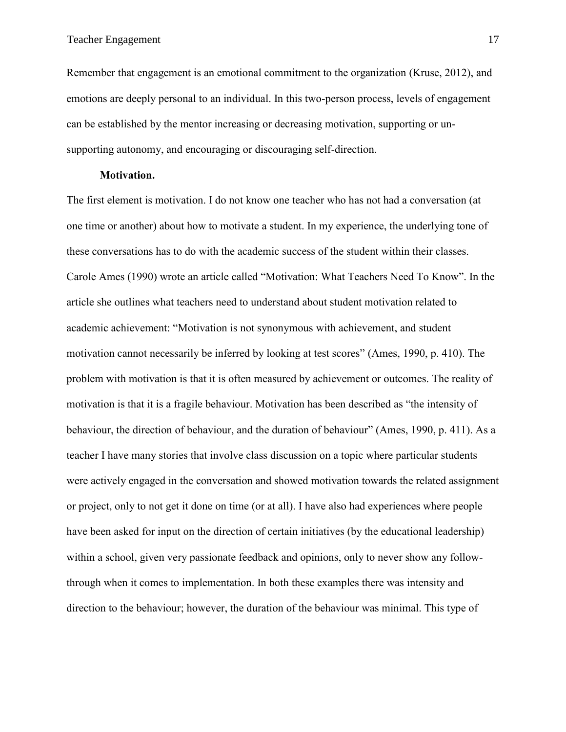Remember that engagement is an emotional commitment to the organization (Kruse, 2012), and emotions are deeply personal to an individual. In this two-person process, levels of engagement can be established by the mentor increasing or decreasing motivation, supporting or un-supporting autonomy, and encouraging or discouraging self-direction.

#### Motivation.

The first element is motivation. I do not know one teacher who has not had a conversation (at one time or another) about how to motivate a student. In my experience, the underlying tone of these conversations has to do with the academic success of the student within their classes. Carole Ames (1990) wrote an article called "Motivation: What Teachers Need To Know". In the article she outlines what teachers need to understand about student motivation related to academic achievement: "Motivation is not synonymous with achievement, and student motivation cannot necessarily be inferred by looking at test scores" (Ames, 1990, p. 410). The problem with motivation is that it is often measured by achievement or outcomes. The reality of motivation is that it is a fragile behaviour. Motivation has been described as "the intensity of behaviour, the direction of behaviour, and the duration of behaviour" (Ames, 1990, p. 411). As a teacher I have many stories that involve class discussion on a topic where particular students were actively engaged in the conversation and showed motivation towards the related assignment or project, only to not get it done on time (or at all). I have also had experiences where people have been asked for input on the direction of certain initiatives (by the educational leadership) within a school, given very passionate feedback and opinions, only to never show any follow-through when it comes to implementation. In both these examples there was intensity and direction to the behaviour; however, the duration of the behaviour was minimal. This type of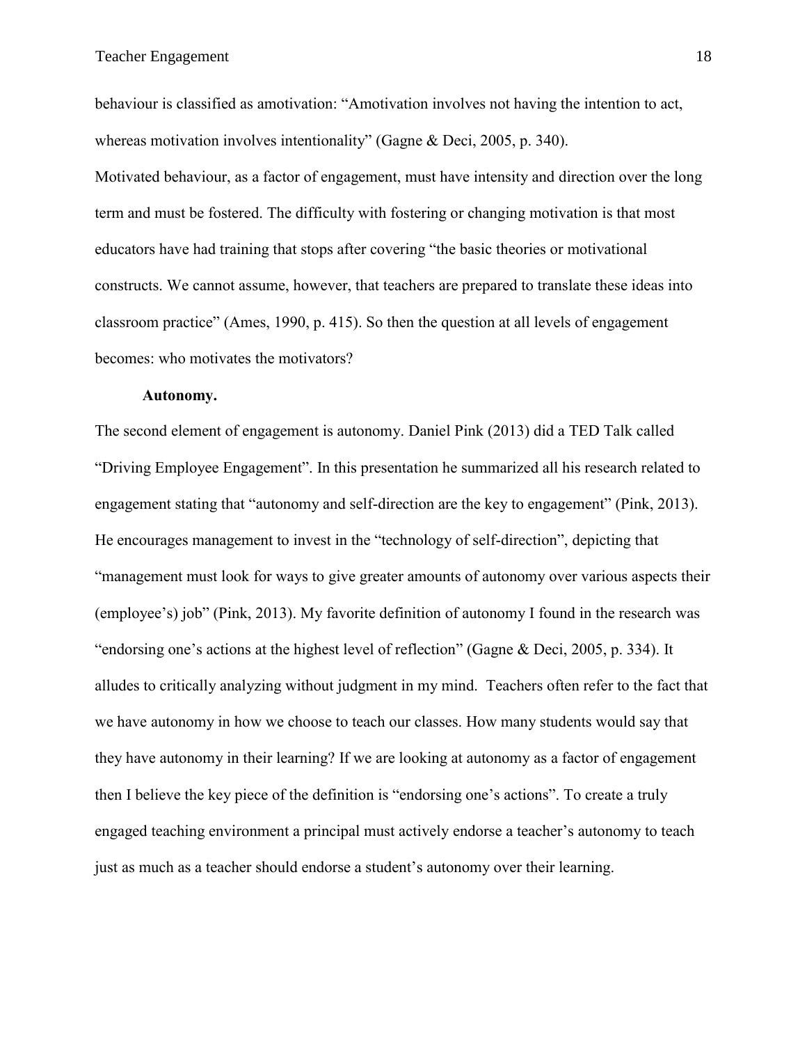behaviour is classified as amotivation: "Amotivation involves not having the intention to act, whereas motivation involves intentionality" (Gagne & Deci, 2005, p. 340).

Motivated behaviour, as a factor of engagement, must have intensity and direction over the long term and must be fostered. The difficulty with fostering or changing motivation is that most educators have had training that stops after covering "the basic theories or motivational constructs. We cannot assume, however, that teachers are prepared to translate these ideas into classroom practice" (Ames, 1990, p. 415). So then the question at all levels of engagement becomes: who motivates the motivators?

**Autonomy.**

The second element of engagement is autonomy. Daniel Pink (2013) did a TED Talk called "Driving Employee Engagement". In this presentation he summarized all his research related to engagement stating that "autonomy and self-direction are the key to engagement" (Pink, 2013). He encourages management to invest in the "technology of self-direction", depicting that "management must look for ways to give greater amounts of autonomy over various aspects their (employee's) job" (Pink, 2013). My favorite definition of autonomy I found in the research was "endorsing one's actions at the highest level of reflection" (Gagne & Deci, 2005, p. 334). It alludes to critically analyzing without judgment in my mind. Teachers often refer to the fact that we have autonomy in how we choose to teach our classes. How many students would say that they have autonomy in their learning? If we are looking at autonomy as a factor of engagement then I believe the key piece of the definition is "endorsing one's actions". To create a truly engaged teaching environment a principal must actively endorse a teacher's autonomy to teach just as much as a teacher should endorse a student's autonomy over their learning.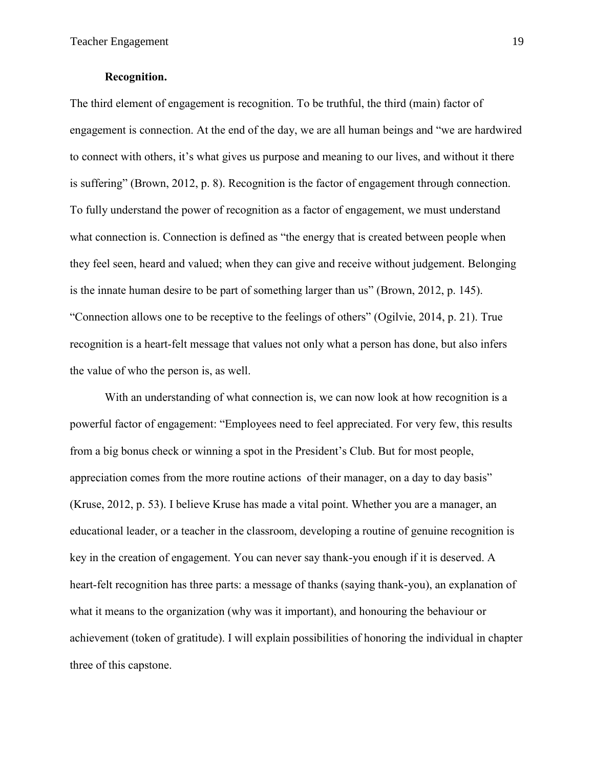### Recognition.

The third element of engagement is recognition. To be truthful, the third (main) factor of engagement is connection. At the end of the day, we are all human beings and "we are hardwired to connect with others, it's what gives us purpose and meaning to our lives, and without it there is suffering" (Brown, 2012, p. 8). Recognition is the factor of engagement through connection. To fully understand the power of recognition as a factor of engagement, we must understand what connection is. Connection is defined as "the energy that is created between people when they feel seen, heard and valued; when they can give and receive without judgement. Belonging is the innate human desire to be part of something larger than us" (Brown, 2012, p. 145). "Connection allows one to be receptive to the feelings of others" (Ogilvie, 2014, p. 21). True recognition is a heart-felt message that values not only what a person has done, but also infers the value of who the person is, as well.

With an understanding of what connection is, we can now look at how recognition is a powerful factor of engagement: "Employees need to feel appreciated. For very few, this results from a big bonus check or winning a spot in the President's Club. But for most people, appreciation comes from the more routine actions of their manager, on a day to day basis" (Kruse, 2012, p. 53). I believe Kruse has made a vital point. Whether you are a manager, an educational leader, or a teacher in the classroom, developing a routine of genuine recognition is key in the creation of engagement. You can never say thank-you enough if it is deserved. A heart-felt recognition has three parts: a message of thanks (saying thank-you), an explanation of what it means to the organization (why was it important), and honouring the behaviour or achievement (token of gratitude). I will explain possibilities of honoring the individual in chapter three of this capstone.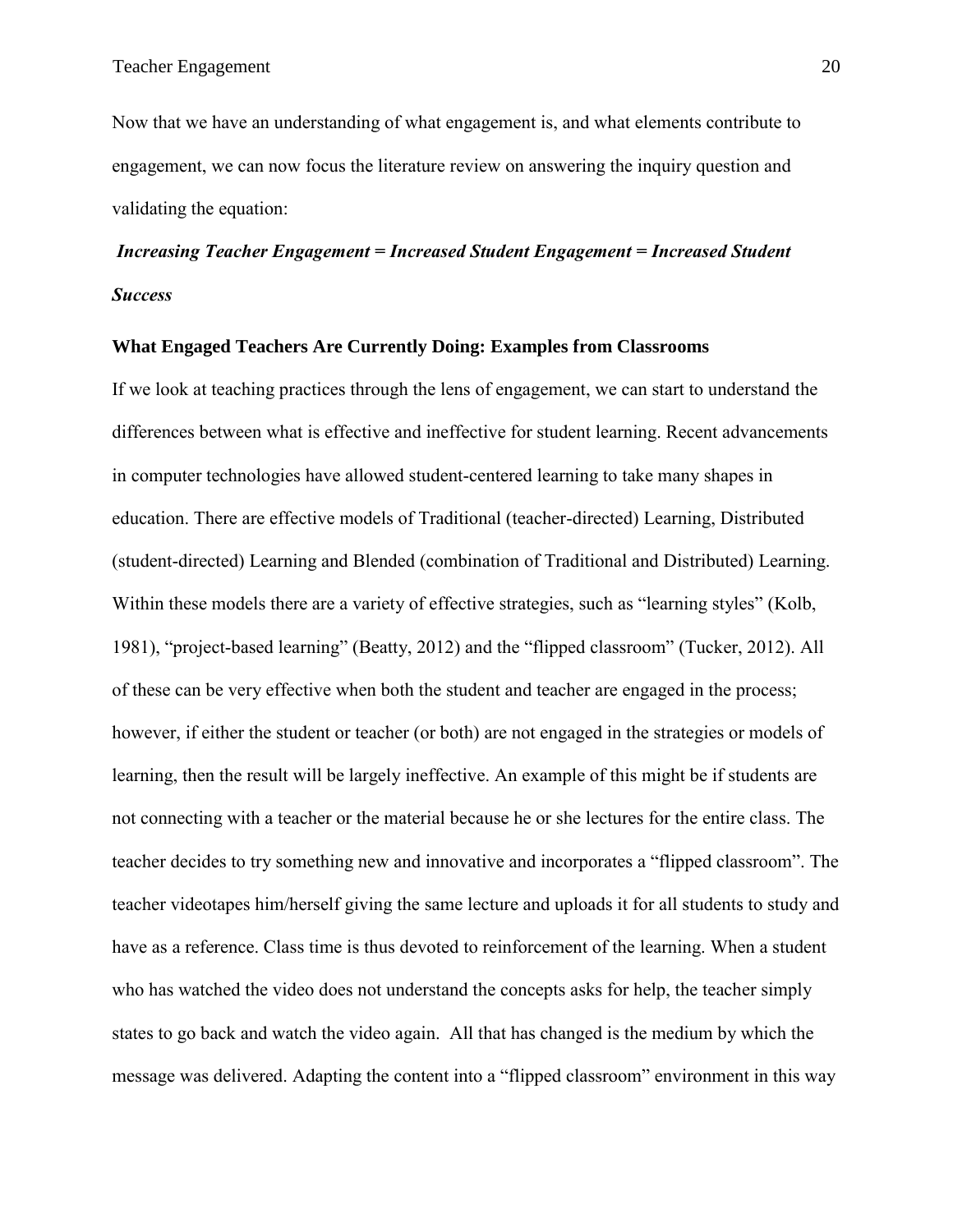Now that we have an understanding of what engagement is, and what elements contribute to engagement, we can now focus the literature review on answering the inquiry question and validating the equation:

***Increasing Teacher Engagement = Increased Student Engagement = Increased Student Success***

**What Engaged Teachers Are Currently Doing: Examples from Classrooms**

If we look at teaching practices through the lens of engagement, we can start to understand the differences between what is effective and ineffective for student learning. Recent advancements in computer technologies have allowed student-centered learning to take many shapes in education. There are effective models of Traditional (teacher-directed) Learning, Distributed (student-directed) Learning and Blended (combination of Traditional and Distributed) Learning. Within these models there are a variety of effective strategies, such as "learning styles" (Kolb, 1981), "project-based learning" (Beatty, 2012) and the "flipped classroom" (Tucker, 2012). All of these can be very effective when both the student and teacher are engaged in the process; however, if either the student or teacher (or both) are not engaged in the strategies or models of learning, then the result will be largely ineffective. An example of this might be if students are not connecting with a teacher or the material because he or she lectures for the entire class. The teacher decides to try something new and innovative and incorporates a "flipped classroom". The teacher videotapes him/herself giving the same lecture and uploads it for all students to study and have as a reference. Class time is thus devoted to reinforcement of the learning. When a student who has watched the video does not understand the concepts asks for help, the teacher simply states to go back and watch the video again. All that has changed is the medium by which the message was delivered. Adapting the content into a "flipped classroom" environment in this way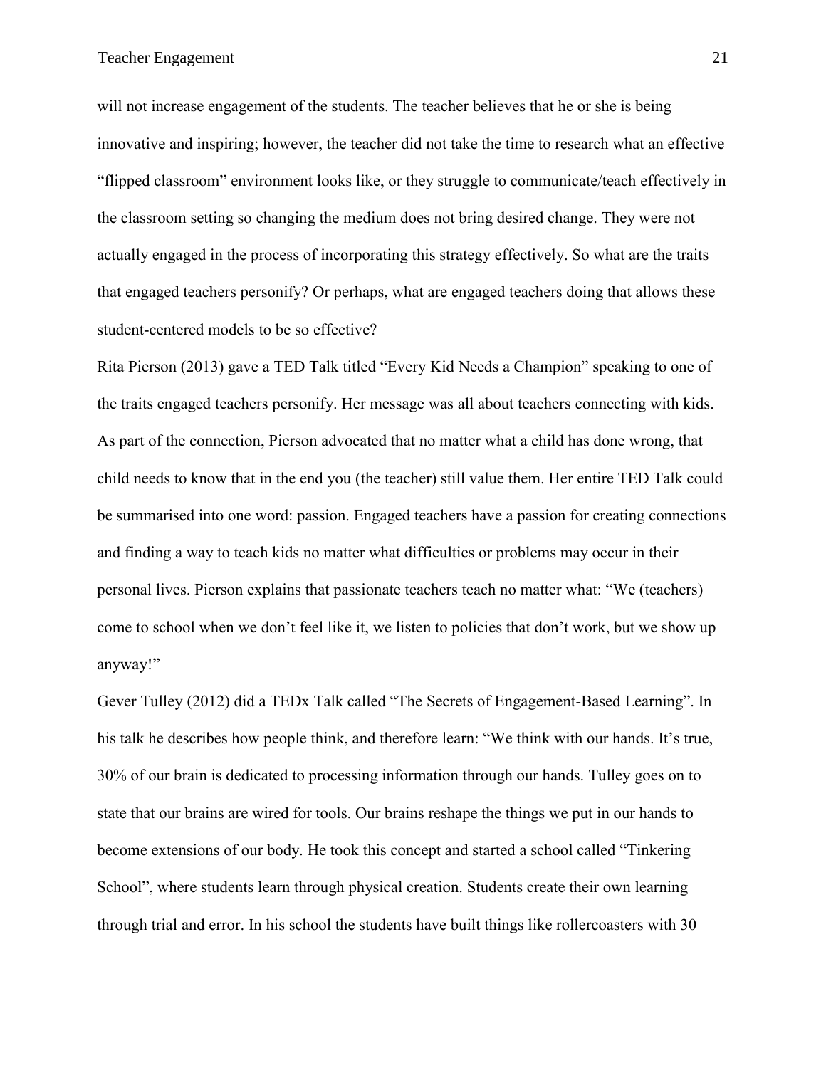will not increase engagement of the students. The teacher believes that he or she is being innovative and inspiring; however, the teacher did not take the time to research what an effective "flipped classroom" environment looks like, or they struggle to communicate/teach effectively in the classroom setting so changing the medium does not bring desired change. They were not actually engaged in the process of incorporating this strategy effectively. So what are the traits that engaged teachers personify? Or perhaps, what are engaged teachers doing that allows these student-centered models to be so effective?

Rita Pierson (2013) gave a TED Talk titled "Every Kid Needs a Champion" speaking to one of the traits engaged teachers personify. Her message was all about teachers connecting with kids. As part of the connection, Pierson advocated that no matter what a child has done wrong, that child needs to know that in the end you (the teacher) still value them. Her entire TED Talk could be summarised into one word: passion. Engaged teachers have a passion for creating connections and finding a way to teach kids no matter what difficulties or problems may occur in their personal lives. Pierson explains that passionate teachers teach no matter what: "We (teachers) come to school when we don't feel like it, we listen to policies that don't work, but we show up anyway!"

Gever Tulley (2012) did a TEDx Talk called "The Secrets of Engagement-Based Learning". In his talk he describes how people think, and therefore learn: "We think with our hands. It's true, 30% of our brain is dedicated to processing information through our hands. Tulley goes on to state that our brains are wired for tools. Our brains reshape the things we put in our hands to become extensions of our body. He took this concept and started a school called "Tinkering School", where students learn through physical creation. Students create their own learning through trial and error. In his school the students have built things like rollercoasters with 30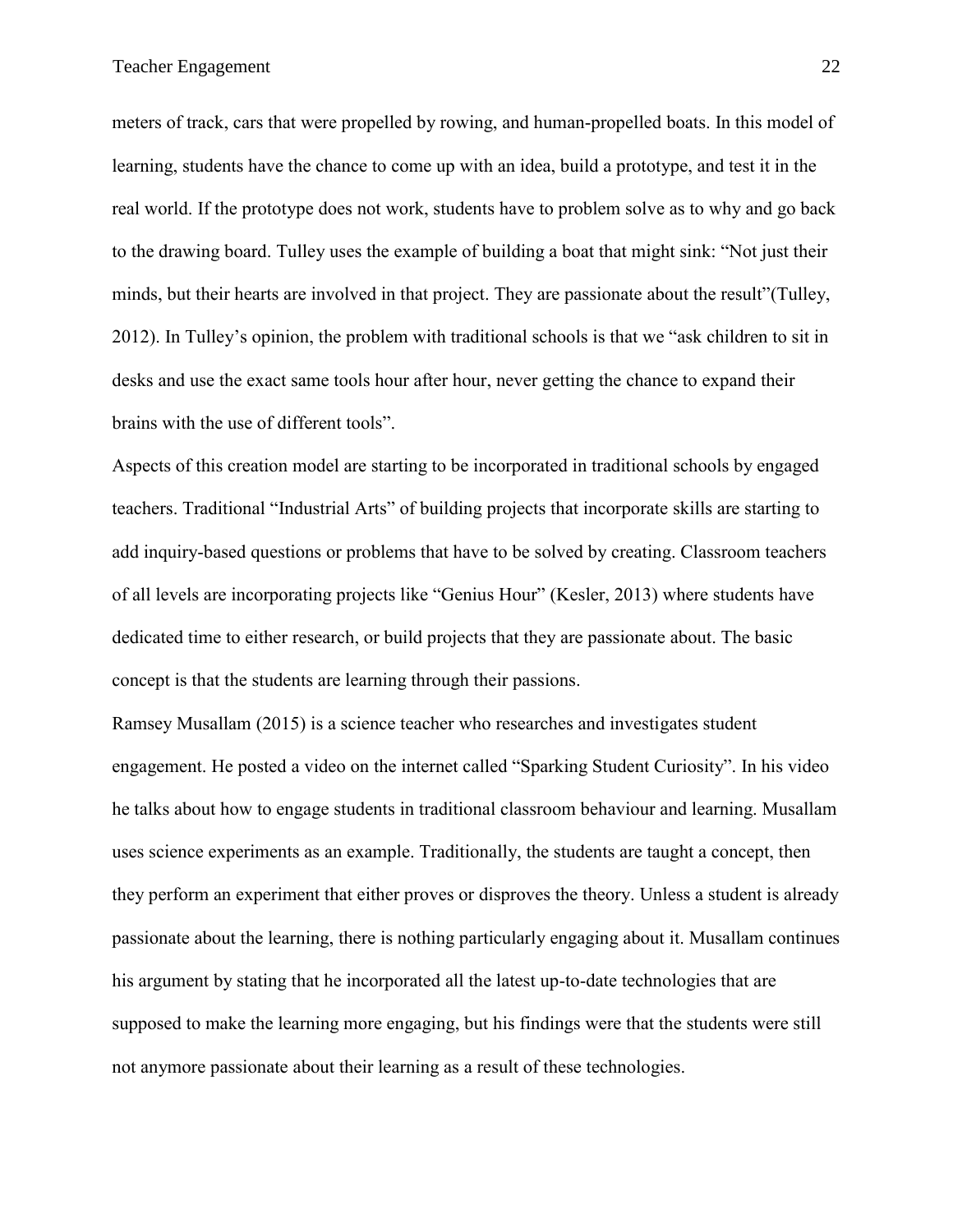meters of track, cars that were propelled by rowing, and human-propelled boats. In this model of learning, students have the chance to come up with an idea, build a prototype, and test it in the real world. If the prototype does not work, students have to problem solve as to why and go back to the drawing board. Tulley uses the example of building a boat that might sink: "Not just their minds, but their hearts are involved in that project. They are passionate about the result"(Tulley, 2012). In Tulley's opinion, the problem with traditional schools is that we "ask children to sit in desks and use the exact same tools hour after hour, never getting the chance to expand their brains with the use of different tools".

Aspects of this creation model are starting to be incorporated in traditional schools by engaged teachers. Traditional "Industrial Arts" of building projects that incorporate skills are starting to add inquiry-based questions or problems that have to be solved by creating. Classroom teachers of all levels are incorporating projects like "Genius Hour" (Kesler, 2013) where students have dedicated time to either research, or build projects that they are passionate about. The basic concept is that the students are learning through their passions.

Ramsey Musallam (2015) is a science teacher who researches and investigates student engagement. He posted a video on the internet called "Sparking Student Curiosity". In his video he talks about how to engage students in traditional classroom behaviour and learning. Musallam uses science experiments as an example. Traditionally, the students are taught a concept, then they perform an experiment that either proves or disproves the theory. Unless a student is already passionate about the learning, there is nothing particularly engaging about it. Musallam continues his argument by stating that he incorporated all the latest up-to-date technologies that are supposed to make the learning more engaging, but his findings were that the students were still not anymore passionate about their learning as a result of these technologies.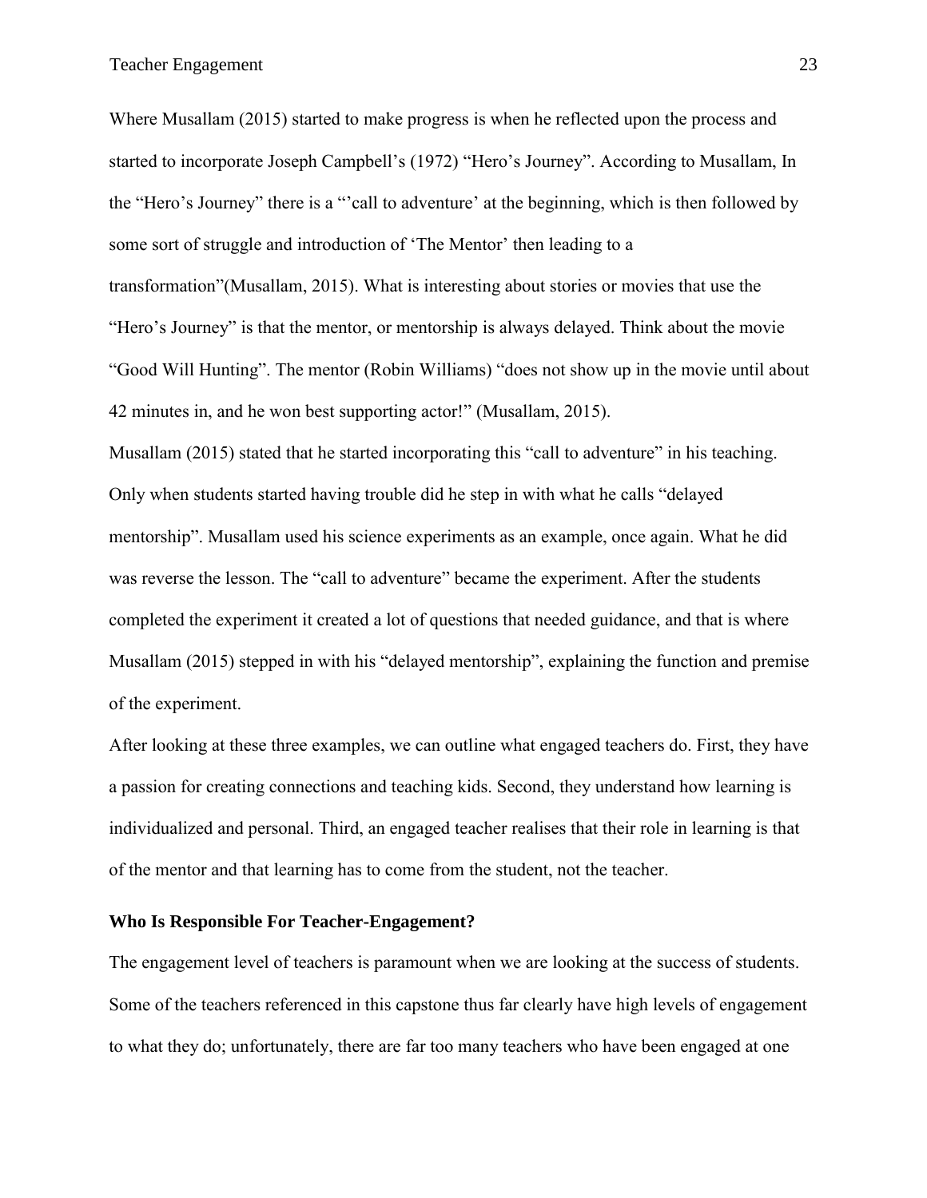Where Musallam (2015) started to make progress is when he reflected upon the process and started to incorporate Joseph Campbell's (1972) "Hero's Journey". According to Musallam, In the "Hero's Journey" there is a "'call to adventure' at the beginning, which is then followed by some sort of struggle and introduction of 'The Mentor' then leading to a transformation"(Musallam, 2015). What is interesting about stories or movies that use the "Hero's Journey" is that the mentor, or mentorship is always delayed. Think about the movie "Good Will Hunting". The mentor (Robin Williams) "does not show up in the movie until about 42 minutes in, and he won best supporting actor!" (Musallam, 2015).

Musallam (2015) stated that he started incorporating this "call to adventure" in his teaching. Only when students started having trouble did he step in with what he calls "delayed mentorship". Musallam used his science experiments as an example, once again. What he did was reverse the lesson. The "call to adventure" became the experiment. After the students completed the experiment it created a lot of questions that needed guidance, and that is where Musallam (2015) stepped in with his "delayed mentorship", explaining the function and premise of the experiment.

After looking at these three examples, we can outline what engaged teachers do. First, they have a passion for creating connections and teaching kids. Second, they understand how learning is individualized and personal. Third, an engaged teacher realises that their role in learning is that of the mentor and that learning has to come from the student, not the teacher.

### Who Is Responsible For Teacher-Engagement?

The engagement level of teachers is paramount when we are looking at the success of students. Some of the teachers referenced in this capstone thus far clearly have high levels of engagement to what they do; unfortunately, there are far too many teachers who have been engaged at one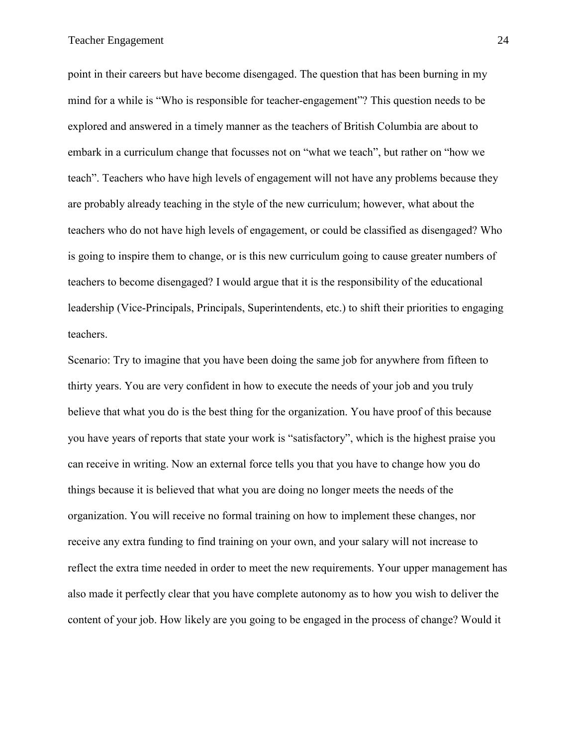point in their careers but have become disengaged. The question that has been burning in my mind for a while is "Who is responsible for teacher-engagement"? This question needs to be explored and answered in a timely manner as the teachers of British Columbia are about to embark in a curriculum change that focusses not on "what we teach", but rather on "how we teach". Teachers who have high levels of engagement will not have any problems because they are probably already teaching in the style of the new curriculum; however, what about the teachers who do not have high levels of engagement, or could be classified as disengaged? Who is going to inspire them to change, or is this new curriculum going to cause greater numbers of teachers to become disengaged? I would argue that it is the responsibility of the educational leadership (Vice-Principals, Principals, Superintendents, etc.) to shift their priorities to engaging teachers.

Scenario: Try to imagine that you have been doing the same job for anywhere from fifteen to thirty years. You are very confident in how to execute the needs of your job and you truly believe that what you do is the best thing for the organization. You have proof of this because you have years of reports that state your work is "satisfactory", which is the highest praise you can receive in writing. Now an external force tells you that you have to change how you do things because it is believed that what you are doing no longer meets the needs of the organization. You will receive no formal training on how to implement these changes, nor receive any extra funding to find training on your own, and your salary will not increase to reflect the extra time needed in order to meet the new requirements. Your upper management has also made it perfectly clear that you have complete autonomy as to how you wish to deliver the content of your job. How likely are you going to be engaged in the process of change? Would it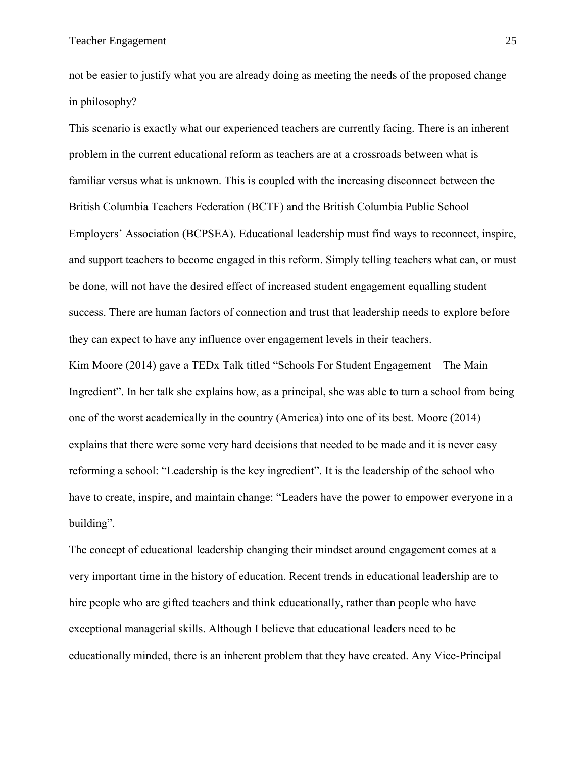not be easier to justify what you are already doing as meeting the needs of the proposed change in philosophy?

This scenario is exactly what our experienced teachers are currently facing. There is an inherent problem in the current educational reform as teachers are at a crossroads between what is familiar versus what is unknown. This is coupled with the increasing disconnect between the British Columbia Teachers Federation (BCTF) and the British Columbia Public School Employers' Association (BCPSEA). Educational leadership must find ways to reconnect, inspire, and support teachers to become engaged in this reform. Simply telling teachers what can, or must be done, will not have the desired effect of increased student engagement equalling student success. There are human factors of connection and trust that leadership needs to explore before they can expect to have any influence over engagement levels in their teachers.

Kim Moore (2014) gave a TEDx Talk titled "Schools For Student Engagement – The Main Ingredient". In her talk she explains how, as a principal, she was able to turn a school from being one of the worst academically in the country (America) into one of its best. Moore (2014) explains that there were some very hard decisions that needed to be made and it is never easy reforming a school: "Leadership is the key ingredient". It is the leadership of the school who have to create, inspire, and maintain change: "Leaders have the power to empower everyone in a building".

The concept of educational leadership changing their mindset around engagement comes at a very important time in the history of education. Recent trends in educational leadership are to hire people who are gifted teachers and think educationally, rather than people who have exceptional managerial skills. Although I believe that educational leaders need to be educationally minded, there is an inherent problem that they have created. Any Vice-Principal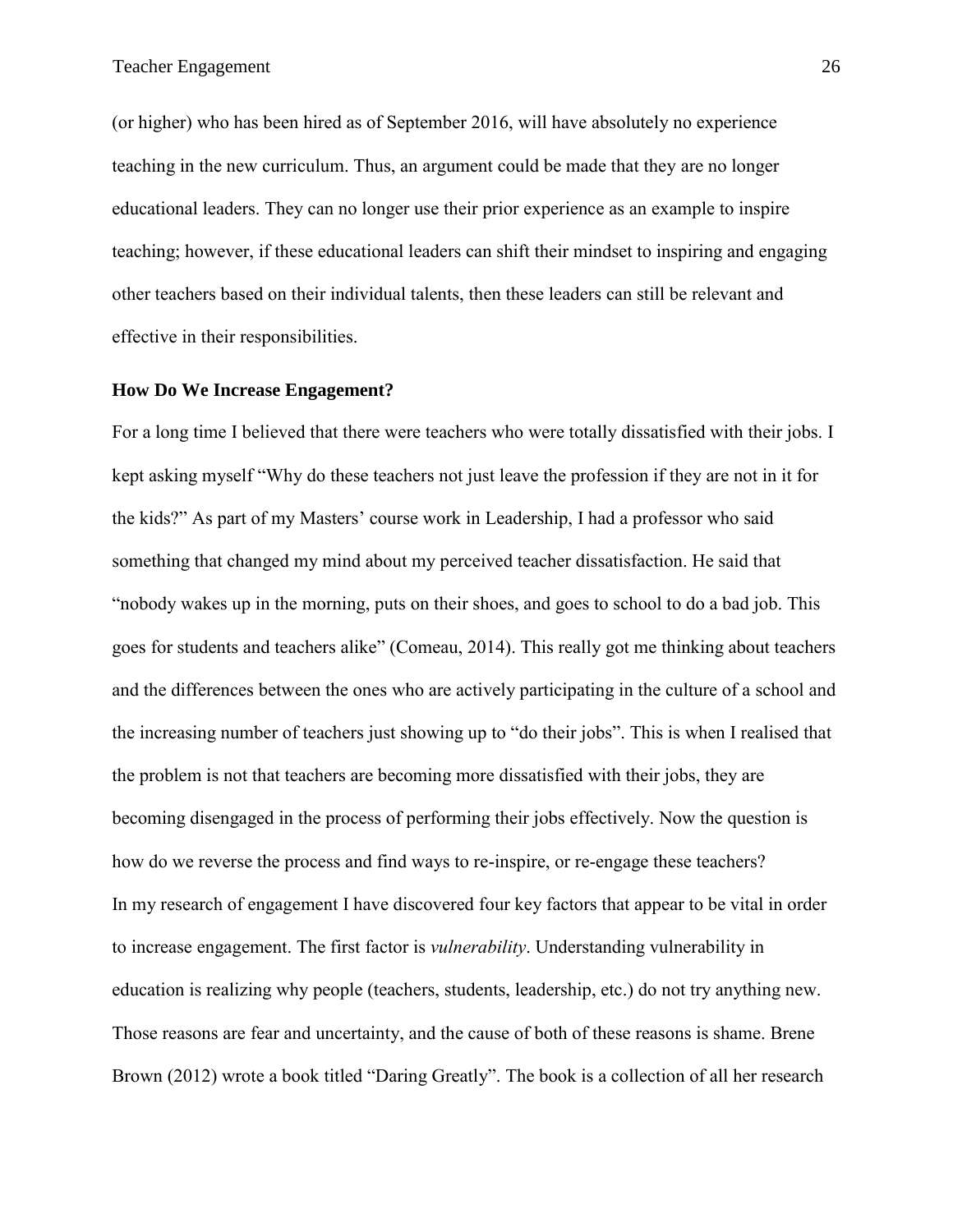(or higher) who has been hired as of September 2016, will have absolutely no experience teaching in the new curriculum. Thus, an argument could be made that they are no longer educational leaders. They can no longer use their prior experience as an example to inspire teaching; however, if these educational leaders can shift their mindset to inspiring and engaging other teachers based on their individual talents, then these leaders can still be relevant and effective in their responsibilities.

### How Do We Increase Engagement?

For a long time I believed that there were teachers who were totally dissatisfied with their jobs. I kept asking myself "Why do these teachers not just leave the profession if they are not in it for the kids?" As part of my Masters' course work in Leadership, I had a professor who said something that changed my mind about my perceived teacher dissatisfaction. He said that "nobody wakes up in the morning, puts on their shoes, and goes to school to do a bad job. This goes for students and teachers alike" (Comeau, 2014). This really got me thinking about teachers and the differences between the ones who are actively participating in the culture of a school and the increasing number of teachers just showing up to "do their jobs". This is when I realised that the problem is not that teachers are becoming more dissatisfied with their jobs, they are becoming disengaged in the process of performing their jobs effectively. Now the question is how do we reverse the process and find ways to re-inspire, or re-engage these teachers?

In my research of engagement I have discovered four key factors that appear to be vital in order to increase engagement. The first factor is *vulnerability*. Understanding vulnerability in education is realizing why people (teachers, students, leadership, etc.) do not try anything new. Those reasons are fear and uncertainty, and the cause of both of these reasons is shame. Brene Brown (2012) wrote a book titled "Daring Greatly". The book is a collection of all her research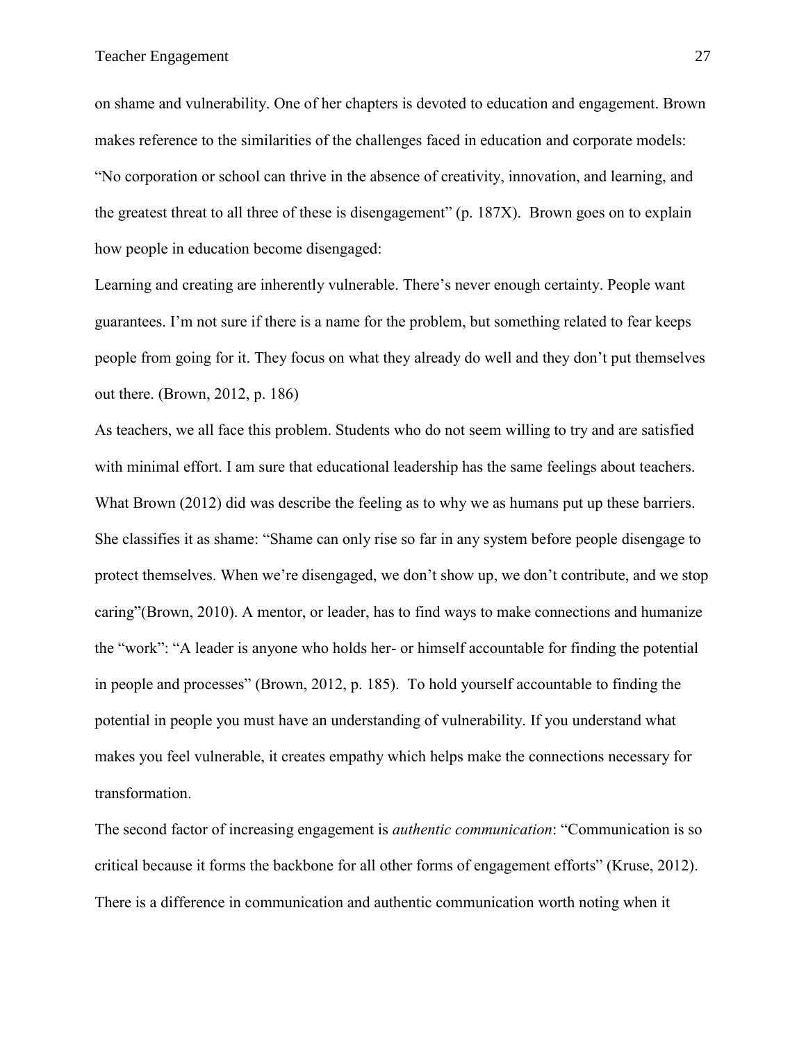on shame and vulnerability. One of her chapters is devoted to education and engagement. Brown makes reference to the similarities of the challenges faced in education and corporate models: "No corporation or school can thrive in the absence of creativity, innovation, and learning, and the greatest threat to all three of these is disengagement" (p. 187X). Brown goes on to explain how people in education become disengaged:

Learning and creating are inherently vulnerable. There's never enough certainty. People want guarantees. I'm not sure if there is a name for the problem, but something related to fear keeps people from going for it. They focus on what they already do well and they don't put themselves out there. (Brown, 2012, p. 186)

As teachers, we all face this problem. Students who do not seem willing to try and are satisfied with minimal effort. I am sure that educational leadership has the same feelings about teachers. What Brown (2012) did was describe the feeling as to why we as humans put up these barriers. She classifies it as shame: "Shame can only rise so far in any system before people disengage to protect themselves. When we're disengaged, we don't show up, we don't contribute, and we stop caring"(Brown, 2010). A mentor, or leader, has to find ways to make connections and humanize the "work": "A leader is anyone who holds her- or himself accountable for finding the potential in people and processes" (Brown, 2012, p. 185). To hold yourself accountable to finding the potential in people you must have an understanding of vulnerability. If you understand what makes you feel vulnerable, it creates empathy which helps make the connections necessary for transformation.

The second factor of increasing engagement is *authentic communication*: "Communication is so critical because it forms the backbone for all other forms of engagement efforts" (Kruse, 2012). There is a difference in communication and authentic communication worth noting when it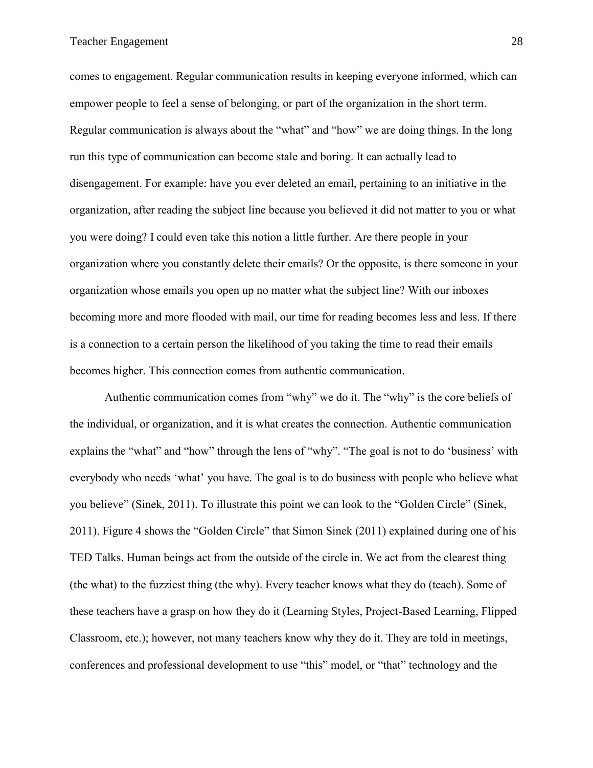comes to engagement. Regular communication results in keeping everyone informed, which can empower people to feel a sense of belonging, or part of the organization in the short term. Regular communication is always about the "what" and "how" we are doing things. In the long run this type of communication can become stale and boring. It can actually lead to disengagement. For example: have you ever deleted an email, pertaining to an initiative in the organization, after reading the subject line because you believed it did not matter to you or what you were doing? I could even take this notion a little further. Are there people in your organization where you constantly delete their emails? Or the opposite, is there someone in your organization whose emails you open up no matter what the subject line? With our inboxes becoming more and more flooded with mail, our time for reading becomes less and less. If there is a connection to a certain person the likelihood of you taking the time to read their emails becomes higher. This connection comes from authentic communication.

Authentic communication comes from "why" we do it. The "why" is the core beliefs of the individual, or organization, and it is what creates the connection. Authentic communication explains the "what" and "how" through the lens of "why". "The goal is not to do 'business' with everybody who needs 'what' you have. The goal is to do business with people who believe what you believe" (Sinek, 2011). To illustrate this point we can look to the "Golden Circle" (Sinek, 2011). Figure 4 shows the "Golden Circle" that Simon Sinek (2011) explained during one of his TED Talks. Human beings act from the outside of the circle in. We act from the clearest thing (the what) to the fuzziest thing (the why). Every teacher knows what they do (teach). Some of these teachers have a grasp on how they do it (Learning Styles, Project-Based Learning, Flipped Classroom, etc.); however, not many teachers know why they do it. They are told in meetings, conferences and professional development to use "this" model, or "that" technology and the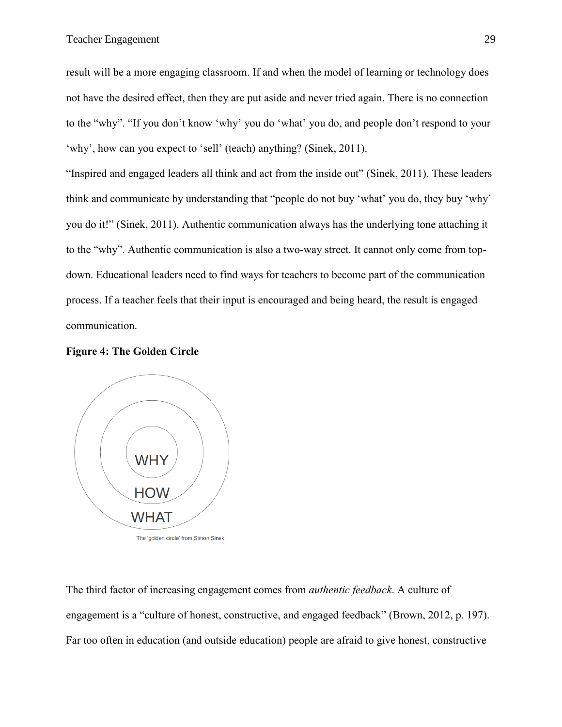result will be a more engaging classroom. If and when the model of learning or technology does not have the desired effect, then they are put aside and never tried again. There is no connection to the "why". "If you don't know 'why' you do 'what' you do, and people don't respond to your 'why', how can you expect to 'sell' (teach) anything? (Sinek, 2011).

"Inspired and engaged leaders all think and act from the inside out" (Sinek, 2011). These leaders think and communicate by understanding that "people do not buy 'what' you do, they buy 'why' you do it!" (Sinek, 2011). Authentic communication always has the underlying tone attaching it to the "why". Authentic communication is also a two-way street. It cannot only come from top-down. Educational leaders need to find ways for teachers to become part of the communication process. If a teacher feels that their input is encouraged and being heard, the result is engaged communication.

**Figure 4: The Golden Circle**

WHY

HOW

WHAT

The 'golden circle' from Simon Sinek

The third factor of increasing engagement comes from *authentic feedback*. A culture of engagement is a "culture of honest, constructive, and engaged feedback" (Brown, 2012, p. 197). Far too often in education (and outside education) people are afraid to give honest, constructive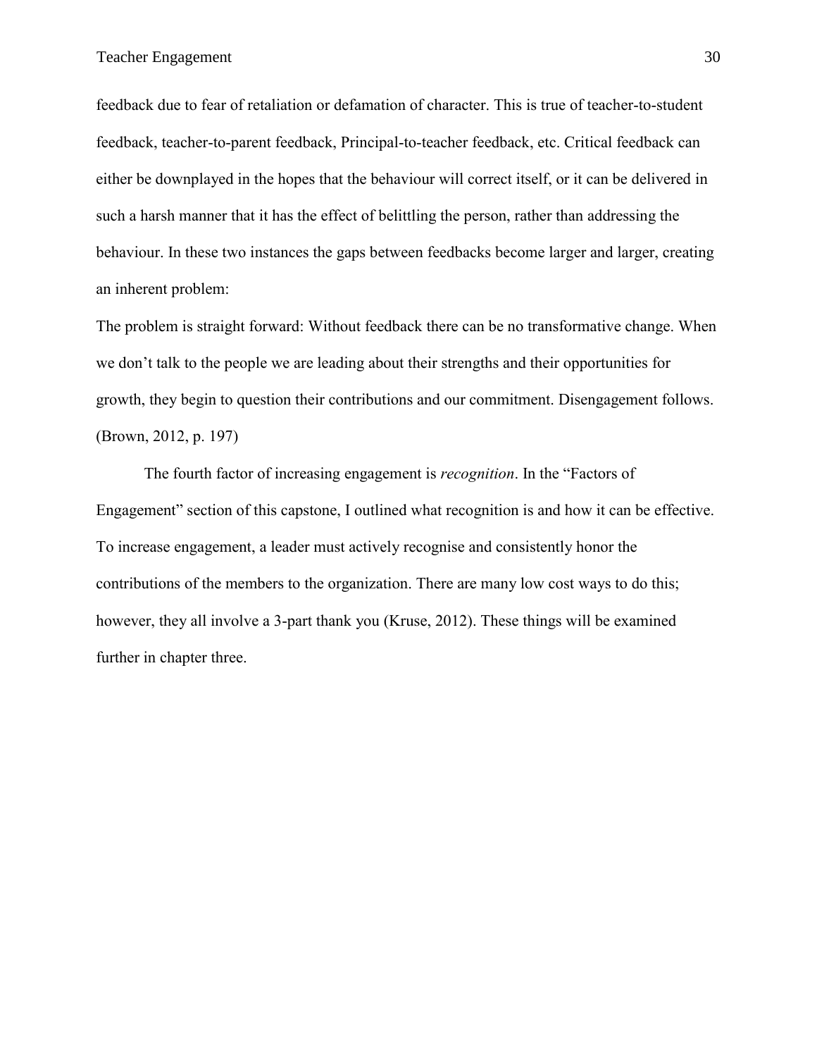feedback due to fear of retaliation or defamation of character. This is true of teacher-to-student feedback, teacher-to-parent feedback, Principal-to-teacher feedback, etc. Critical feedback can either be downplayed in the hopes that the behaviour will correct itself, or it can be delivered in such a harsh manner that it has the effect of belittling the person, rather than addressing the behaviour. In these two instances the gaps between feedbacks become larger and larger, creating an inherent problem:

The problem is straight forward: Without feedback there can be no transformative change. When we don't talk to the people we are leading about their strengths and their opportunities for growth, they begin to question their contributions and our commitment. Disengagement follows. (Brown, 2012, p. 197)

The fourth factor of increasing engagement is *recognition*. In the "Factors of Engagement" section of this capstone, I outlined what recognition is and how it can be effective. To increase engagement, a leader must actively recognise and consistently honor the contributions of the members to the organization. There are many low cost ways to do this; however, they all involve a 3-part thank you (Kruse, 2012). These things will be examined further in chapter three.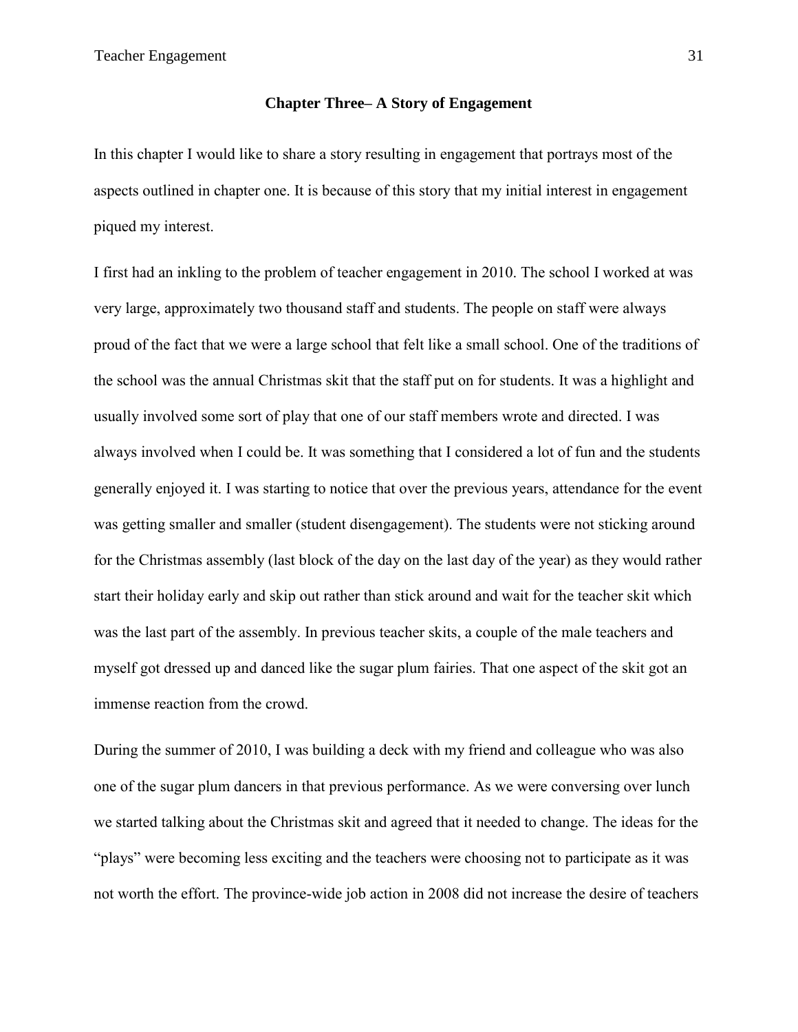## Chapter Three– A Story of Engagement

In this chapter I would like to share a story resulting in engagement that portrays most of the aspects outlined in chapter one. It is because of this story that my initial interest in engagement piqued my interest.

I first had an inkling to the problem of teacher engagement in 2010. The school I worked at was very large, approximately two thousand staff and students. The people on staff were always proud of the fact that we were a large school that felt like a small school. One of the traditions of the school was the annual Christmas skit that the staff put on for students. It was a highlight and usually involved some sort of play that one of our staff members wrote and directed. I was always involved when I could be. It was something that I considered a lot of fun and the students generally enjoyed it. I was starting to notice that over the previous years, attendance for the event was getting smaller and smaller (student disengagement). The students were not sticking around for the Christmas assembly (last block of the day on the last day of the year) as they would rather start their holiday early and skip out rather than stick around and wait for the teacher skit which was the last part of the assembly. In previous teacher skits, a couple of the male teachers and myself got dressed up and danced like the sugar plum fairies. That one aspect of the skit got an immense reaction from the crowd.

During the summer of 2010, I was building a deck with my friend and colleague who was also one of the sugar plum dancers in that previous performance. As we were conversing over lunch we started talking about the Christmas skit and agreed that it needed to change. The ideas for the "plays" were becoming less exciting and the teachers were choosing not to participate as it was not worth the effort. The province-wide job action in 2008 did not increase the desire of teachers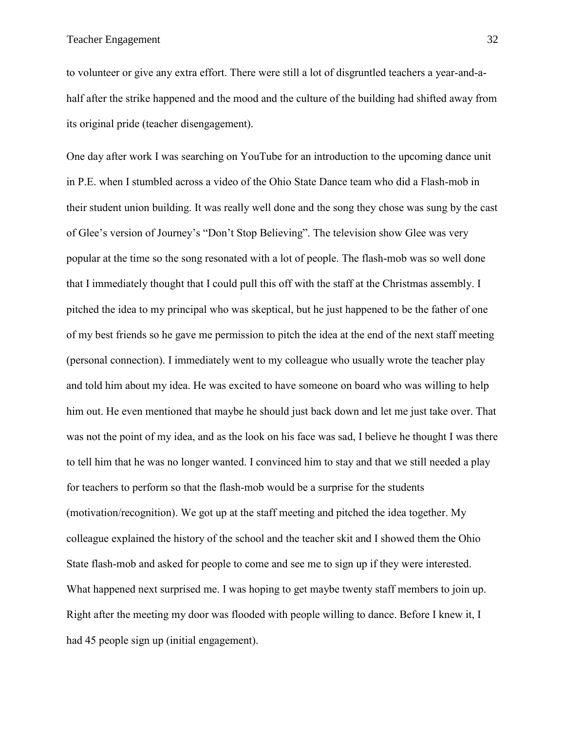to volunteer or give any extra effort. There were still a lot of disgruntled teachers a year-and-a-half after the strike happened and the mood and the culture of the building had shifted away from its original pride (teacher disengagement).

One day after work I was searching on YouTube for an introduction to the upcoming dance unit in P.E. when I stumbled across a video of the Ohio State Dance team who did a Flash-mob in their student union building. It was really well done and the song they chose was sung by the cast of Glee's version of Journey's "Don't Stop Believing". The television show Glee was very popular at the time so the song resonated with a lot of people. The flash-mob was so well done that I immediately thought that I could pull this off with the staff at the Christmas assembly. I pitched the idea to my principal who was skeptical, but he just happened to be the father of one of my best friends so he gave me permission to pitch the idea at the end of the next staff meeting (personal connection). I immediately went to my colleague who usually wrote the teacher play and told him about my idea. He was excited to have someone on board who was willing to help him out. He even mentioned that maybe he should just back down and let me just take over. That was not the point of my idea, and as the look on his face was sad, I believe he thought I was there to tell him that he was no longer wanted. I convinced him to stay and that we still needed a play for teachers to perform so that the flash-mob would be a surprise for the students (motivation/recognition). We got up at the staff meeting and pitched the idea together. My colleague explained the history of the school and the teacher skit and I showed them the Ohio State flash-mob and asked for people to come and see me to sign up if they were interested. What happened next surprised me. I was hoping to get maybe twenty staff members to join up. Right after the meeting my door was flooded with people willing to dance. Before I knew it, I had 45 people sign up (initial engagement).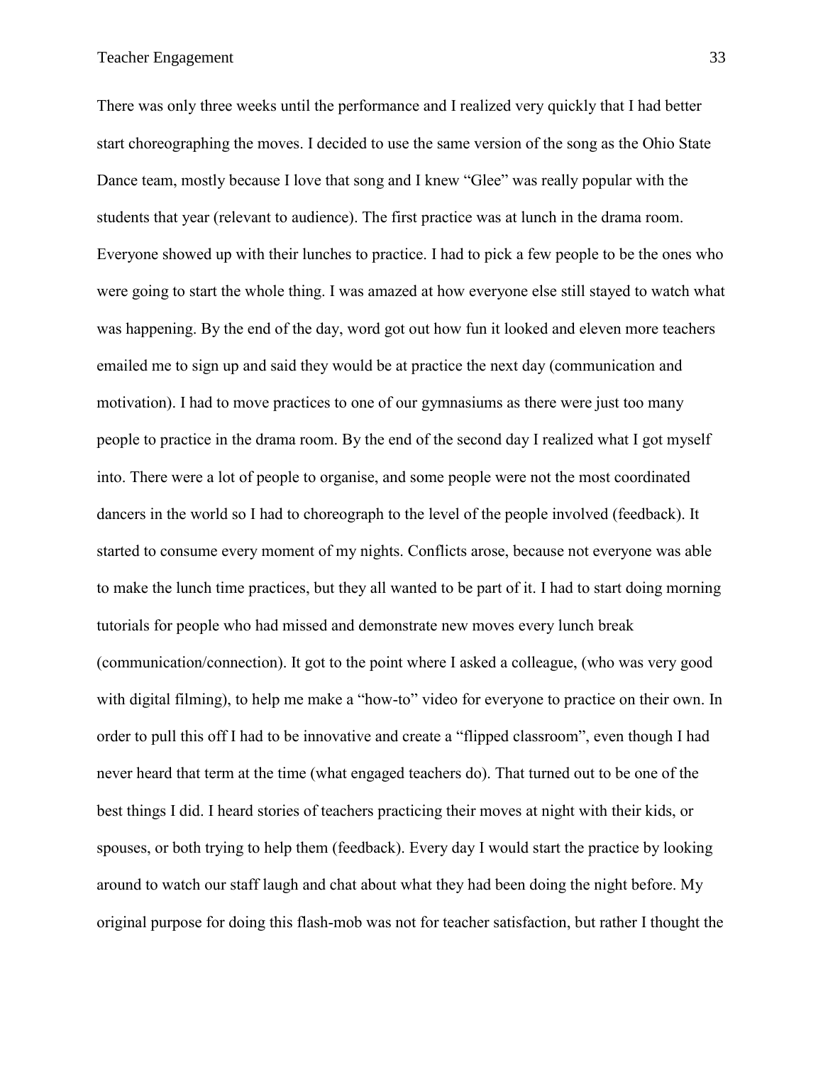There was only three weeks until the performance and I realized very quickly that I had better start choreographing the moves. I decided to use the same version of the song as the Ohio State Dance team, mostly because I love that song and I knew "Glee" was really popular with the students that year (relevant to audience). The first practice was at lunch in the drama room. Everyone showed up with their lunches to practice. I had to pick a few people to be the ones who were going to start the whole thing. I was amazed at how everyone else still stayed to watch what was happening. By the end of the day, word got out how fun it looked and eleven more teachers emailed me to sign up and said they would be at practice the next day (communication and motivation). I had to move practices to one of our gymnasiums as there were just too many people to practice in the drama room. By the end of the second day I realized what I got myself into. There were a lot of people to organise, and some people were not the most coordinated dancers in the world so I had to choreograph to the level of the people involved (feedback). It started to consume every moment of my nights. Conflicts arose, because not everyone was able to make the lunch time practices, but they all wanted to be part of it. I had to start doing morning tutorials for people who had missed and demonstrate new moves every lunch break (communication/connection). It got to the point where I asked a colleague, (who was very good with digital filming), to help me make a "how-to" video for everyone to practice on their own. In order to pull this off I had to be innovative and create a "flipped classroom", even though I had never heard that term at the time (what engaged teachers do). That turned out to be one of the best things I did. I heard stories of teachers practicing their moves at night with their kids, or spouses, or both trying to help them (feedback). Every day I would start the practice by looking around to watch our staff laugh and chat about what they had been doing the night before. My original purpose for doing this flash-mob was not for teacher satisfaction, but rather I thought the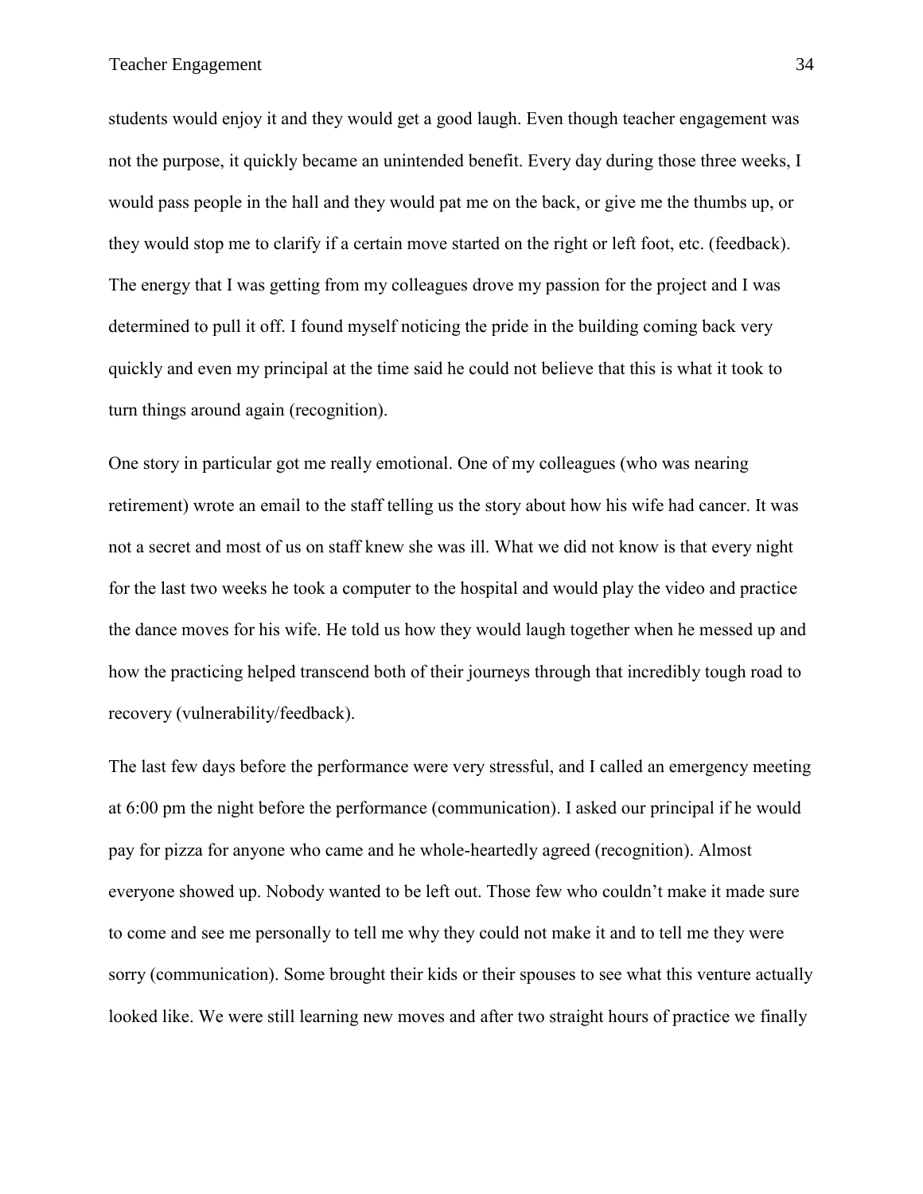students would enjoy it and they would get a good laugh. Even though teacher engagement was not the purpose, it quickly became an unintended benefit. Every day during those three weeks, I would pass people in the hall and they would pat me on the back, or give me the thumbs up, or they would stop me to clarify if a certain move started on the right or left foot, etc. (feedback). The energy that I was getting from my colleagues drove my passion for the project and I was determined to pull it off. I found myself noticing the pride in the building coming back very quickly and even my principal at the time said he could not believe that this is what it took to turn things around again (recognition).

One story in particular got me really emotional. One of my colleagues (who was nearing retirement) wrote an email to the staff telling us the story about how his wife had cancer. It was not a secret and most of us on staff knew she was ill. What we did not know is that every night for the last two weeks he took a computer to the hospital and would play the video and practice the dance moves for his wife. He told us how they would laugh together when he messed up and how the practicing helped transcend both of their journeys through that incredibly tough road to recovery (vulnerability/feedback).

The last few days before the performance were very stressful, and I called an emergency meeting at 6:00 pm the night before the performance (communication). I asked our principal if he would pay for pizza for anyone who came and he whole-heartedly agreed (recognition). Almost everyone showed up. Nobody wanted to be left out. Those few who couldn't make it made sure to come and see me personally to tell me why they could not make it and to tell me they were sorry (communication). Some brought their kids or their spouses to see what this venture actually looked like. We were still learning new moves and after two straight hours of practice we finally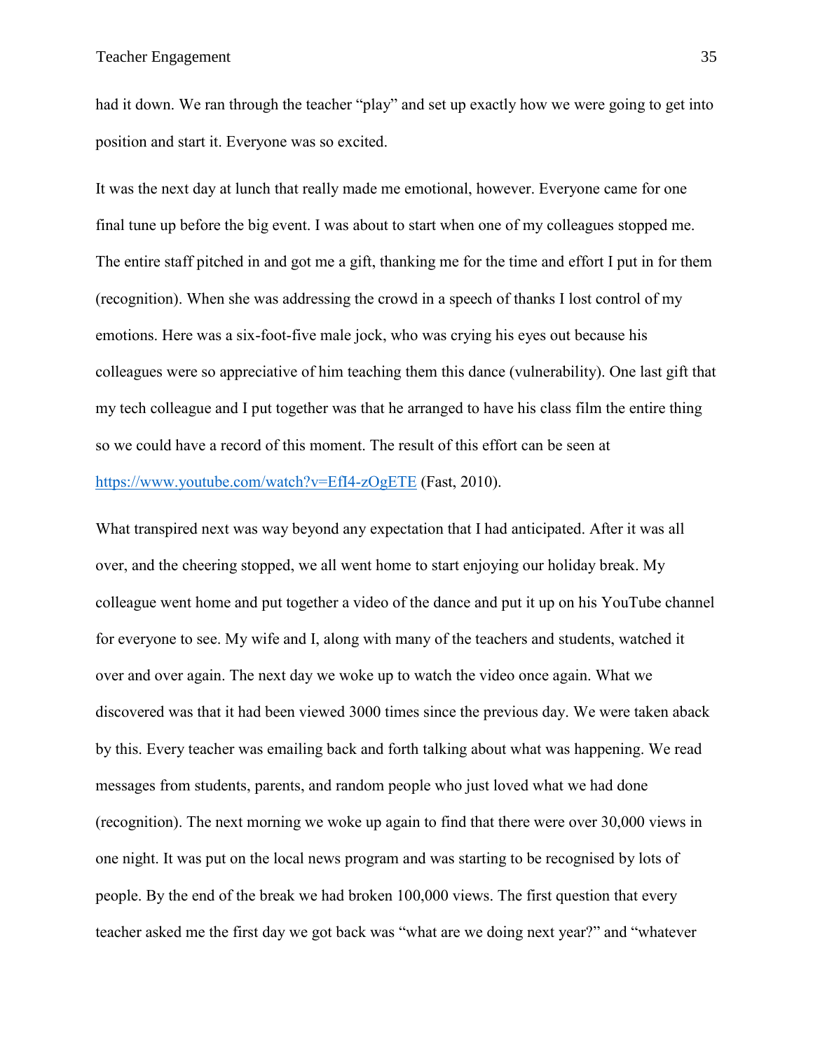had it down. We ran through the teacher "play" and set up exactly how we were going to get into position and start it. Everyone was so excited.

It was the next day at lunch that really made me emotional, however. Everyone came for one final tune up before the big event. I was about to start when one of my colleagues stopped me. The entire staff pitched in and got me a gift, thanking me for the time and effort I put in for them (recognition). When she was addressing the crowd in a speech of thanks I lost control of my emotions. Here was a six-foot-five male jock, who was crying his eyes out because his colleagues were so appreciative of him teaching them this dance (vulnerability). One last gift that my tech colleague and I put together was that he arranged to have his class film the entire thing so we could have a record of this moment. The result of this effort can be seen at https://www.youtube.com/watch?v=EfI4-zOgETE (Fast, 2010).

What transpired next was way beyond any expectation that I had anticipated. After it was all over, and the cheering stopped, we all went home to start enjoying our holiday break. My colleague went home and put together a video of the dance and put it up on his YouTube channel for everyone to see. My wife and I, along with many of the teachers and students, watched it over and over again. The next day we woke up to watch the video once again. What we discovered was that it had been viewed 3000 times since the previous day. We were taken aback by this. Every teacher was emailing back and forth talking about what was happening. We read messages from students, parents, and random people who just loved what we had done (recognition). The next morning we woke up again to find that there were over 30,000 views in one night. It was put on the local news program and was starting to be recognised by lots of people. By the end of the break we had broken 100,000 views. The first question that every teacher asked me the first day we got back was "what are we doing next year?" and "whatever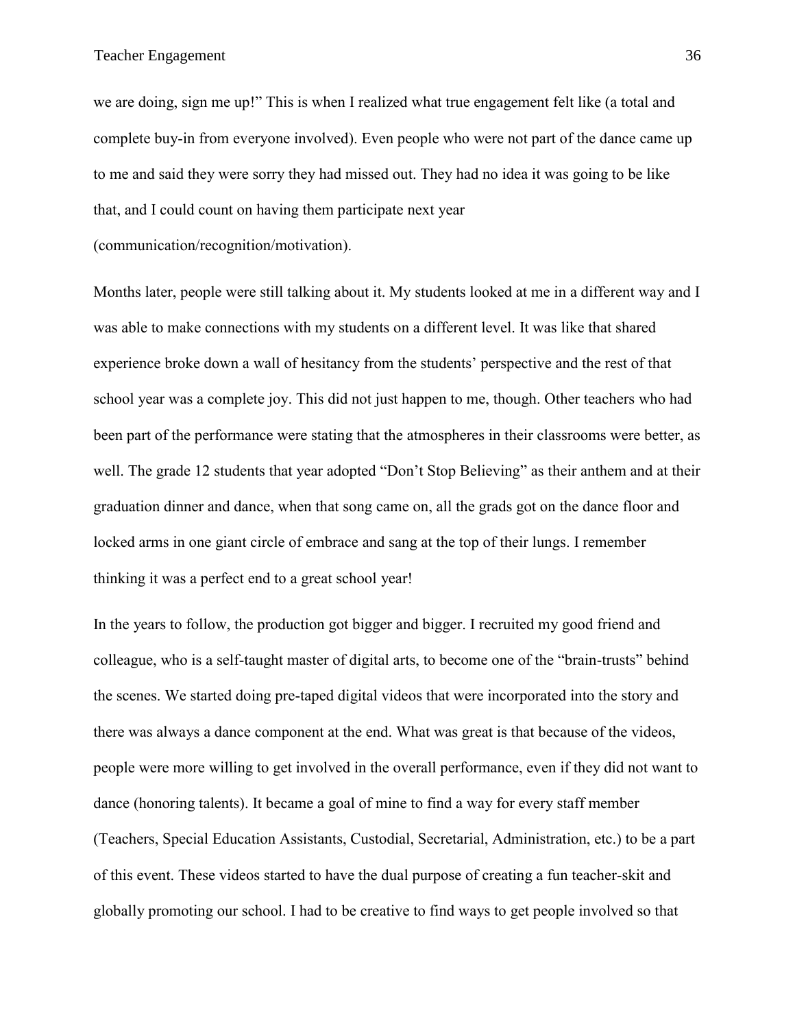we are doing, sign me up!" This is when I realized what true engagement felt like (a total and complete buy-in from everyone involved). Even people who were not part of the dance came up to me and said they were sorry they had missed out. They had no idea it was going to be like that, and I could count on having them participate next year (communication/recognition/motivation).

Months later, people were still talking about it. My students looked at me in a different way and I was able to make connections with my students on a different level. It was like that shared experience broke down a wall of hesitancy from the students' perspective and the rest of that school year was a complete joy. This did not just happen to me, though. Other teachers who had been part of the performance were stating that the atmospheres in their classrooms were better, as well. The grade 12 students that year adopted "Don't Stop Believing" as their anthem and at their graduation dinner and dance, when that song came on, all the grads got on the dance floor and locked arms in one giant circle of embrace and sang at the top of their lungs. I remember thinking it was a perfect end to a great school year!

In the years to follow, the production got bigger and bigger. I recruited my good friend and colleague, who is a self-taught master of digital arts, to become one of the "brain-trusts" behind the scenes. We started doing pre-taped digital videos that were incorporated into the story and there was always a dance component at the end. What was great is that because of the videos, people were more willing to get involved in the overall performance, even if they did not want to dance (honoring talents). It became a goal of mine to find a way for every staff member (Teachers, Special Education Assistants, Custodial, Secretarial, Administration, etc.) to be a part of this event. These videos started to have the dual purpose of creating a fun teacher-skit and globally promoting our school. I had to be creative to find ways to get people involved so that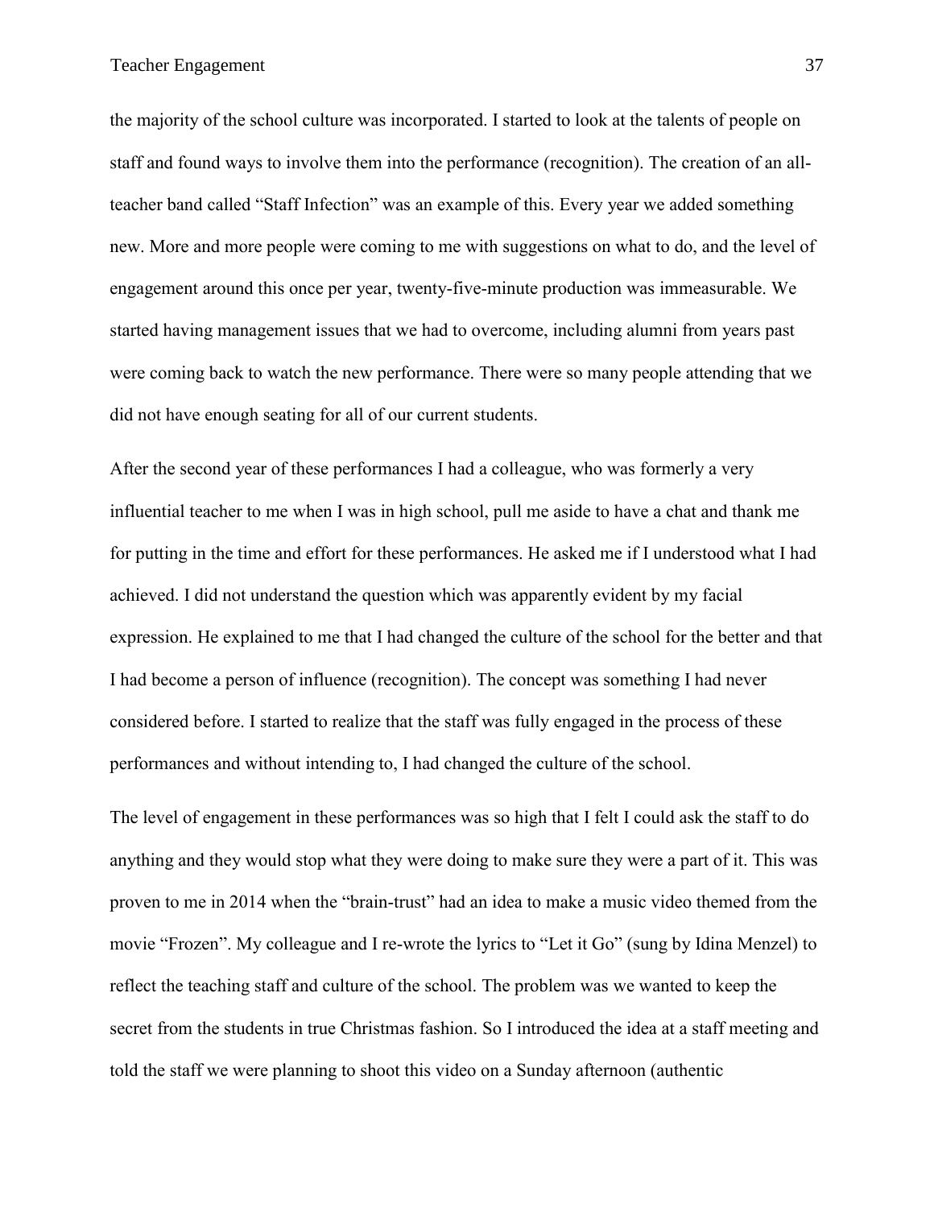the majority of the school culture was incorporated. I started to look at the talents of people on staff and found ways to involve them into the performance (recognition). The creation of an all-teacher band called "Staff Infection" was an example of this. Every year we added something new. More and more people were coming to me with suggestions on what to do, and the level of engagement around this once per year, twenty-five-minute production was immeasurable. We started having management issues that we had to overcome, including alumni from years past were coming back to watch the new performance. There were so many people attending that we did not have enough seating for all of our current students.

After the second year of these performances I had a colleague, who was formerly a very influential teacher to me when I was in high school, pull me aside to have a chat and thank me for putting in the time and effort for these performances. He asked me if I understood what I had achieved. I did not understand the question which was apparently evident by my facial expression. He explained to me that I had changed the culture of the school for the better and that I had become a person of influence (recognition). The concept was something I had never considered before. I started to realize that the staff was fully engaged in the process of these performances and without intending to, I had changed the culture of the school.

The level of engagement in these performances was so high that I felt I could ask the staff to do anything and they would stop what they were doing to make sure they were a part of it. This was proven to me in 2014 when the "brain-trust" had an idea to make a music video themed from the movie "Frozen". My colleague and I re-wrote the lyrics to "Let it Go" (sung by Idina Menzel) to reflect the teaching staff and culture of the school. The problem was we wanted to keep the secret from the students in true Christmas fashion. So I introduced the idea at a staff meeting and told the staff we were planning to shoot this video on a Sunday afternoon (authentic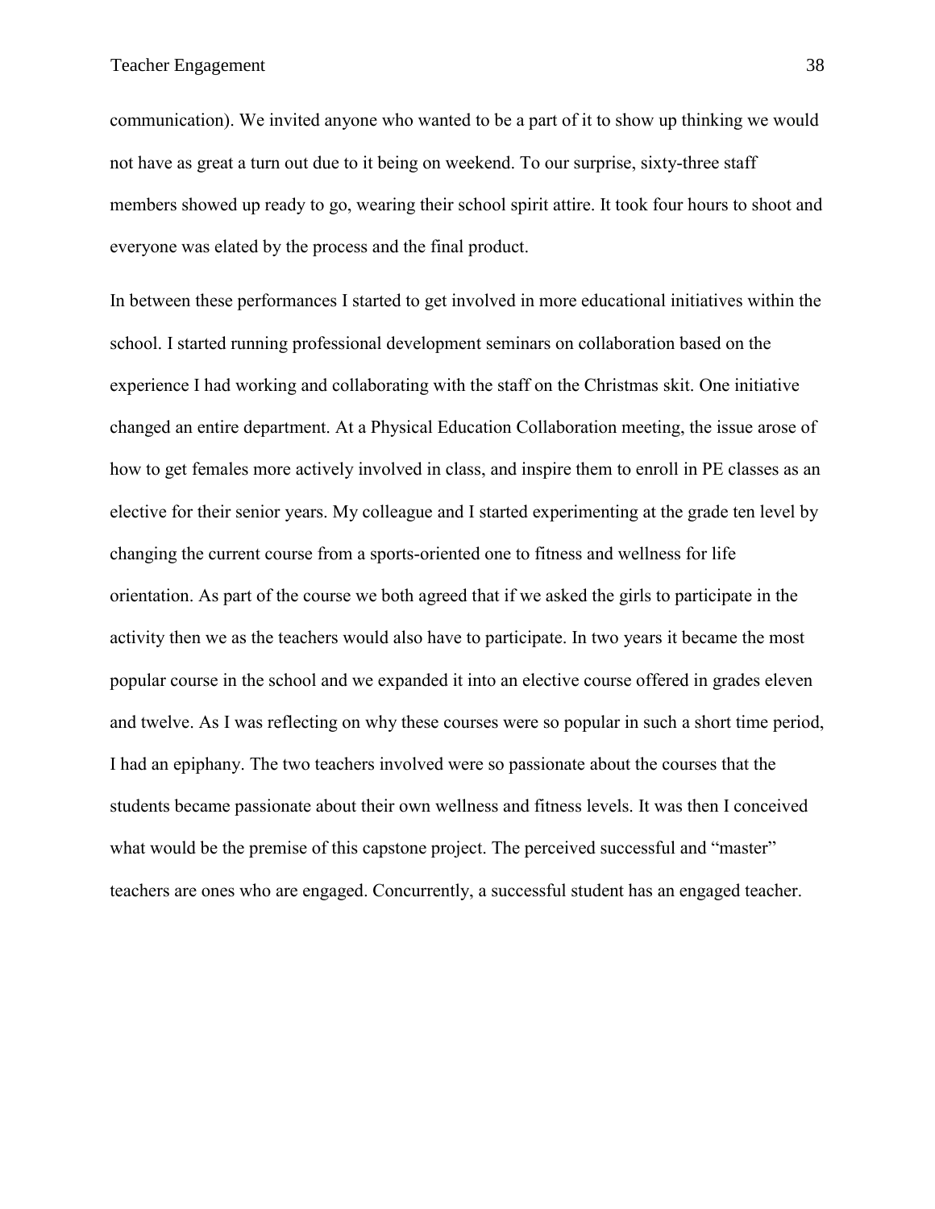communication). We invited anyone who wanted to be a part of it to show up thinking we would not have as great a turn out due to it being on weekend. To our surprise, sixty-three staff members showed up ready to go, wearing their school spirit attire. It took four hours to shoot and everyone was elated by the process and the final product.

In between these performances I started to get involved in more educational initiatives within the school. I started running professional development seminars on collaboration based on the experience I had working and collaborating with the staff on the Christmas skit. One initiative changed an entire department. At a Physical Education Collaboration meeting, the issue arose of how to get females more actively involved in class, and inspire them to enroll in PE classes as an elective for their senior years. My colleague and I started experimenting at the grade ten level by changing the current course from a sports-oriented one to fitness and wellness for life orientation. As part of the course we both agreed that if we asked the girls to participate in the activity then we as the teachers would also have to participate. In two years it became the most popular course in the school and we expanded it into an elective course offered in grades eleven and twelve. As I was reflecting on why these courses were so popular in such a short time period, I had an epiphany. The two teachers involved were so passionate about the courses that the students became passionate about their own wellness and fitness levels. It was then I conceived what would be the premise of this capstone project. The perceived successful and "master" teachers are ones who are engaged. Concurrently, a successful student has an engaged teacher.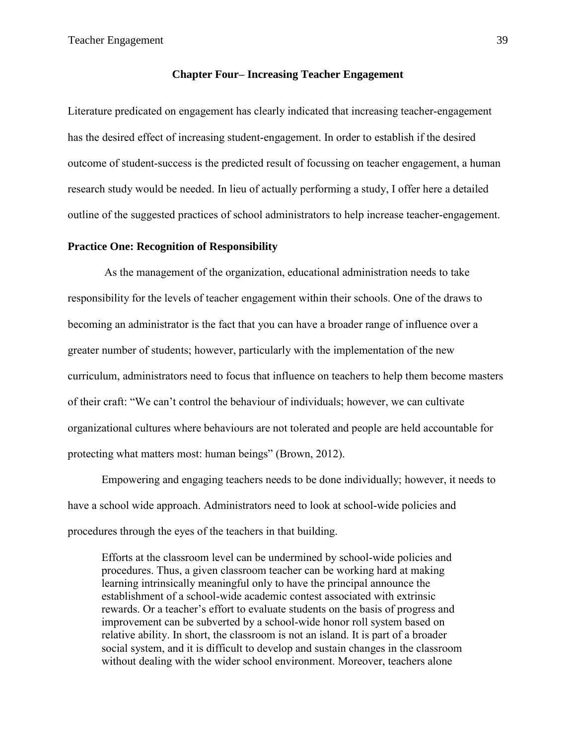## Chapter Four– Increasing Teacher Engagement

Literature predicated on engagement has clearly indicated that increasing teacher-engagement has the desired effect of increasing student-engagement. In order to establish if the desired outcome of student-success is the predicted result of focussing on teacher engagement, a human research study would be needed. In lieu of actually performing a study, I offer here a detailed outline of the suggested practices of school administrators to help increase teacher-engagement.

### Practice One: Recognition of Responsibility

As the management of the organization, educational administration needs to take responsibility for the levels of teacher engagement within their schools. One of the draws to becoming an administrator is the fact that you can have a broader range of influence over a greater number of students; however, particularly with the implementation of the new curriculum, administrators need to focus that influence on teachers to help them become masters of their craft: "We can't control the behaviour of individuals; however, we can cultivate organizational cultures where behaviours are not tolerated and people are held accountable for protecting what matters most: human beings" (Brown, 2012).

Empowering and engaging teachers needs to be done individually; however, it needs to have a school wide approach. Administrators need to look at school-wide policies and procedures through the eyes of the teachers in that building.

> Efforts at the classroom level can be undermined by school-wide policies and procedures. Thus, a given classroom teacher can be working hard at making learning intrinsically meaningful only to have the principal announce the establishment of a school-wide academic contest associated with extrinsic rewards. Or a teacher's effort to evaluate students on the basis of progress and improvement can be subverted by a school-wide honor roll system based on relative ability. In short, the classroom is not an island. It is part of a broader social system, and it is difficult to develop and sustain changes in the classroom without dealing with the wider school environment. Moreover, teachers alone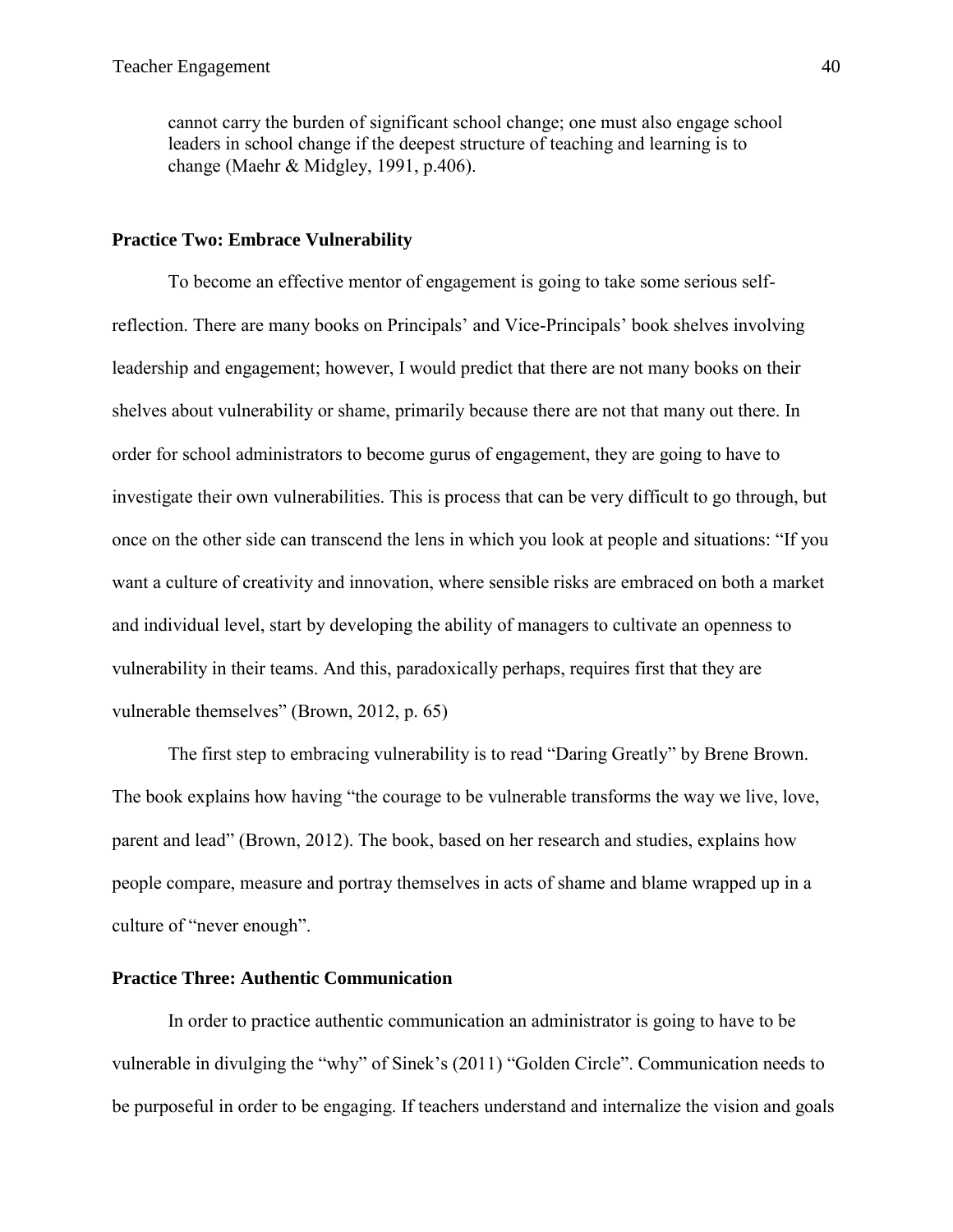> cannot carry the burden of significant school change; one must also engage school leaders in school change if the deepest structure of teaching and learning is to change (Maehr & Midgley, 1991, p.406).

### Practice Two: Embrace Vulnerability

To become an effective mentor of engagement is going to take some serious self-reflection. There are many books on Principals' and Vice-Principals' book shelves involving leadership and engagement; however, I would predict that there are not many books on their shelves about vulnerability or shame, primarily because there are not that many out there. In order for school administrators to become gurus of engagement, they are going to have to investigate their own vulnerabilities. This is process that can be very difficult to go through, but once on the other side can transcend the lens in which you look at people and situations: "If you want a culture of creativity and innovation, where sensible risks are embraced on both a market and individual level, start by developing the ability of managers to cultivate an openness to vulnerability in their teams. And this, paradoxically perhaps, requires first that they are vulnerable themselves" (Brown, 2012, p. 65)

The first step to embracing vulnerability is to read "Daring Greatly" by Brene Brown. The book explains how having "the courage to be vulnerable transforms the way we live, love, parent and lead" (Brown, 2012). The book, based on her research and studies, explains how people compare, measure and portray themselves in acts of shame and blame wrapped up in a culture of "never enough".

### Practice Three: Authentic Communication

In order to practice authentic communication an administrator is going to have to be vulnerable in divulging the "why" of Sinek's (2011) "Golden Circle". Communication needs to be purposeful in order to be engaging. If teachers understand and internalize the vision and goals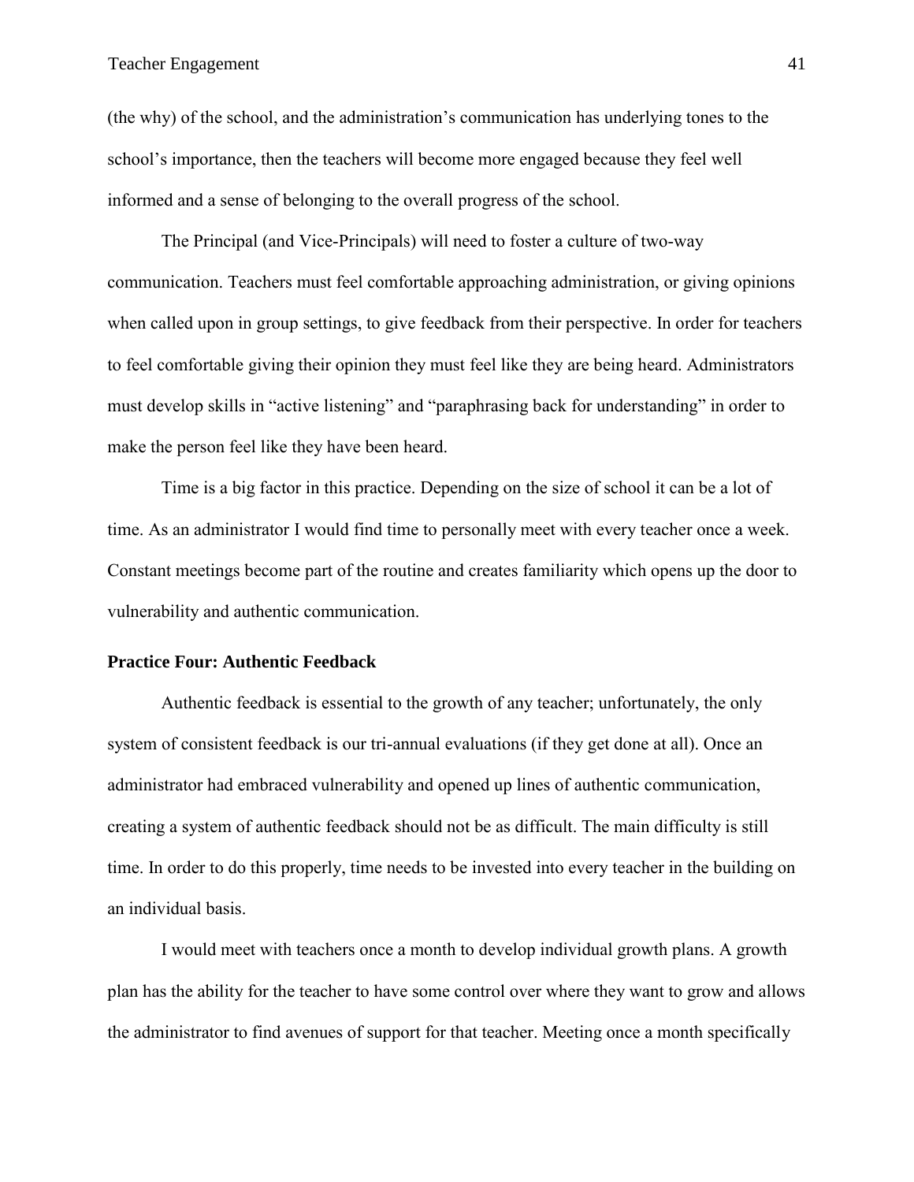(the why) of the school, and the administration's communication has underlying tones to the school's importance, then the teachers will become more engaged because they feel well informed and a sense of belonging to the overall progress of the school.

The Principal (and Vice-Principals) will need to foster a culture of two-way communication. Teachers must feel comfortable approaching administration, or giving opinions when called upon in group settings, to give feedback from their perspective. In order for teachers to feel comfortable giving their opinion they must feel like they are being heard. Administrators must develop skills in "active listening" and "paraphrasing back for understanding" in order to make the person feel like they have been heard.

Time is a big factor in this practice. Depending on the size of school it can be a lot of time. As an administrator I would find time to personally meet with every teacher once a week. Constant meetings become part of the routine and creates familiarity which opens up the door to vulnerability and authentic communication.

### Practice Four: Authentic Feedback

Authentic feedback is essential to the growth of any teacher; unfortunately, the only system of consistent feedback is our tri-annual evaluations (if they get done at all). Once an administrator had embraced vulnerability and opened up lines of authentic communication, creating a system of authentic feedback should not be as difficult. The main difficulty is still time. In order to do this properly, time needs to be invested into every teacher in the building on an individual basis.

I would meet with teachers once a month to develop individual growth plans. A growth plan has the ability for the teacher to have some control over where they want to grow and allows the administrator to find avenues of support for that teacher. Meeting once a month specifically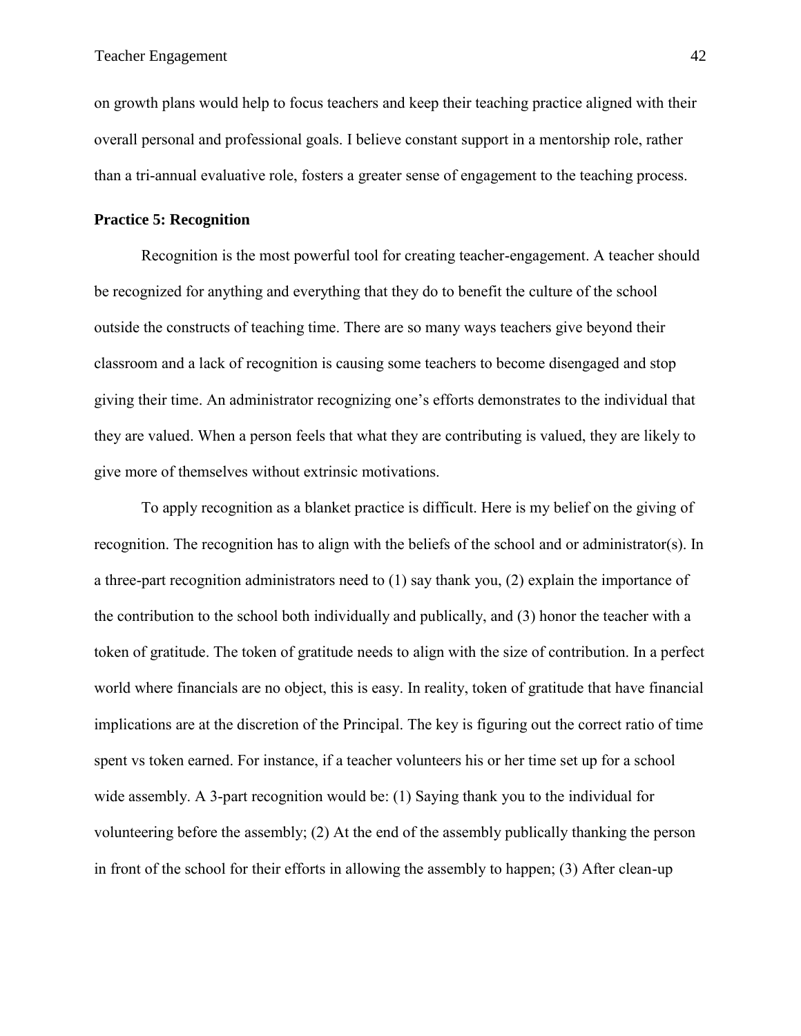on growth plans would help to focus teachers and keep their teaching practice aligned with their overall personal and professional goals. I believe constant support in a mentorship role, rather than a tri-annual evaluative role, fosters a greater sense of engagement to the teaching process.

**Practice 5: Recognition**

Recognition is the most powerful tool for creating teacher-engagement. A teacher should be recognized for anything and everything that they do to benefit the culture of the school outside the constructs of teaching time. There are so many ways teachers give beyond their classroom and a lack of recognition is causing some teachers to become disengaged and stop giving their time. An administrator recognizing one's efforts demonstrates to the individual that they are valued. When a person feels that what they are contributing is valued, they are likely to give more of themselves without extrinsic motivations.

To apply recognition as a blanket practice is difficult. Here is my belief on the giving of recognition. The recognition has to align with the beliefs of the school and or administrator(s). In a three-part recognition administrators need to (1) say thank you, (2) explain the importance of the contribution to the school both individually and publically, and (3) honor the teacher with a token of gratitude. The token of gratitude needs to align with the size of contribution. In a perfect world where financials are no object, this is easy. In reality, token of gratitude that have financial implications are at the discretion of the Principal. The key is figuring out the correct ratio of time spent vs token earned. For instance, if a teacher volunteers his or her time set up for a school wide assembly. A 3-part recognition would be: (1) Saying thank you to the individual for volunteering before the assembly; (2) At the end of the assembly publically thanking the person in front of the school for their efforts in allowing the assembly to happen; (3) After clean-up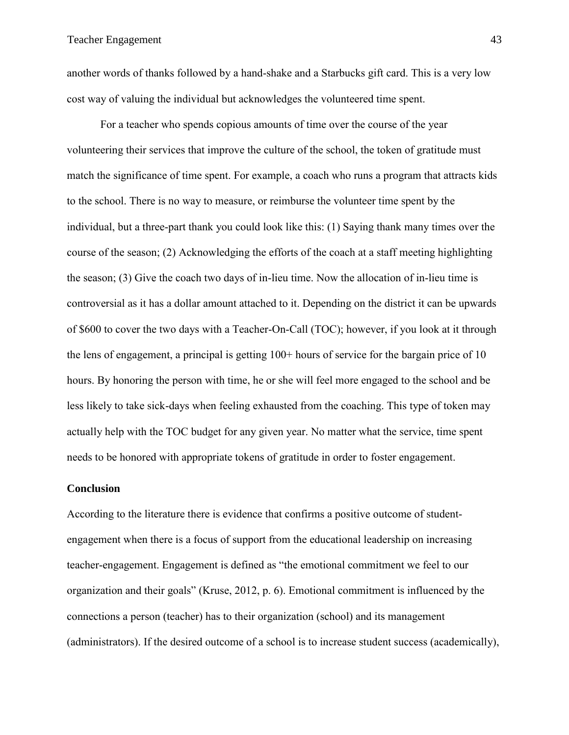another words of thanks followed by a hand-shake and a Starbucks gift card. This is a very low cost way of valuing the individual but acknowledges the volunteered time spent.

For a teacher who spends copious amounts of time over the course of the year volunteering their services that improve the culture of the school, the token of gratitude must match the significance of time spent. For example, a coach who runs a program that attracts kids to the school. There is no way to measure, or reimburse the volunteer time spent by the individual, but a three-part thank you could look like this: (1) Saying thank many times over the course of the season; (2) Acknowledging the efforts of the coach at a staff meeting highlighting the season; (3) Give the coach two days of in-lieu time. Now the allocation of in-lieu time is controversial as it has a dollar amount attached to it. Depending on the district it can be upwards of $600 to cover the two days with a Teacher-On-Call (TOC); however, if you look at it through the lens of engagement, a principal is getting 100+ hours of service for the bargain price of 10 hours. By honoring the person with time, he or she will feel more engaged to the school and be less likely to take sick-days when feeling exhausted from the coaching. This type of token may actually help with the TOC budget for any given year. No matter what the service, time spent needs to be honored with appropriate tokens of gratitude in order to foster engagement.

## Conclusion

According to the literature there is evidence that confirms a positive outcome of student-engagement when there is a focus of support from the educational leadership on increasing teacher-engagement. Engagement is defined as "the emotional commitment we feel to our organization and their goals" (Kruse, 2012, p. 6). Emotional commitment is influenced by the connections a person (teacher) has to their organization (school) and its management (administrators). If the desired outcome of a school is to increase student success (academically),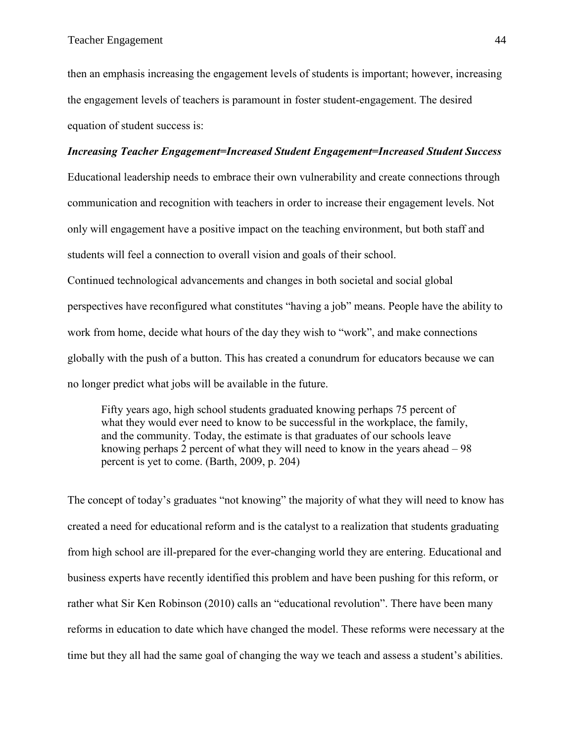then an emphasis increasing the engagement levels of students is important; however, increasing the engagement levels of teachers is paramount in foster student-engagement. The desired equation of student success is:

***Increasing Teacher Engagement=Increased Student Engagement=Increased Student Success***

Educational leadership needs to embrace their own vulnerability and create connections through communication and recognition with teachers in order to increase their engagement levels. Not only will engagement have a positive impact on the teaching environment, but both staff and students will feel a connection to overall vision and goals of their school.

Continued technological advancements and changes in both societal and social global perspectives have reconfigured what constitutes "having a job" means. People have the ability to work from home, decide what hours of the day they wish to "work", and make connections globally with the push of a button. This has created a conundrum for educators because we can no longer predict what jobs will be available in the future.

> Fifty years ago, high school students graduated knowing perhaps 75 percent of what they would ever need to know to be successful in the workplace, the family, and the community. Today, the estimate is that graduates of our schools leave knowing perhaps 2 percent of what they will need to know in the years ahead – 98 percent is yet to come. (Barth, 2009, p. 204)

The concept of today's graduates "not knowing" the majority of what they will need to know has created a need for educational reform and is the catalyst to a realization that students graduating from high school are ill-prepared for the ever-changing world they are entering. Educational and business experts have recently identified this problem and have been pushing for this reform, or rather what Sir Ken Robinson (2010) calls an "educational revolution". There have been many reforms in education to date which have changed the model. These reforms were necessary at the time but they all had the same goal of changing the way we teach and assess a student's abilities.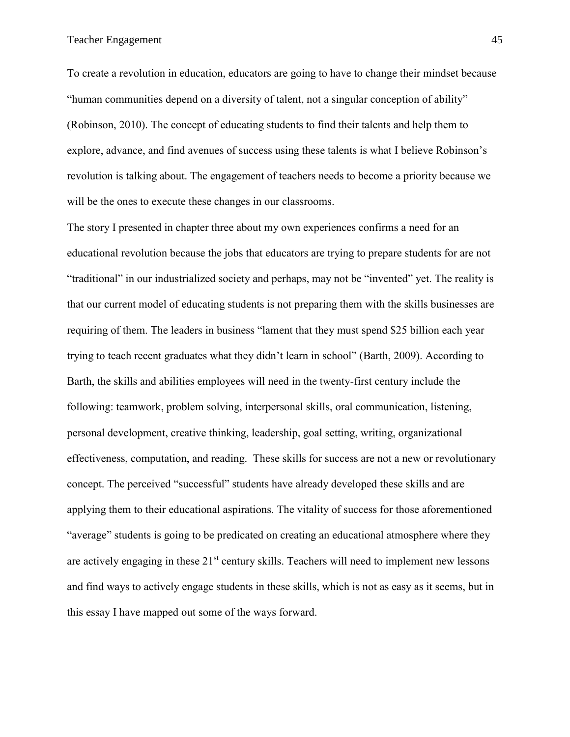To create a revolution in education, educators are going to have to change their mindset because "human communities depend on a diversity of talent, not a singular conception of ability" (Robinson, 2010). The concept of educating students to find their talents and help them to explore, advance, and find avenues of success using these talents is what I believe Robinson's revolution is talking about. The engagement of teachers needs to become a priority because we will be the ones to execute these changes in our classrooms.

The story I presented in chapter three about my own experiences confirms a need for an educational revolution because the jobs that educators are trying to prepare students for are not "traditional" in our industrialized society and perhaps, may not be "invented" yet. The reality is that our current model of educating students is not preparing them with the skills businesses are requiring of them. The leaders in business "lament that they must spend $25 billion each year trying to teach recent graduates what they didn't learn in school" (Barth, 2009). According to Barth, the skills and abilities employees will need in the twenty-first century include the following: teamwork, problem solving, interpersonal skills, oral communication, listening, personal development, creative thinking, leadership, goal setting, writing, organizational effectiveness, computation, and reading. These skills for success are not a new or revolutionary concept. The perceived "successful" students have already developed these skills and are applying them to their educational aspirations. The vitality of success for those aforementioned "average" students is going to be predicated on creating an educational atmosphere where they are actively engaging in these 21st century skills. Teachers will need to implement new lessons and find ways to actively engage students in these skills, which is not as easy as it seems, but in this essay I have mapped out some of the ways forward.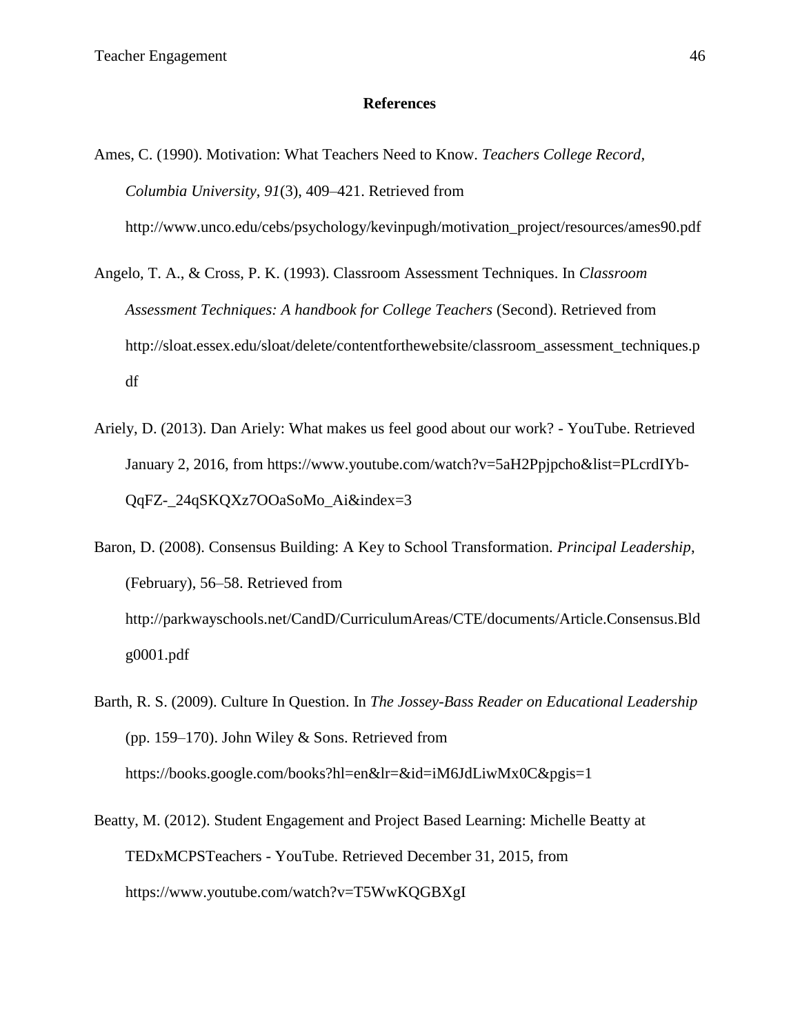## References

Ames, C. (1990). Motivation: What Teachers Need to Know. *Teachers College Record, Columbia University*, *91*(3), 409–421. Retrieved from http://www.unco.edu/cebs/psychology/kevinpugh/motivation_project/resources/ames90.pdf

Angelo, T. A., & Cross, P. K. (1993). Classroom Assessment Techniques. In *Classroom Assessment Techniques: A handbook for College Teachers* (Second). Retrieved from http://sloat.essex.edu/sloat/delete/contentforthewebsite/classroom_assessment_techniques.pdf

Ariely, D. (2013). Dan Ariely: What makes us feel good about our work? - YouTube. Retrieved January 2, 2016, from https://www.youtube.com/watch?v=5aH2Ppjpcho&list=PLcrdIYb-QqFZ-_24qSKQXz7OOaSoMo_Ai&index=3

Baron, D. (2008). Consensus Building: A Key to School Transformation. *Principal Leadership*, (February), 56–58. Retrieved from http://parkwayschools.net/CandD/CurriculumAreas/CTE/documents/Article.Consensus.Bldg0001.pdf

Barth, R. S. (2009). Culture In Question. In *The Jossey-Bass Reader on Educational Leadership* (pp. 159–170). John Wiley & Sons. Retrieved from https://books.google.com/books?hl=en&lr=&id=iM6JdLiwMx0C&pgis=1

Beatty, M. (2012). Student Engagement and Project Based Learning: Michelle Beatty at TEDxMCPSTeachers - YouTube. Retrieved December 31, 2015, from https://www.youtube.com/watch?v=T5WwKQGBXgI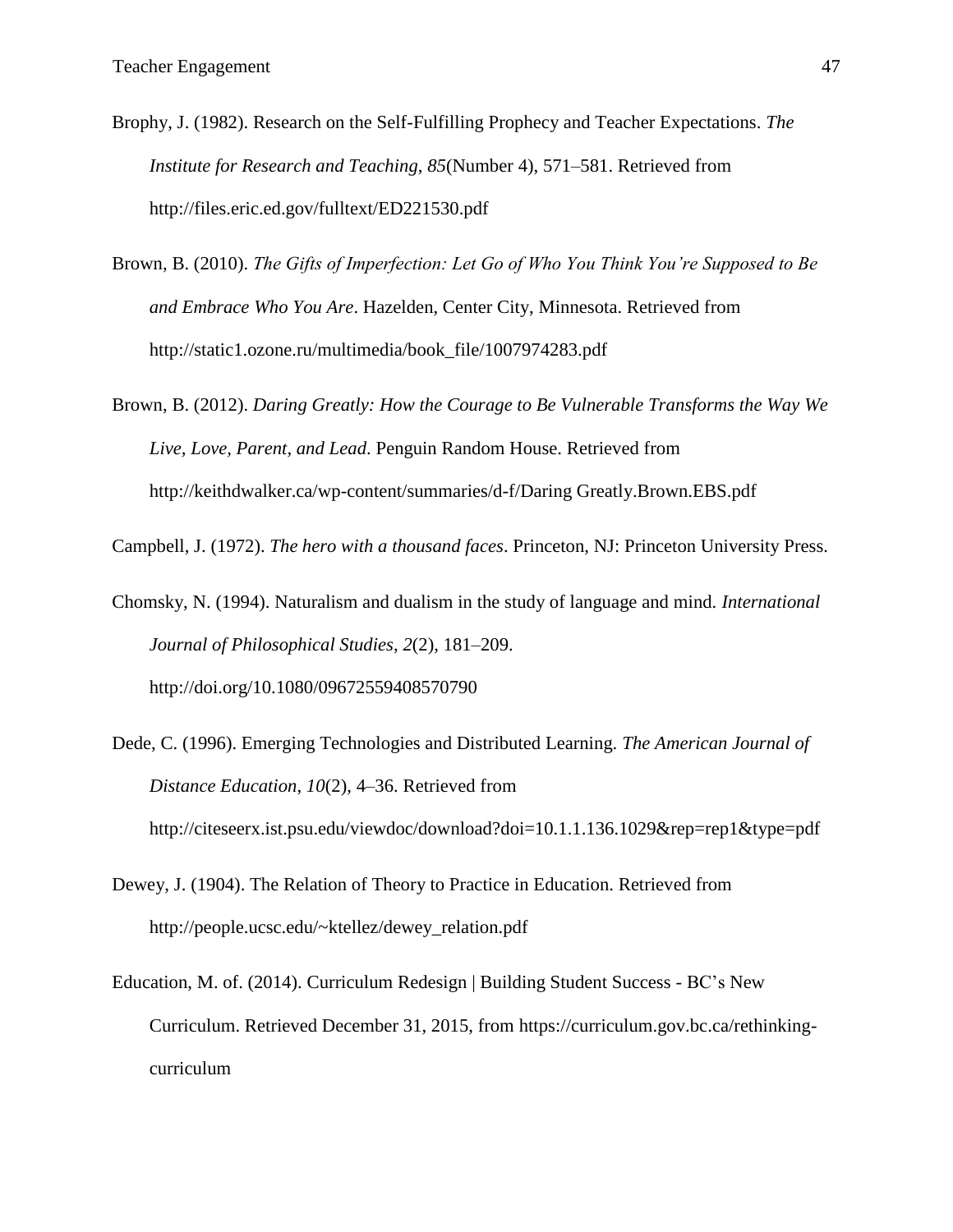Brophy, J. (1982). Research on the Self-Fulfilling Prophecy and Teacher Expectations. *The Institute for Research and Teaching*, *85*(Number 4), 571–581. Retrieved from http://files.eric.ed.gov/fulltext/ED221530.pdf

Brown, B. (2010). *The Gifts of Imperfection: Let Go of Who You Think You're Supposed to Be and Embrace Who You Are*. Hazelden, Center City, Minnesota. Retrieved from http://static1.ozone.ru/multimedia/book_file/1007974283.pdf

Brown, B. (2012). *Daring Greatly: How the Courage to Be Vulnerable Transforms the Way We Live, Love, Parent, and Lead*. Penguin Random House. Retrieved from http://keithdwalker.ca/wp-content/summaries/d-f/Daring Greatly.Brown.EBS.pdf

Campbell, J. (1972). *The hero with a thousand faces*. Princeton, NJ: Princeton University Press.

Chomsky, N. (1994). Naturalism and dualism in the study of language and mind. *International Journal of Philosophical Studies*, *2*(2), 181–209. http://doi.org/10.1080/09672559408570790

Dede, C. (1996). Emerging Technologies and Distributed Learning. *The American Journal of Distance Education*, *10*(2), 4–36. Retrieved from http://citeseerx.ist.psu.edu/viewdoc/download?doi=10.1.1.136.1029&rep=rep1&type=pdf

Dewey, J. (1904). The Relation of Theory to Practice in Education. Retrieved from http://people.ucsc.edu/~ktellez/dewey_relation.pdf

Education, M. of. (2014). Curriculum Redesign | Building Student Success - BC's New Curriculum. Retrieved December 31, 2015, from https://curriculum.gov.bc.ca/rethinking-curriculum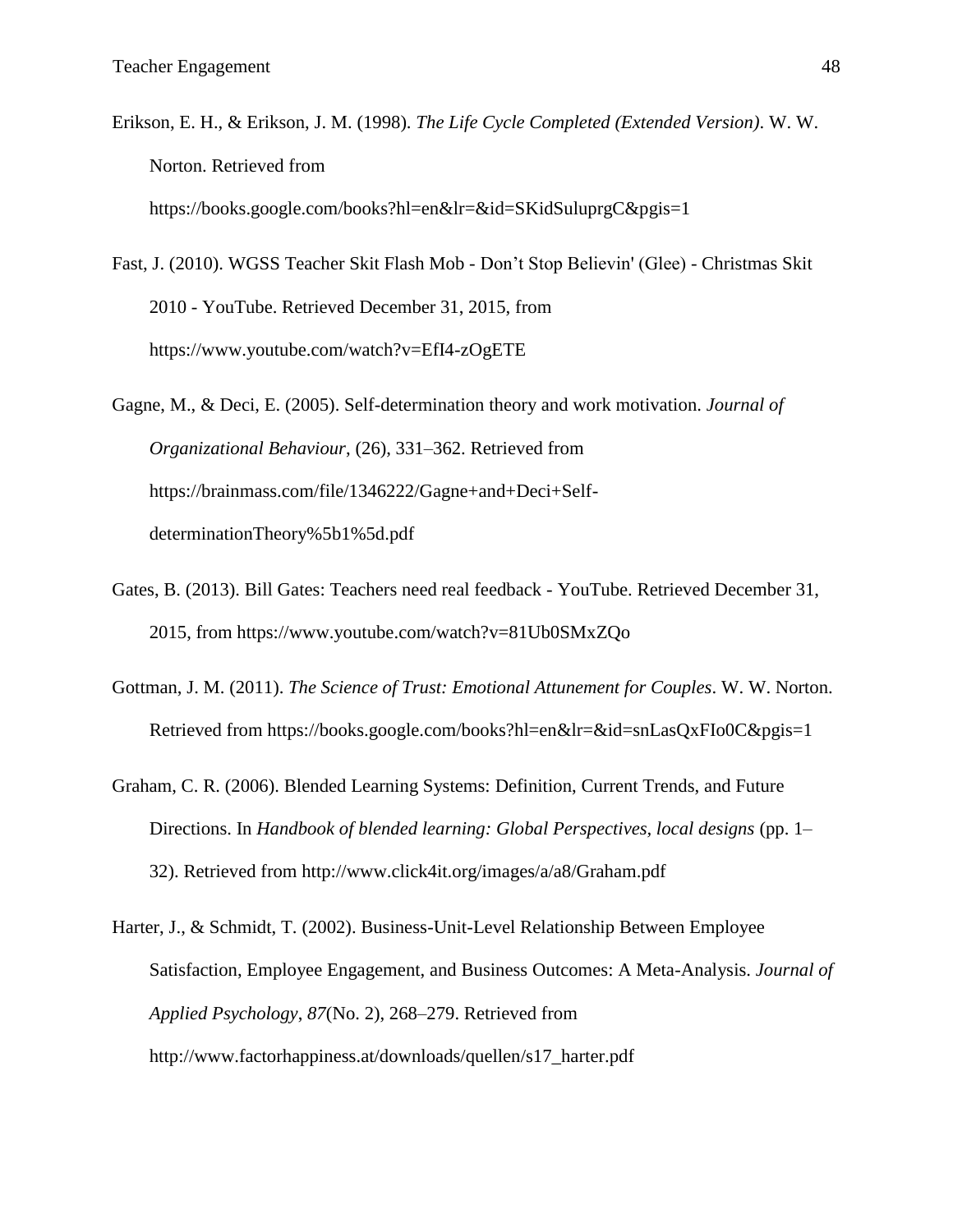Erikson, E. H., & Erikson, J. M. (1998). *The Life Cycle Completed (Extended Version)*. W. W. Norton. Retrieved from https://books.google.com/books?hl=en&lr=&id=SKidSuluprgC&pgis=1

Fast, J. (2010). WGSS Teacher Skit Flash Mob - Don't Stop Believin' (Glee) - Christmas Skit 2010 - YouTube. Retrieved December 31, 2015, from https://www.youtube.com/watch?v=EfI4-zOgETE

Gagne, M., & Deci, E. (2005). Self-determination theory and work motivation. *Journal of Organizational Behaviour*, (26), 331–362. Retrieved from https://brainmass.com/file/1346222/Gagne+and+Deci+Self-determinationTheory%5b1%5d.pdf

Gates, B. (2013). Bill Gates: Teachers need real feedback - YouTube. Retrieved December 31, 2015, from https://www.youtube.com/watch?v=81Ub0SMxZQo

Gottman, J. M. (2011). *The Science of Trust: Emotional Attunement for Couples*. W. W. Norton. Retrieved from https://books.google.com/books?hl=en&lr=&id=snLasQxFIo0C&pgis=1

Graham, C. R. (2006). Blended Learning Systems: Definition, Current Trends, and Future Directions. In *Handbook of blended learning: Global Perspectives, local designs* (pp. 1–32). Retrieved from http://www.click4it.org/images/a/a8/Graham.pdf

Harter, J., & Schmidt, T. (2002). Business-Unit-Level Relationship Between Employee Satisfaction, Employee Engagement, and Business Outcomes: A Meta-Analysis. *Journal of Applied Psychology*, *87*(No. 2), 268–279. Retrieved from http://www.factorhappiness.at/downloads/quellen/s17_harter.pdf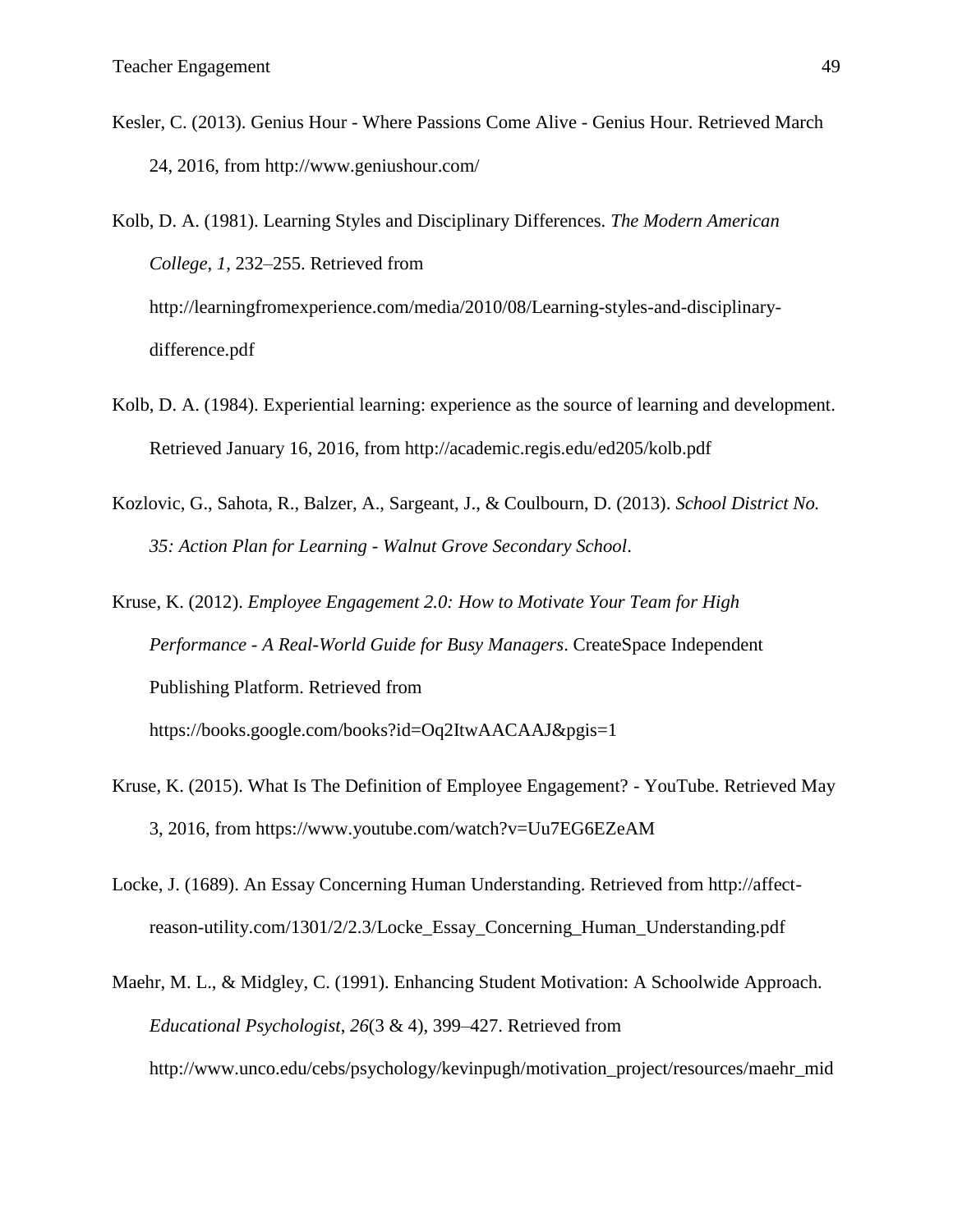Kesler, C. (2013). Genius Hour - Where Passions Come Alive - Genius Hour. Retrieved March 24, 2016, from http://www.geniushour.com/

Kolb, D. A. (1981). Learning Styles and Disciplinary Differences. *The Modern American College*, *1*, 232–255. Retrieved from http://learningfromexperience.com/media/2010/08/Learning-styles-and-disciplinary-difference.pdf

Kolb, D. A. (1984). Experiential learning: experience as the source of learning and development. Retrieved January 16, 2016, from http://academic.regis.edu/ed205/kolb.pdf

Kozlovic, G., Sahota, R., Balzer, A., Sargeant, J., & Coulbourn, D. (2013). *School District No. 35: Action Plan for Learning - Walnut Grove Secondary School*.

Kruse, K. (2012). *Employee Engagement 2.0: How to Motivate Your Team for High Performance - A Real-World Guide for Busy Managers*. CreateSpace Independent Publishing Platform. Retrieved from https://books.google.com/books?id=Oq2ItwAACAAJ&pgis=1

Kruse, K. (2015). What Is The Definition of Employee Engagement? - YouTube. Retrieved May 3, 2016, from https://www.youtube.com/watch?v=Uu7EG6EZeAM

Locke, J. (1689). An Essay Concerning Human Understanding. Retrieved from http://affect-reason-utility.com/1301/2/2.3/Locke_Essay_Concerning_Human_Understanding.pdf

Maehr, M. L., & Midgley, C. (1991). Enhancing Student Motivation: A Schoolwide Approach. *Educational Psychologist*, *26*(3 & 4), 399–427. Retrieved from http://www.unco.edu/cebs/psychology/kevinpugh/motivation_project/resources/maehr_mid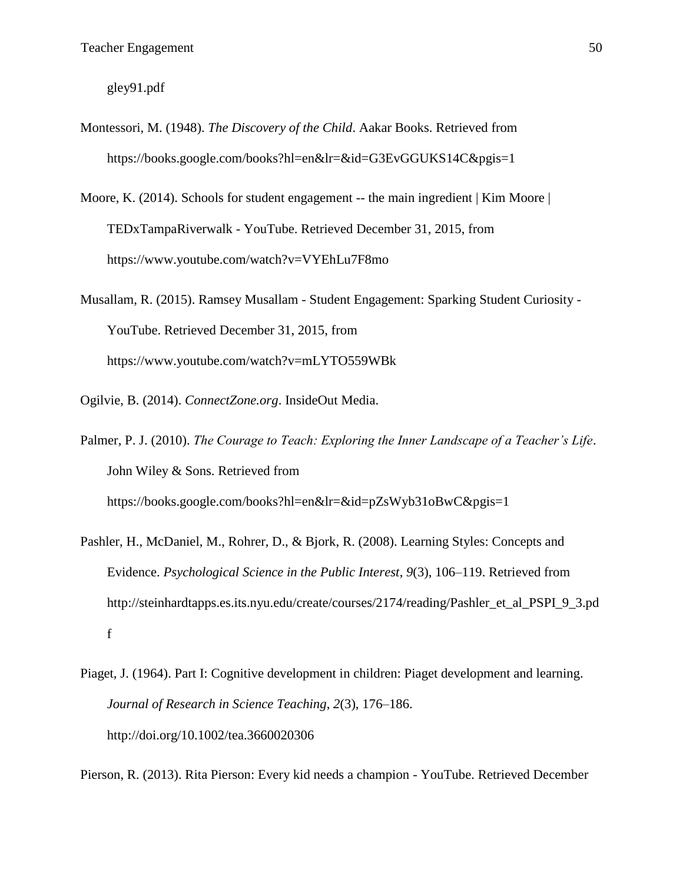gley91.pdf

Montessori, M. (1948). *The Discovery of the Child*. Aakar Books. Retrieved from https://books.google.com/books?hl=en&lr=&id=G3EvGGUKS14C&pgis=1

Moore, K. (2014). Schools for student engagement -- the main ingredient | Kim Moore | TEDxTampaRiverwalk - YouTube. Retrieved December 31, 2015, from https://www.youtube.com/watch?v=VYEhLu7F8mo

Musallam, R. (2015). Ramsey Musallam - Student Engagement: Sparking Student Curiosity - YouTube. Retrieved December 31, 2015, from https://www.youtube.com/watch?v=mLYTO559WBk

Ogilvie, B. (2014). *ConnectZone.org*. InsideOut Media.

Palmer, P. J. (2010). *The Courage to Teach: Exploring the Inner Landscape of a Teacher's Life*. John Wiley & Sons. Retrieved from https://books.google.com/books?hl=en&lr=&id=pZsWyb31oBwC&pgis=1

Pashler, H., McDaniel, M., Rohrer, D., & Bjork, R. (2008). Learning Styles: Concepts and Evidence. *Psychological Science in the Public Interest*, *9*(3), 106–119. Retrieved from http://steinhardtapps.es.its.nyu.edu/create/courses/2174/reading/Pashler_et_al_PSPI_9_3.pdf

Piaget, J. (1964). Part I: Cognitive development in children: Piaget development and learning. *Journal of Research in Science Teaching*, *2*(3), 176–186. http://doi.org/10.1002/tea.3660020306

Pierson, R. (2013). Rita Pierson: Every kid needs a champion - YouTube. Retrieved December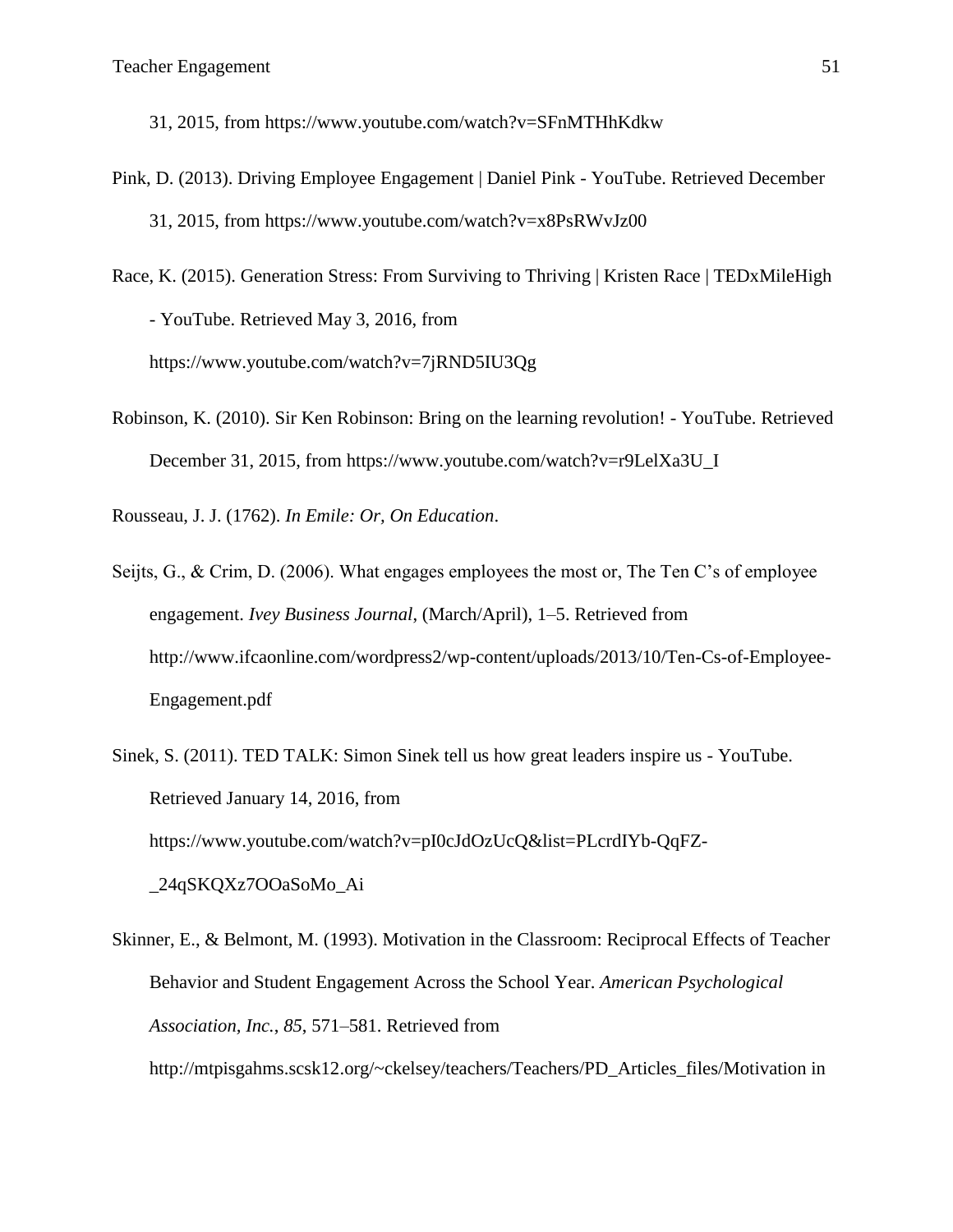31, 2015, from https://www.youtube.com/watch?v=SFnMTHhKdkw

Pink, D. (2013). Driving Employee Engagement | Daniel Pink - YouTube. Retrieved December 31, 2015, from https://www.youtube.com/watch?v=x8PsRWvJz00

Race, K. (2015). Generation Stress: From Surviving to Thriving | Kristen Race | TEDxMileHigh - YouTube. Retrieved May 3, 2016, from https://www.youtube.com/watch?v=7jRND5IU3Qg

Robinson, K. (2010). Sir Ken Robinson: Bring on the learning revolution! - YouTube. Retrieved December 31, 2015, from https://www.youtube.com/watch?v=r9LelXa3U_I

Rousseau, J. J. (1762). *In Emile: Or, On Education*.

Seijts, G., & Crim, D. (2006). What engages employees the most or, The Ten C's of employee engagement. *Ivey Business Journal*, (March/April), 1–5. Retrieved from http://www.ifcaonline.com/wordpress2/wp-content/uploads/2013/10/Ten-Cs-of-Employee-Engagement.pdf

Sinek, S. (2011). TED TALK: Simon Sinek tell us how great leaders inspire us - YouTube. Retrieved January 14, 2016, from https://www.youtube.com/watch?v=pI0cJdOzUcQ&list=PLcrdIYb-QqFZ-_24qSKQXz7OOaSoMo_Ai

Skinner, E., & Belmont, M. (1993). Motivation in the Classroom: Reciprocal Effects of Teacher Behavior and Student Engagement Across the School Year. *American Psychological Association, Inc.*, *85*, 571–581. Retrieved from http://mtpisgahms.scsk12.org/~ckelsey/teachers/Teachers/PD_Articles_files/Motivation in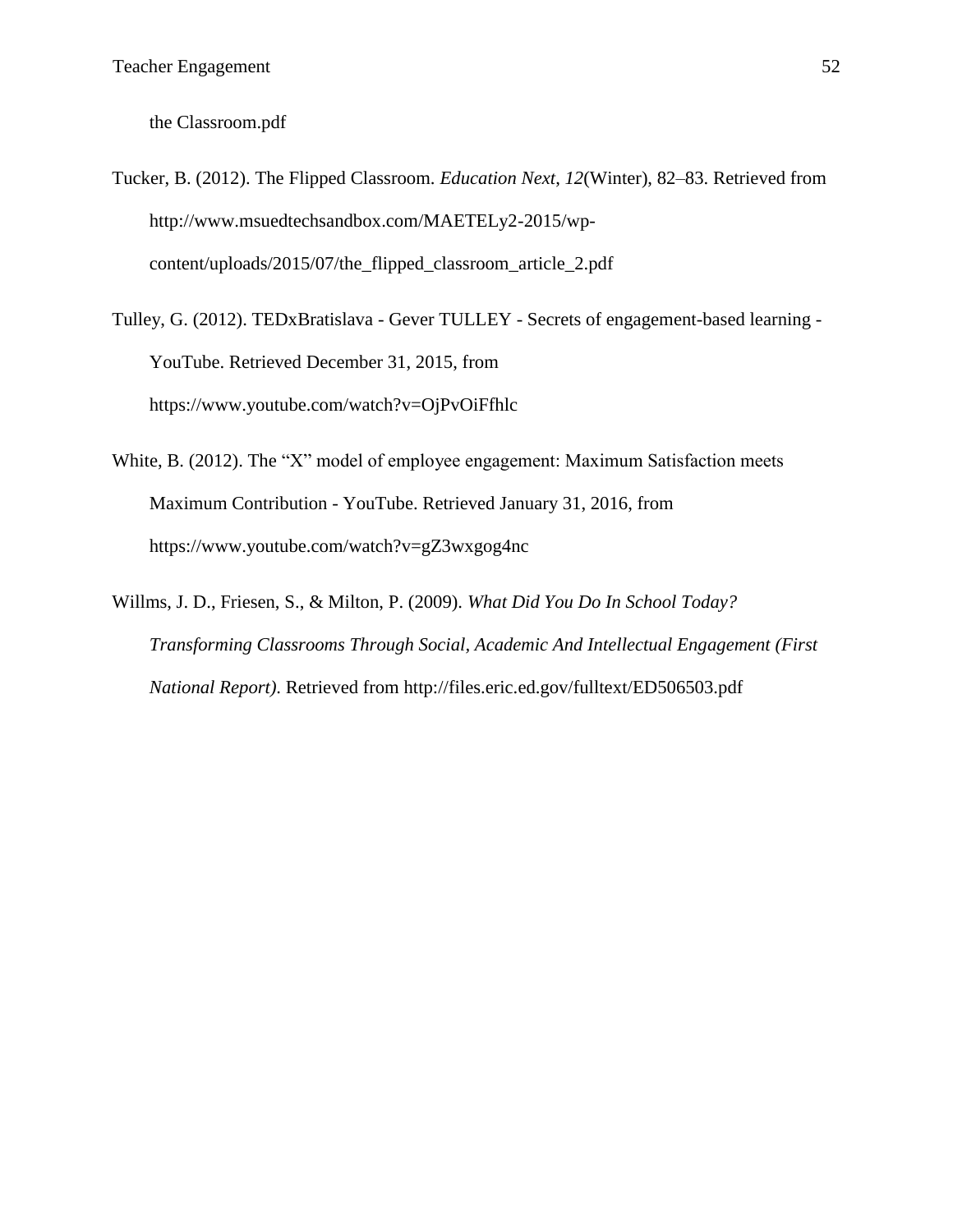the Classroom.pdf

Tucker, B. (2012). The Flipped Classroom. *Education Next*, *12*(Winter), 82–83. Retrieved from http://www.msuedtechsandbox.com/MAETELy2-2015/wp-content/uploads/2015/07/the_flipped_classroom_article_2.pdf

Tulley, G. (2012). TEDxBratislava - Gever TULLEY - Secrets of engagement-based learning - YouTube. Retrieved December 31, 2015, from https://www.youtube.com/watch?v=OjPvOiFfhlc

White, B. (2012). The "X" model of employee engagement: Maximum Satisfaction meets Maximum Contribution - YouTube. Retrieved January 31, 2016, from https://www.youtube.com/watch?v=gZ3wxgog4nc

Willms, J. D., Friesen, S., & Milton, P. (2009). *What Did You Do In School Today? Transforming Classrooms Through Social, Academic And Intellectual Engagement (First National Report)*. Retrieved from http://files.eric.ed.gov/fulltext/ED506503.pdf